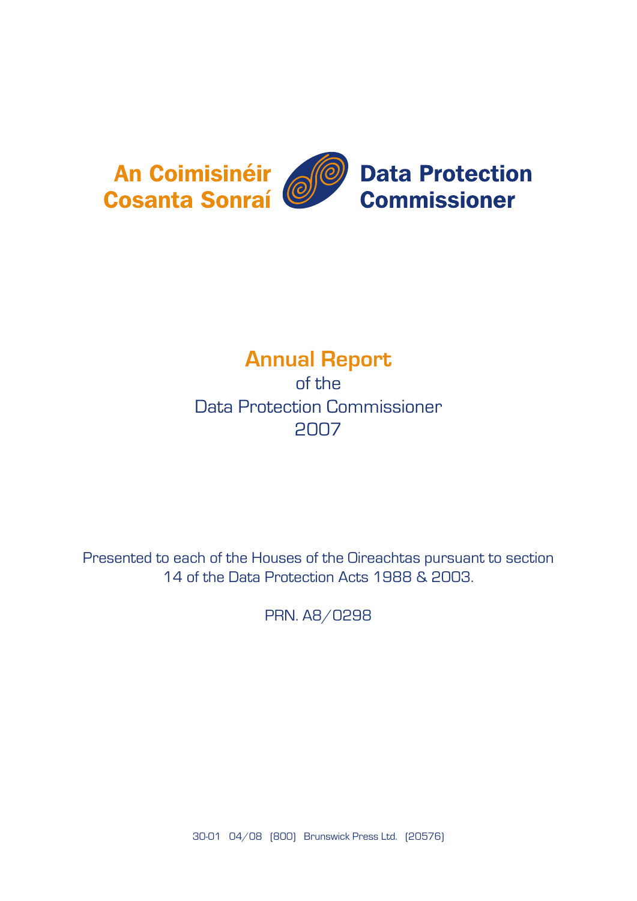An Coimisinéir Cosanta Sonraí

Data Protection Commissioner

# Annual Report

of the

Data Protection Commissioner

2007

Presented to each of the Houses of the Oireachtas pursuant to section 14 of the Data Protection Acts 1988 & 2003.

PRN. A8/0298

30-01 04/08 (800) Brunswick Press Ltd. (20576)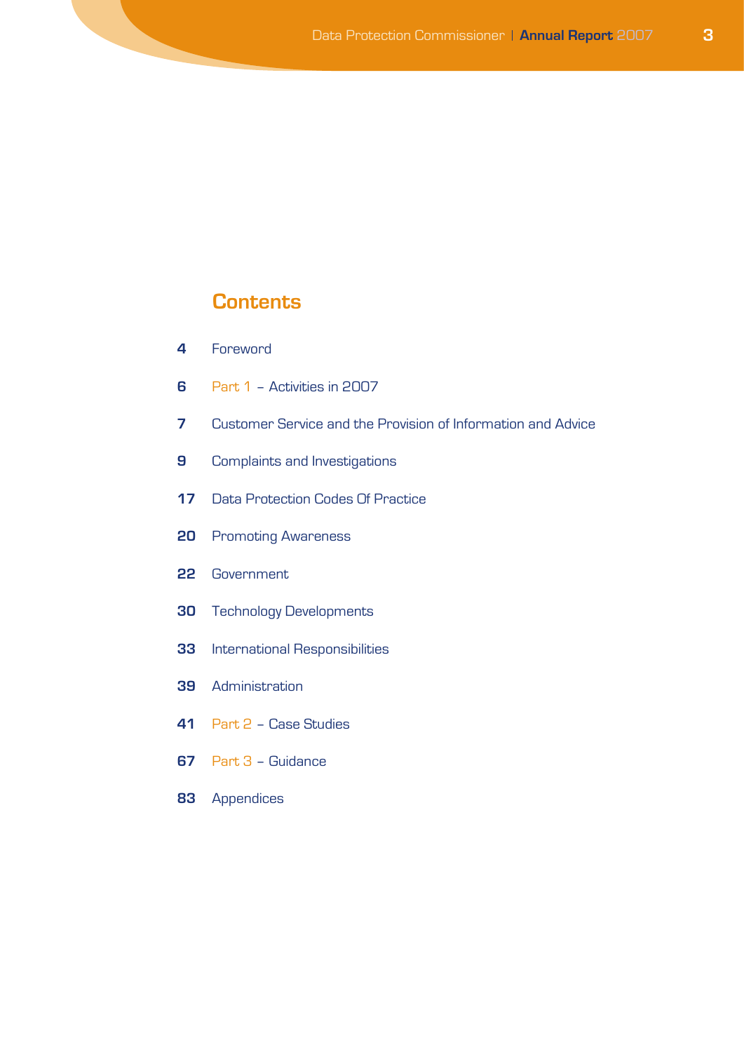# Contents

| | |
|---|---|
| 4 | Foreword |
| 6 | Part 1 – Activities in 2007 |
| 7 | Customer Service and the Provision of Information and Advice |
| 9 | Complaints and Investigations |
| 17 | Data Protection Codes Of Practice |
| 20 | Promoting Awareness |
| 22 | Government |
| 30 | Technology Developments |
| 33 | International Responsibilities |
| 39 | Administration |
| 41 | Part 2 – Case Studies |
| 67 | Part 3 – Guidance |
| 83 | Appendices |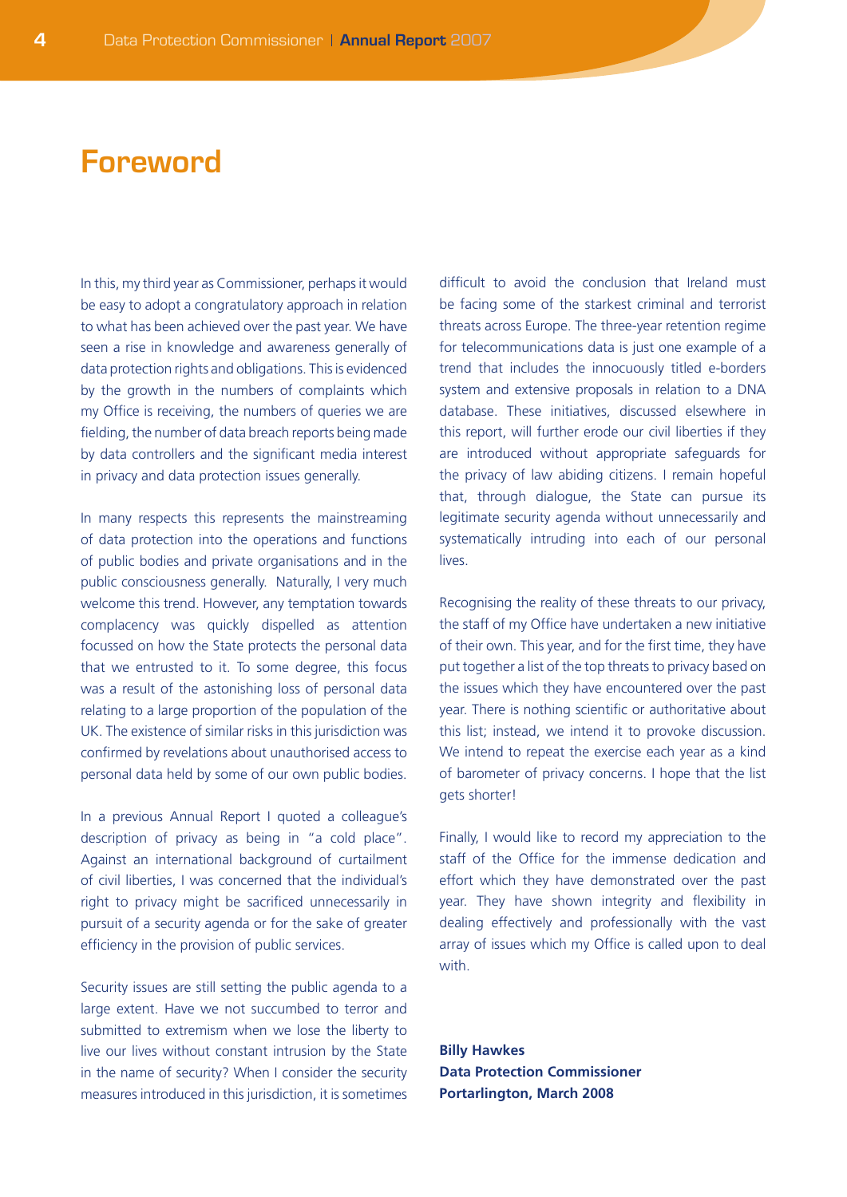# Foreword

In this, my third year as Commissioner, perhaps it would be easy to adopt a congratulatory approach in relation to what has been achieved over the past year. We have seen a rise in knowledge and awareness generally of data protection rights and obligations. This is evidenced by the growth in the numbers of complaints which my Office is receiving, the numbers of queries we are fielding, the number of data breach reports being made by data controllers and the significant media interest in privacy and data protection issues generally.

In many respects this represents the mainstreaming of data protection into the operations and functions of public bodies and private organisations and in the public consciousness generally. Naturally, I very much welcome this trend. However, any temptation towards complacency was quickly dispelled as attention focussed on how the State protects the personal data that we entrusted to it. To some degree, this focus was a result of the astonishing loss of personal data relating to a large proportion of the population of the UK. The existence of similar risks in this jurisdiction was confirmed by revelations about unauthorised access to personal data held by some of our own public bodies.

In a previous Annual Report I quoted a colleague's description of privacy as being in "a cold place". Against an international background of curtailment of civil liberties, I was concerned that the individual's right to privacy might be sacrificed unnecessarily in pursuit of a security agenda or for the sake of greater efficiency in the provision of public services.

Security issues are still setting the public agenda to a large extent. Have we not succumbed to terror and submitted to extremism when we lose the liberty to live our lives without constant intrusion by the State in the name of security? When I consider the security measures introduced in this jurisdiction, it is sometimes difficult to avoid the conclusion that Ireland must be facing some of the starkest criminal and terrorist threats across Europe. The three-year retention regime for telecommunications data is just one example of a trend that includes the innocuously titled e-borders system and extensive proposals in relation to a DNA database. These initiatives, discussed elsewhere in this report, will further erode our civil liberties if they are introduced without appropriate safeguards for the privacy of law abiding citizens. I remain hopeful that, through dialogue, the State can pursue its legitimate security agenda without unnecessarily and systematically intruding into each of our personal lives.

Recognising the reality of these threats to our privacy, the staff of my Office have undertaken a new initiative of their own. This year, and for the first time, they have put together a list of the top threats to privacy based on the issues which they have encountered over the past year. There is nothing scientific or authoritative about this list; instead, we intend it to provoke discussion. We intend to repeat the exercise each year as a kind of barometer of privacy concerns. I hope that the list gets shorter!

Finally, I would like to record my appreciation to the staff of the Office for the immense dedication and effort which they have demonstrated over the past year. They have shown integrity and flexibility in dealing effectively and professionally with the vast array of issues which my Office is called upon to deal with.

**Billy Hawkes**
**Data Protection Commissioner**
**Portarlington, March 2008**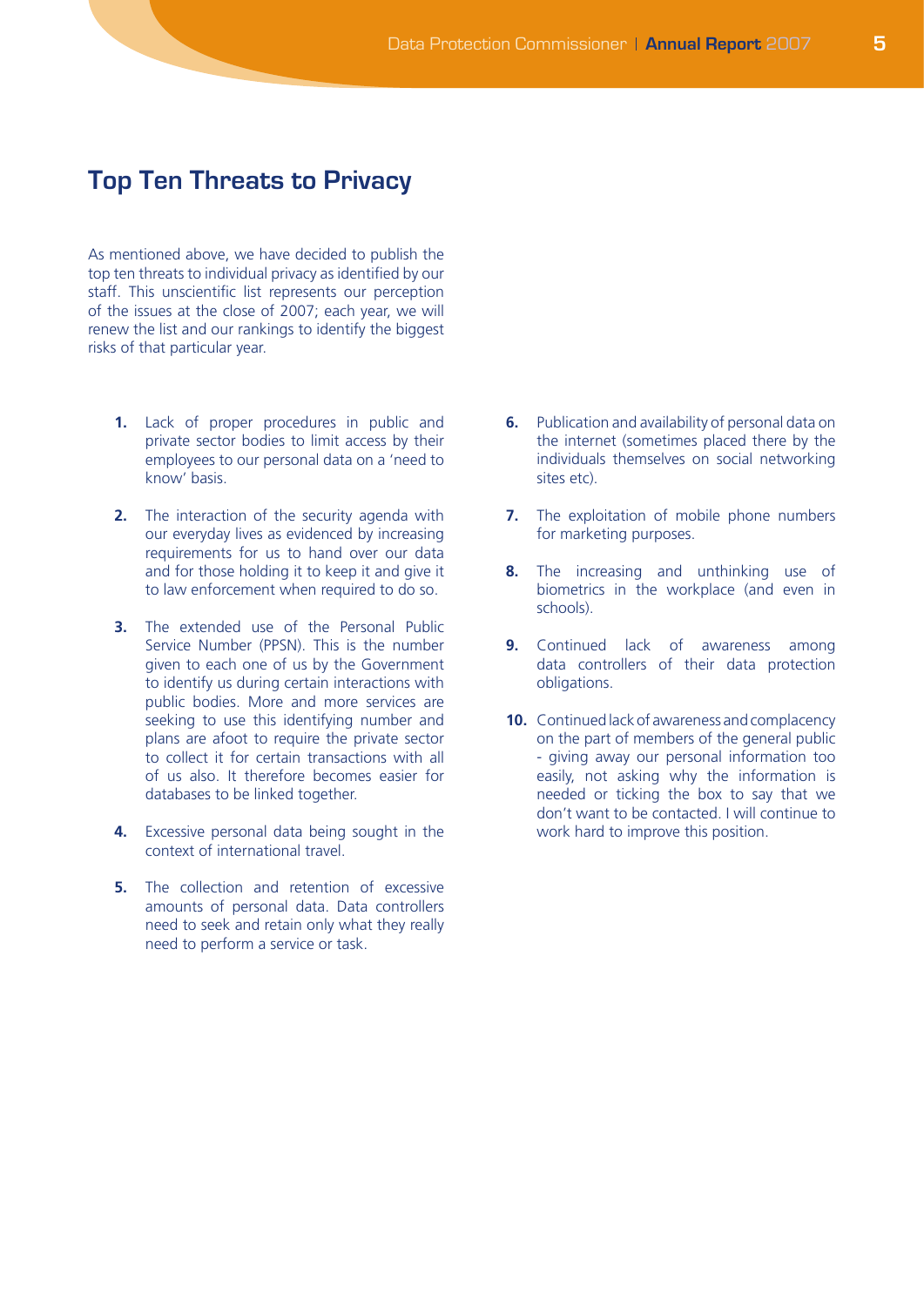# Top Ten Threats to Privacy

As mentioned above, we have decided to publish the top ten threats to individual privacy as identified by our staff. This unscientific list represents our perception of the issues at the close of 2007; each year, we will renew the list and our rankings to identify the biggest risks of that particular year.

1. Lack of proper procedures in public and private sector bodies to limit access by their employees to our personal data on a 'need to know' basis.

2. The interaction of the security agenda with our everyday lives as evidenced by increasing requirements for us to hand over our data and for those holding it to keep it and give it to law enforcement when required to do so.

3. The extended use of the Personal Public Service Number (PPSN). This is the number given to each one of us by the Government to identify us during certain interactions with public bodies. More and more services are seeking to use this identifying number and plans are afoot to require the private sector to collect it for certain transactions with all of us also. It therefore becomes easier for databases to be linked together.

4. Excessive personal data being sought in the context of international travel.

5. The collection and retention of excessive amounts of personal data. Data controllers need to seek and retain only what they really need to perform a service or task.

6. Publication and availability of personal data on the internet (sometimes placed there by the individuals themselves on social networking sites etc).

7. The exploitation of mobile phone numbers for marketing purposes.

8. The increasing and unthinking use of biometrics in the workplace (and even in schools).

9. Continued lack of awareness among data controllers of their data protection obligations.

10. Continued lack of awareness and complacency on the part of members of the general public - giving away our personal information too easily, not asking why the information is needed or ticking the box to say that we don't want to be contacted. I will continue to work hard to improve this position.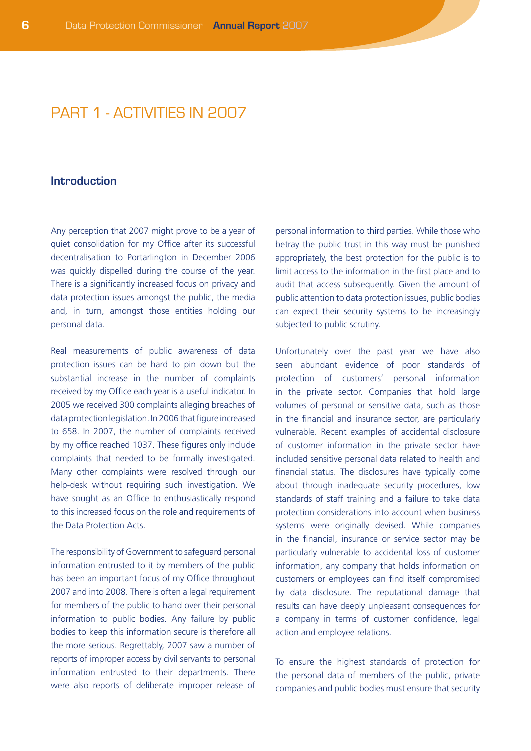# PART 1 - ACTIVITIES IN 2007

## Introduction

Any perception that 2007 might prove to be a year of quiet consolidation for my Office after its successful decentralisation to Portarlington in December 2006 was quickly dispelled during the course of the year. There is a significantly increased focus on privacy and data protection issues amongst the public, the media and, in turn, amongst those entities holding our personal data.

Real measurements of public awareness of data protection issues can be hard to pin down but the substantial increase in the number of complaints received by my Office each year is a useful indicator. In 2005 we received 300 complaints alleging breaches of data protection legislation. In 2006 that figure increased to 658. In 2007, the number of complaints received by my office reached 1037. These figures only include complaints that needed to be formally investigated. Many other complaints were resolved through our help-desk without requiring such investigation. We have sought as an Office to enthusiastically respond to this increased focus on the role and requirements of the Data Protection Acts.

The responsibility of Government to safeguard personal information entrusted to it by members of the public has been an important focus of my Office throughout 2007 and into 2008. There is often a legal requirement for members of the public to hand over their personal information to public bodies. Any failure by public bodies to keep this information secure is therefore all the more serious. Regrettably, 2007 saw a number of reports of improper access by civil servants to personal information entrusted to their departments. There were also reports of deliberate improper release of personal information to third parties. While those who betray the public trust in this way must be punished appropriately, the best protection for the public is to limit access to the information in the first place and to audit that access subsequently. Given the amount of public attention to data protection issues, public bodies can expect their security systems to be increasingly subjected to public scrutiny.

Unfortunately over the past year we have also seen abundant evidence of poor standards of protection of customers' personal information in the private sector. Companies that hold large volumes of personal or sensitive data, such as those in the financial and insurance sector, are particularly vulnerable. Recent examples of accidental disclosure of customer information in the private sector have included sensitive personal data related to health and financial status. The disclosures have typically come about through inadequate security procedures, low standards of staff training and a failure to take data protection considerations into account when business systems were originally devised. While companies in the financial, insurance or service sector may be particularly vulnerable to accidental loss of customer information, any company that holds information on customers or employees can find itself compromised by data disclosure. The reputational damage that results can have deeply unpleasant consequences for a company in terms of customer confidence, legal action and employee relations.

To ensure the highest standards of protection for the personal data of members of the public, private companies and public bodies must ensure that security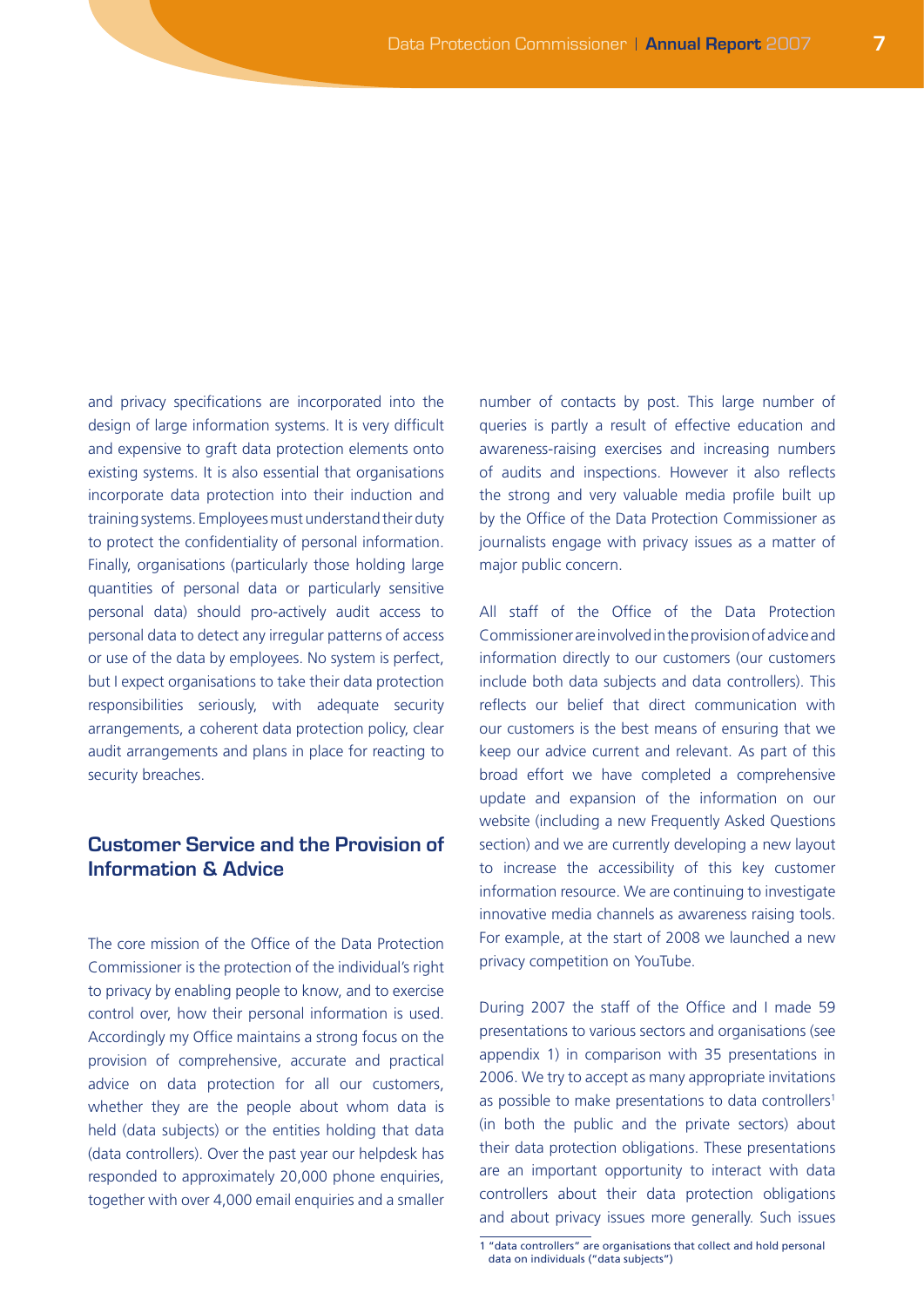and privacy specifications are incorporated into the design of large information systems. It is very difficult and expensive to graft data protection elements onto existing systems. It is also essential that organisations incorporate data protection into their induction and training systems. Employees must understand their duty to protect the confidentiality of personal information. Finally, organisations (particularly those holding large quantities of personal data or particularly sensitive personal data) should pro-actively audit access to personal data to detect any irregular patterns of access or use of the data by employees. No system is perfect, but I expect organisations to take their data protection responsibilities seriously, with adequate security arrangements, a coherent data protection policy, clear audit arrangements and plans in place for reacting to security breaches.

## Customer Service and the Provision of Information & Advice

The core mission of the Office of the Data Protection Commissioner is the protection of the individual's right to privacy by enabling people to know, and to exercise control over, how their personal information is used. Accordingly my Office maintains a strong focus on the provision of comprehensive, accurate and practical advice on data protection for all our customers, whether they are the people about whom data is held (data subjects) or the entities holding that data (data controllers). Over the past year our helpdesk has responded to approximately 20,000 phone enquiries, together with over 4,000 email enquiries and a smaller number of contacts by post. This large number of queries is partly a result of effective education and awareness-raising exercises and increasing numbers of audits and inspections. However it also reflects the strong and very valuable media profile built up by the Office of the Data Protection Commissioner as journalists engage with privacy issues as a matter of major public concern.

All staff of the Office of the Data Protection Commissioner are involved in the provision of advice and information directly to our customers (our customers include both data subjects and data controllers). This reflects our belief that direct communication with our customers is the best means of ensuring that we keep our advice current and relevant. As part of this broad effort we have completed a comprehensive update and expansion of the information on our website (including a new Frequently Asked Questions section) and we are currently developing a new layout to increase the accessibility of this key customer information resource. We are continuing to investigate innovative media channels as awareness raising tools. For example, at the start of 2008 we launched a new privacy competition on YouTube.

During 2007 the staff of the Office and I made 59 presentations to various sectors and organisations (see appendix 1) in comparison with 35 presentations in 2006. We try to accept as many appropriate invitations as possible to make presentations to data controllers[1] (in both the public and the private sectors) about their data protection obligations. These presentations are an important opportunity to interact with data controllers about their data protection obligations and about privacy issues more generally. Such issues

1 "data controllers" are organisations that collect and hold personal data on individuals ("data subjects")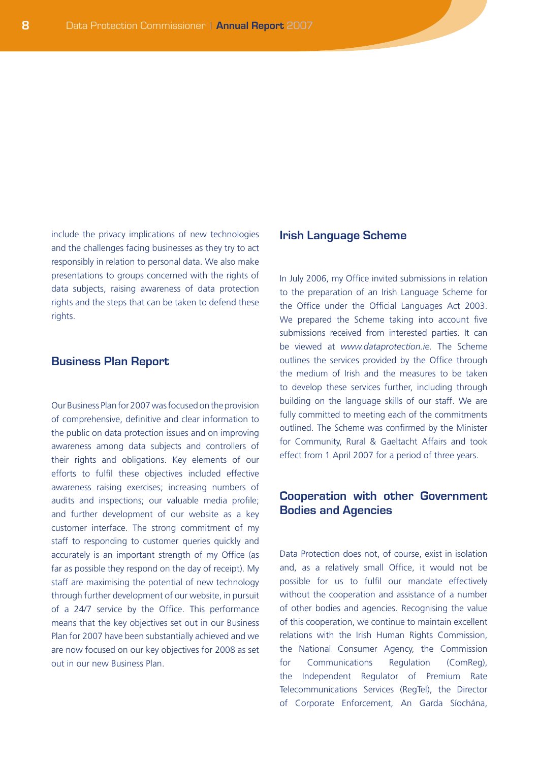include the privacy implications of new technologies and the challenges facing businesses as they try to act responsibly in relation to personal data. We also make presentations to groups concerned with the rights of data subjects, raising awareness of data protection rights and the steps that can be taken to defend these rights.

## Business Plan Report

Our Business Plan for 2007 was focused on the provision of comprehensive, definitive and clear information to the public on data protection issues and on improving awareness among data subjects and controllers of their rights and obligations. Key elements of our efforts to fulfil these objectives included effective awareness raising exercises; increasing numbers of audits and inspections; our valuable media profile; and further development of our website as a key customer interface. The strong commitment of my staff to responding to customer queries quickly and accurately is an important strength of my Office (as far as possible they respond on the day of receipt). My staff are maximising the potential of new technology through further development of our website, in pursuit of a 24/7 service by the Office. This performance means that the key objectives set out in our Business Plan for 2007 have been substantially achieved and we are now focused on our key objectives for 2008 as set out in our new Business Plan.

## Irish Language Scheme

In July 2006, my Office invited submissions in relation to the preparation of an Irish Language Scheme for the Office under the Official Languages Act 2003. We prepared the Scheme taking into account five submissions received from interested parties. It can be viewed at *www.dataprotection.ie*. The Scheme outlines the services provided by the Office through the medium of Irish and the measures to be taken to develop these services further, including through building on the language skills of our staff. We are fully committed to meeting each of the commitments outlined. The Scheme was confirmed by the Minister for Community, Rural & Gaeltacht Affairs and took effect from 1 April 2007 for a period of three years.

## Cooperation with other Government Bodies and Agencies

Data Protection does not, of course, exist in isolation and, as a relatively small Office, it would not be possible for us to fulfil our mandate effectively without the cooperation and assistance of a number of other bodies and agencies. Recognising the value of this cooperation, we continue to maintain excellent relations with the Irish Human Rights Commission, the National Consumer Agency, the Commission for Communications Regulation (ComReg), the Independent Regulator of Premium Rate Telecommunications Services (RegTel), the Director of Corporate Enforcement, An Garda Síochána,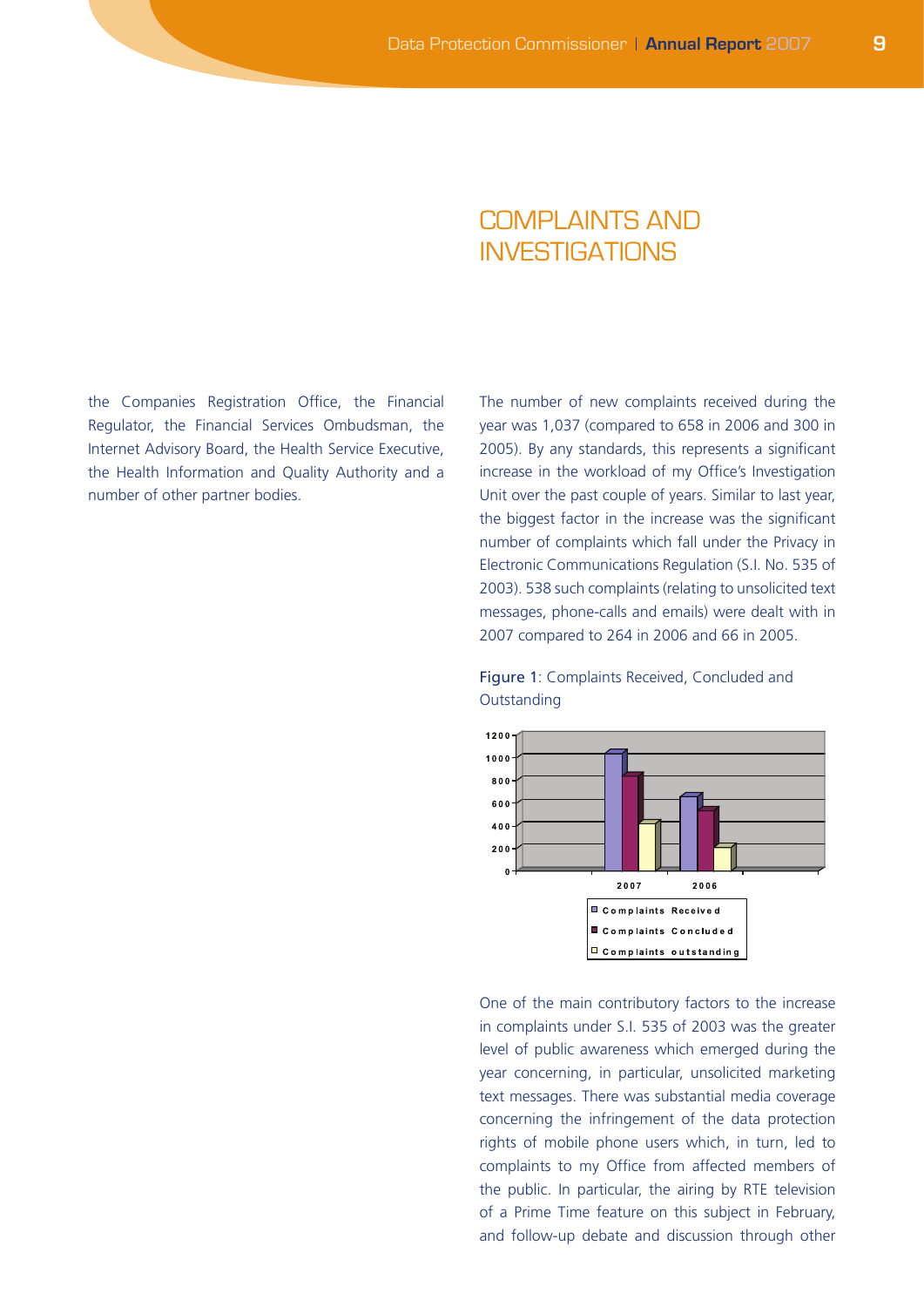# COMPLAINTS AND INVESTIGATIONS

the Companies Registration Office, the Financial Regulator, the Financial Services Ombudsman, the Internet Advisory Board, the Health Service Executive, the Health Information and Quality Authority and a number of other partner bodies.

The number of new complaints received during the year was 1,037 (compared to 658 in 2006 and 300 in 2005). By any standards, this represents a significant increase in the workload of my Office's Investigation Unit over the past couple of years. Similar to last year, the biggest factor in the increase was the significant number of complaints which fall under the Privacy in Electronic Communications Regulation (S.I. No. 535 of 2003). 538 such complaints (relating to unsolicited text messages, phone-calls and emails) were dealt with in 2007 compared to 264 in 2006 and 66 in 2005.

Figure 1: Complaints Received, Concluded and Outstanding

One of the main contributory factors to the increase in complaints under S.I. 535 of 2003 was the greater level of public awareness which emerged during the year concerning, in particular, unsolicited marketing text messages. There was substantial media coverage concerning the infringement of the data protection rights of mobile phone users which, in turn, led to complaints to my Office from affected members of the public. In particular, the airing by RTE television of a Prime Time feature on this subject in February, and follow-up debate and discussion through other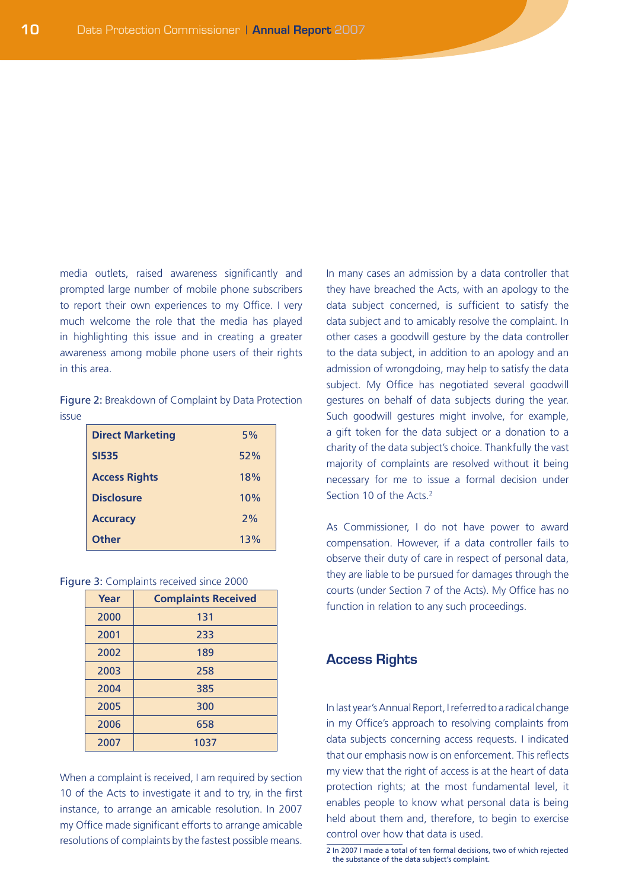media outlets, raised awareness significantly and prompted large number of mobile phone subscribers to report their own experiences to my Office. I very much welcome the role that the media has played in highlighting this issue and in creating a greater awareness among mobile phone users of their rights in this area.

**Figure 2:** Breakdown of Complaint by Data Protection issue

| | |
|---|---|
| **Direct Marketing** | 5% |
| **SI535** | 52% |
| **Access Rights** | 18% |
| **Disclosure** | 10% |
| **Accuracy** | 2% |
| **Other** | 13% |

**Figure 3:** Complaints received since 2000

| Year | Complaints Received |
|---|---|
| 2000 | 131 |
| 2001 | 233 |
| 2002 | 189 |
| 2003 | 258 |
| 2004 | 385 |
| 2005 | 300 |
| 2006 | 658 |
| 2007 | 1037 |

When a complaint is received, I am required by section 10 of the Acts to investigate it and to try, in the first instance, to arrange an amicable resolution. In 2007 my Office made significant efforts to arrange amicable resolutions of complaints by the fastest possible means.

In many cases an admission by a data controller that they have breached the Acts, with an apology to the data subject concerned, is sufficient to satisfy the data subject and to amicably resolve the complaint. In other cases a goodwill gesture by the data controller to the data subject, in addition to an apology and an admission of wrongdoing, may help to satisfy the data subject. My Office has negotiated several goodwill gestures on behalf of data subjects during the year. Such goodwill gestures might involve, for example, a gift token for the data subject or a donation to a charity of the data subject's choice. Thankfully the vast majority of complaints are resolved without it being necessary for me to issue a formal decision under Section 10 of the Acts.[2]

As Commissioner, I do not have power to award compensation. However, if a data controller fails to observe their duty of care in respect of personal data, they are liable to be pursued for damages through the courts (under Section 7 of the Acts). My Office has no function in relation to any such proceedings.

## Access Rights

In last year's Annual Report, I referred to a radical change in my Office's approach to resolving complaints from data subjects concerning access requests. I indicated that our emphasis now is on enforcement. This reflects my view that the right of access is at the heart of data protection rights; at the most fundamental level, it enables people to know what personal data is being held about them and, therefore, to begin to exercise control over how that data is used.

2 In 2007 I made a total of ten formal decisions, two of which rejected the substance of the data subject's complaint.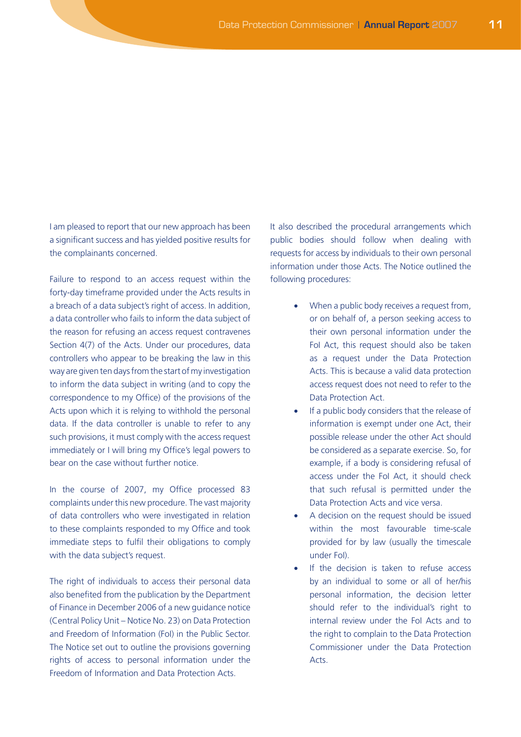I am pleased to report that our new approach has been a significant success and has yielded positive results for the complainants concerned.

Failure to respond to an access request within the forty-day timeframe provided under the Acts results in a breach of a data subject's right of access. In addition, a data controller who fails to inform the data subject of the reason for refusing an access request contravenes Section 4(7) of the Acts. Under our procedures, data controllers who appear to be breaking the law in this way are given ten days from the start of my investigation to inform the data subject in writing (and to copy the correspondence to my Office) of the provisions of the Acts upon which it is relying to withhold the personal data. If the data controller is unable to refer to any such provisions, it must comply with the access request immediately or I will bring my Office's legal powers to bear on the case without further notice.

In the course of 2007, my Office processed 83 complaints under this new procedure. The vast majority of data controllers who were investigated in relation to these complaints responded to my Office and took immediate steps to fulfil their obligations to comply with the data subject's request.

The right of individuals to access their personal data also benefited from the publication by the Department of Finance in December 2006 of a new guidance notice (Central Policy Unit – Notice No. 23) on Data Protection and Freedom of Information (FoI) in the Public Sector. The Notice set out to outline the provisions governing rights of access to personal information under the Freedom of Information and Data Protection Acts.

It also described the procedural arrangements which public bodies should follow when dealing with requests for access by individuals to their own personal information under those Acts. The Notice outlined the following procedures:

- When a public body receives a request from, or on behalf of, a person seeking access to their own personal information under the FoI Act, this request should also be taken as a request under the Data Protection Acts. This is because a valid data protection access request does not need to refer to the Data Protection Act.
- If a public body considers that the release of information is exempt under one Act, their possible release under the other Act should be considered as a separate exercise. So, for example, if a body is considering refusal of access under the FoI Act, it should check that such refusal is permitted under the Data Protection Acts and vice versa.
- A decision on the request should be issued within the most favourable time-scale provided for by law (usually the timescale under FoI).
- If the decision is taken to refuse access by an individual to some or all of her/his personal information, the decision letter should refer to the individual's right to internal review under the FoI Acts and to the right to complain to the Data Protection Commissioner under the Data Protection Acts.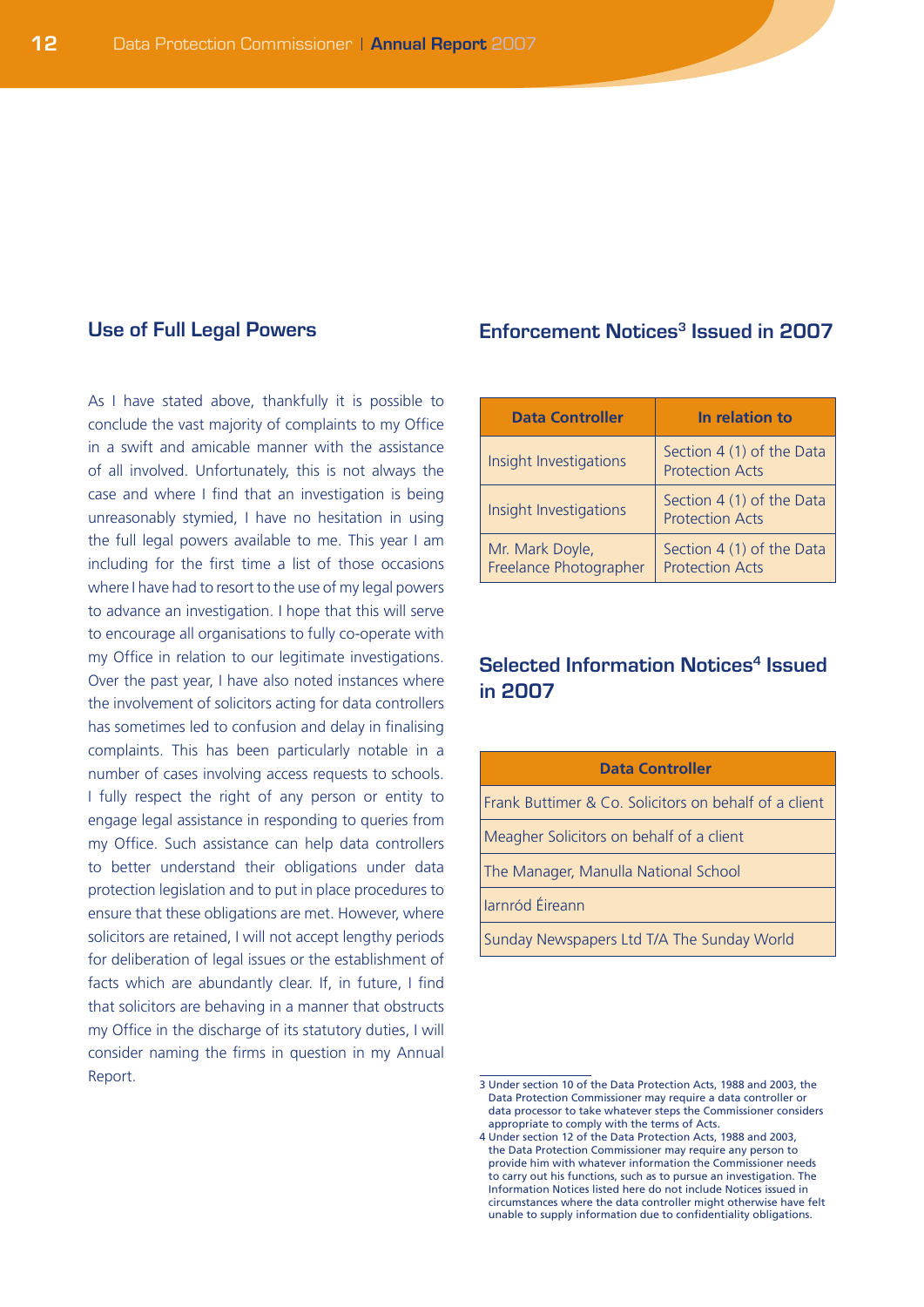## Use of Full Legal Powers

As I have stated above, thankfully it is possible to conclude the vast majority of complaints to my Office in a swift and amicable manner with the assistance of all involved. Unfortunately, this is not always the case and where I find that an investigation is being unreasonably stymied, I have no hesitation in using the full legal powers available to me. This year I am including for the first time a list of those occasions where I have had to resort to the use of my legal powers to advance an investigation. I hope that this will serve to encourage all organisations to fully co-operate with my Office in relation to our legitimate investigations. Over the past year, I have also noted instances where the involvement of solicitors acting for data controllers has sometimes led to confusion and delay in finalising complaints. This has been particularly notable in a number of cases involving access requests to schools. I fully respect the right of any person or entity to engage legal assistance in responding to queries from my Office. Such assistance can help data controllers to better understand their obligations under data protection legislation and to put in place procedures to ensure that these obligations are met. However, where solicitors are retained, I will not accept lengthy periods for deliberation of legal issues or the establishment of facts which are abundantly clear. If, in future, I find that solicitors are behaving in a manner that obstructs my Office in the discharge of its statutory duties, I will consider naming the firms in question in my Annual Report.

## Enforcement Notices[3] Issued in 2007

| Data Controller | In relation to |
|---|---|
| Insight Investigations | Section 4 (1) of the Data Protection Acts |
| Insight Investigations | Section 4 (1) of the Data Protection Acts |
| Mr. Mark Doyle, Freelance Photographer | Section 4 (1) of the Data Protection Acts |

## Selected Information Notices[4] Issued in 2007

| Data Controller |
|---|
| Frank Buttimer & Co. Solicitors on behalf of a client |
| Meagher Solicitors on behalf of a client |
| The Manager, Manulla National School |
| Iarnród Éireann |
| Sunday Newspapers Ltd T/A The Sunday World |

3 Under section 10 of the Data Protection Acts, 1988 and 2003, the Data Protection Commissioner may require a data controller or data processor to take whatever steps the Commissioner considers appropriate to comply with the terms of Acts.

4 Under section 12 of the Data Protection Acts, 1988 and 2003, the Data Protection Commissioner may require any person to provide him with whatever information the Commissioner needs to carry out his functions, such as to pursue an investigation. The Information Notices listed here do not include Notices issued in circumstances where the data controller might otherwise have felt unable to supply information due to confidentiality obligations.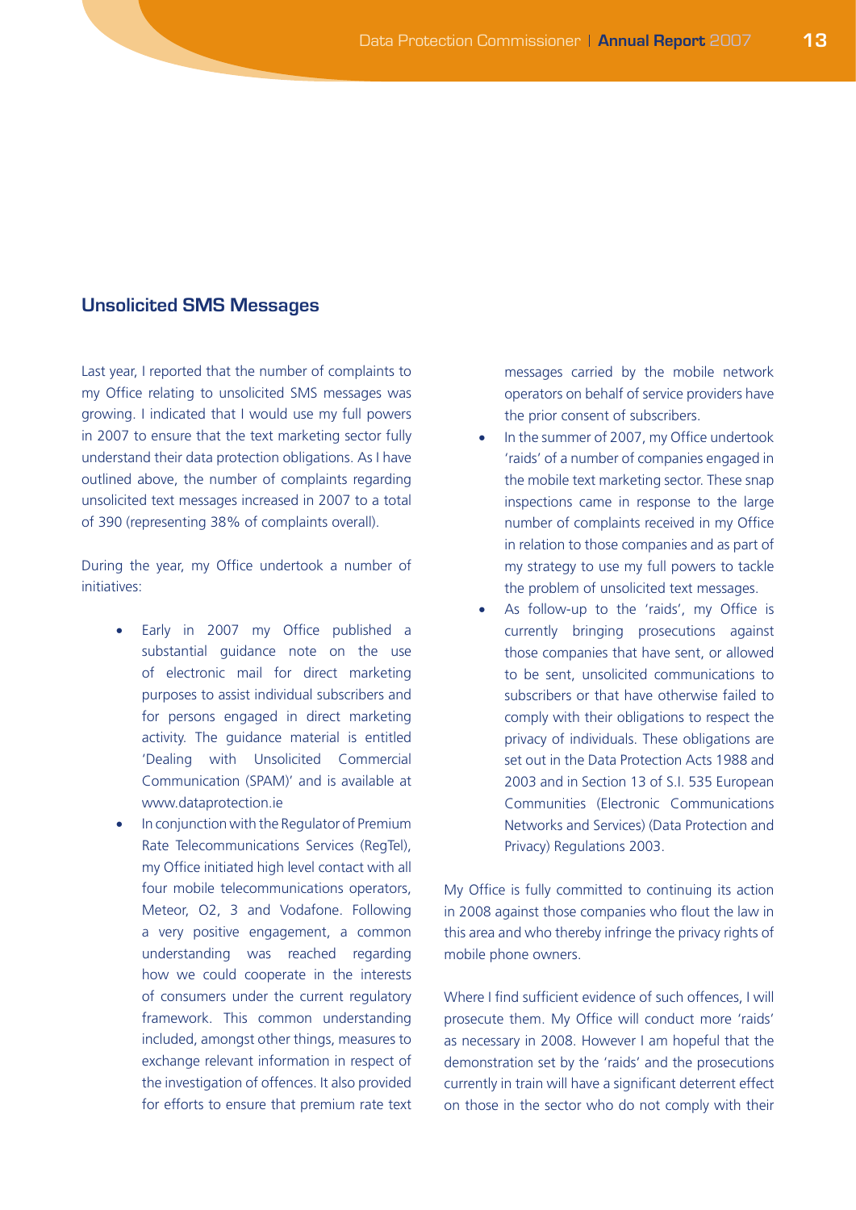## Unsolicited SMS Messages

Last year, I reported that the number of complaints to my Office relating to unsolicited SMS messages was growing. I indicated that I would use my full powers in 2007 to ensure that the text marketing sector fully understand their data protection obligations. As I have outlined above, the number of complaints regarding unsolicited text messages increased in 2007 to a total of 390 (representing 38% of complaints overall).

During the year, my Office undertook a number of initiatives:

- Early in 2007 my Office published a substantial guidance note on the use of electronic mail for direct marketing purposes to assist individual subscribers and for persons engaged in direct marketing activity. The guidance material is entitled 'Dealing with Unsolicited Commercial Communication (SPAM)' and is available at www.dataprotection.ie
- In conjunction with the Regulator of Premium Rate Telecommunications Services (RegTel), my Office initiated high level contact with all four mobile telecommunications operators, Meteor, O2, 3 and Vodafone. Following a very positive engagement, a common understanding was reached regarding how we could cooperate in the interests of consumers under the current regulatory framework. This common understanding included, amongst other things, measures to exchange relevant information in respect of the investigation of offences. It also provided for efforts to ensure that premium rate text messages carried by the mobile network operators on behalf of service providers have the prior consent of subscribers.
- In the summer of 2007, my Office undertook 'raids' of a number of companies engaged in the mobile text marketing sector. These snap inspections came in response to the large number of complaints received in my Office in relation to those companies and as part of my strategy to use my full powers to tackle the problem of unsolicited text messages.
- As follow-up to the 'raids', my Office is currently bringing prosecutions against those companies that have sent, or allowed to be sent, unsolicited communications to subscribers or that have otherwise failed to comply with their obligations to respect the privacy of individuals. These obligations are set out in the Data Protection Acts 1988 and 2003 and in Section 13 of S.I. 535 European Communities (Electronic Communications Networks and Services) (Data Protection and Privacy) Regulations 2003.

My Office is fully committed to continuing its action in 2008 against those companies who flout the law in this area and who thereby infringe the privacy rights of mobile phone owners.

Where I find sufficient evidence of such offences, I will prosecute them. My Office will conduct more 'raids' as necessary in 2008. However I am hopeful that the demonstration set by the 'raids' and the prosecutions currently in train will have a significant deterrent effect on those in the sector who do not comply with their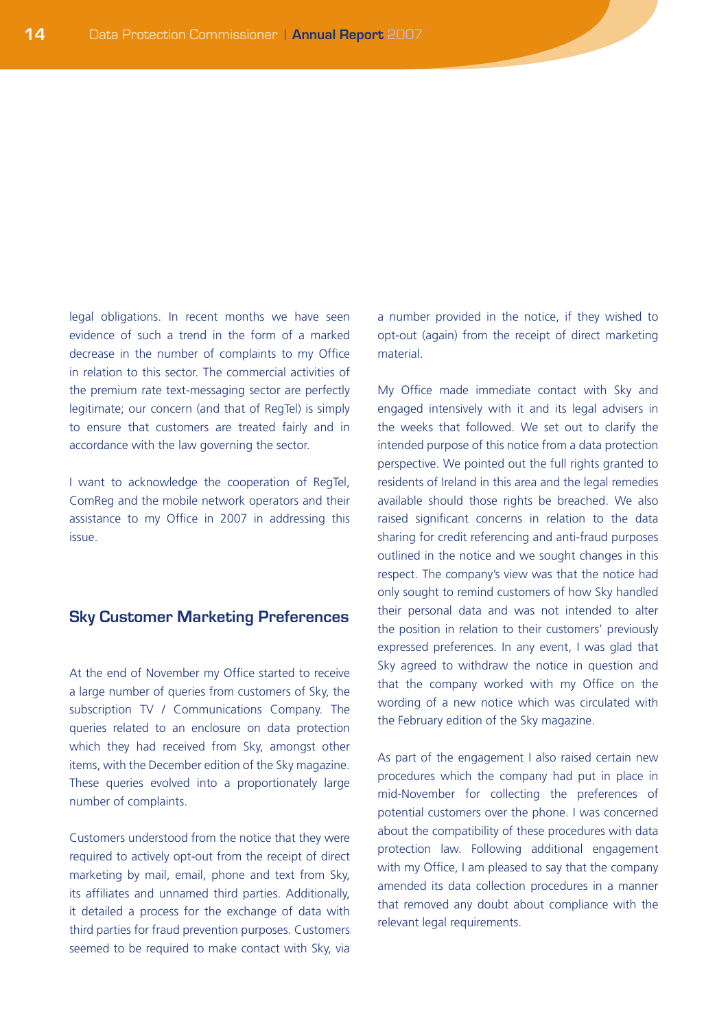legal obligations. In recent months we have seen evidence of such a trend in the form of a marked decrease in the number of complaints to my Office in relation to this sector. The commercial activities of the premium rate text-messaging sector are perfectly legitimate; our concern (and that of RegTel) is simply to ensure that customers are treated fairly and in accordance with the law governing the sector.

I want to acknowledge the cooperation of RegTel, ComReg and the mobile network operators and their assistance to my Office in 2007 in addressing this issue.

## Sky Customer Marketing Preferences

At the end of November my Office started to receive a large number of queries from customers of Sky, the subscription TV / Communications Company. The queries related to an enclosure on data protection which they had received from Sky, amongst other items, with the December edition of the Sky magazine. These queries evolved into a proportionately large number of complaints.

Customers understood from the notice that they were required to actively opt-out from the receipt of direct marketing by mail, email, phone and text from Sky, its affiliates and unnamed third parties. Additionally, it detailed a process for the exchange of data with third parties for fraud prevention purposes. Customers seemed to be required to make contact with Sky, via a number provided in the notice, if they wished to opt-out (again) from the receipt of direct marketing material.

My Office made immediate contact with Sky and engaged intensively with it and its legal advisers in the weeks that followed. We set out to clarify the intended purpose of this notice from a data protection perspective. We pointed out the full rights granted to residents of Ireland in this area and the legal remedies available should those rights be breached. We also raised significant concerns in relation to the data sharing for credit referencing and anti-fraud purposes outlined in the notice and we sought changes in this respect. The company's view was that the notice had only sought to remind customers of how Sky handled their personal data and was not intended to alter the position in relation to their customers' previously expressed preferences. In any event, I was glad that Sky agreed to withdraw the notice in question and that the company worked with my Office on the wording of a new notice which was circulated with the February edition of the Sky magazine.

As part of the engagement I also raised certain new procedures which the company had put in place in mid-November for collecting the preferences of potential customers over the phone. I was concerned about the compatibility of these procedures with data protection law. Following additional engagement with my Office, I am pleased to say that the company amended its data collection procedures in a manner that removed any doubt about compliance with the relevant legal requirements.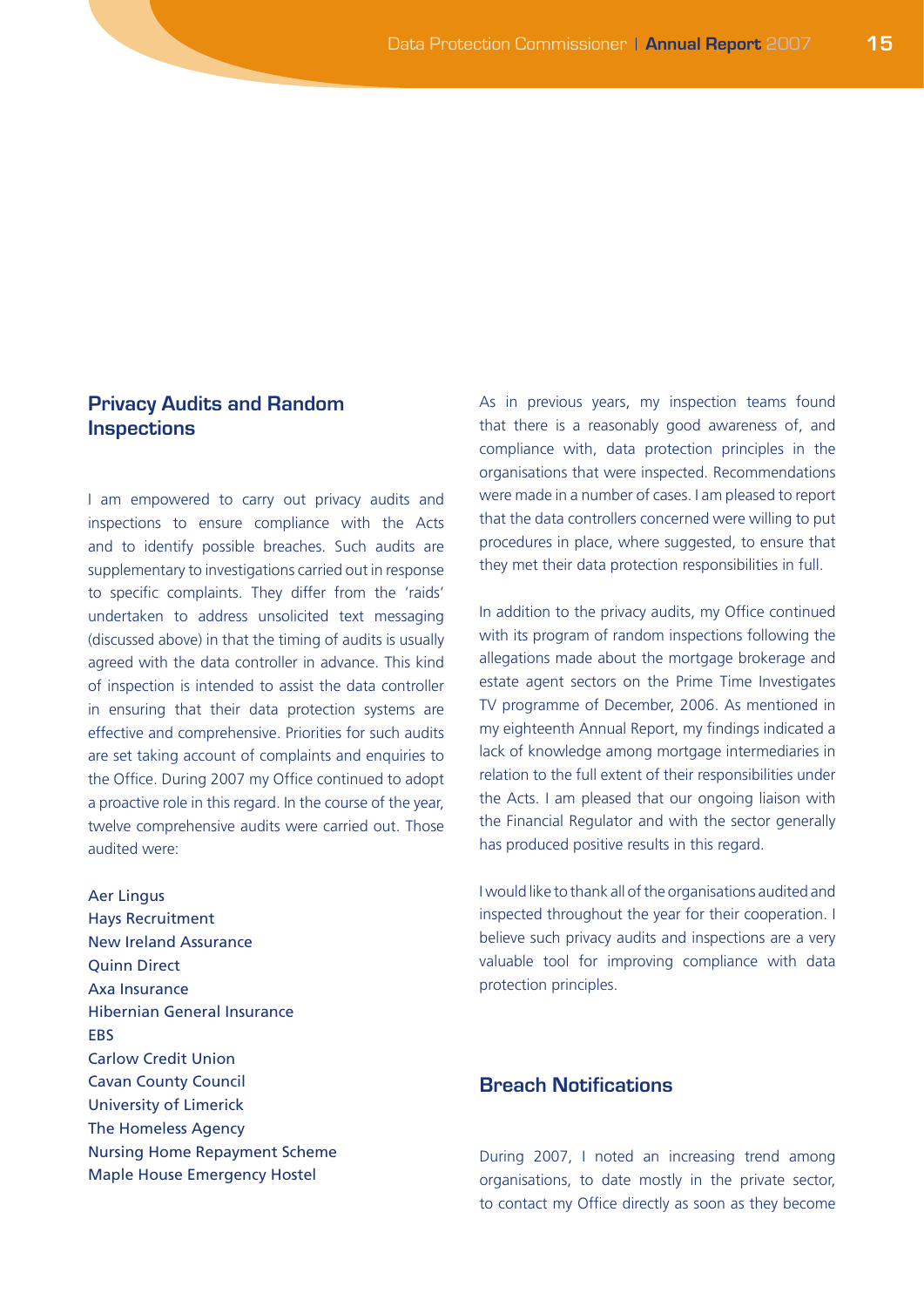## Privacy Audits and Random Inspections

I am empowered to carry out privacy audits and inspections to ensure compliance with the Acts and to identify possible breaches. Such audits are supplementary to investigations carried out in response to specific complaints. They differ from the 'raids' undertaken to address unsolicited text messaging (discussed above) in that the timing of audits is usually agreed with the data controller in advance. This kind of inspection is intended to assist the data controller in ensuring that their data protection systems are effective and comprehensive. Priorities for such audits are set taking account of complaints and enquiries to the Office. During 2007 my Office continued to adopt a proactive role in this regard. In the course of the year, twelve comprehensive audits were carried out. Those audited were:

Aer Lingus
Hays Recruitment
New Ireland Assurance
Quinn Direct
Axa Insurance
Hibernian General Insurance
EBS
Carlow Credit Union
Cavan County Council
University of Limerick
The Homeless Agency
Nursing Home Repayment Scheme
Maple House Emergency Hostel

As in previous years, my inspection teams found that there is a reasonably good awareness of, and compliance with, data protection principles in the organisations that were inspected. Recommendations were made in a number of cases. I am pleased to report that the data controllers concerned were willing to put procedures in place, where suggested, to ensure that they met their data protection responsibilities in full.

In addition to the privacy audits, my Office continued with its program of random inspections following the allegations made about the mortgage brokerage and estate agent sectors on the Prime Time Investigates TV programme of December, 2006. As mentioned in my eighteenth Annual Report, my findings indicated a lack of knowledge among mortgage intermediaries in relation to the full extent of their responsibilities under the Acts. I am pleased that our ongoing liaison with the Financial Regulator and with the sector generally has produced positive results in this regard.

I would like to thank all of the organisations audited and inspected throughout the year for their cooperation. I believe such privacy audits and inspections are a very valuable tool for improving compliance with data protection principles.

## Breach Notifications

During 2007, I noted an increasing trend among organisations, to date mostly in the private sector, to contact my Office directly as soon as they become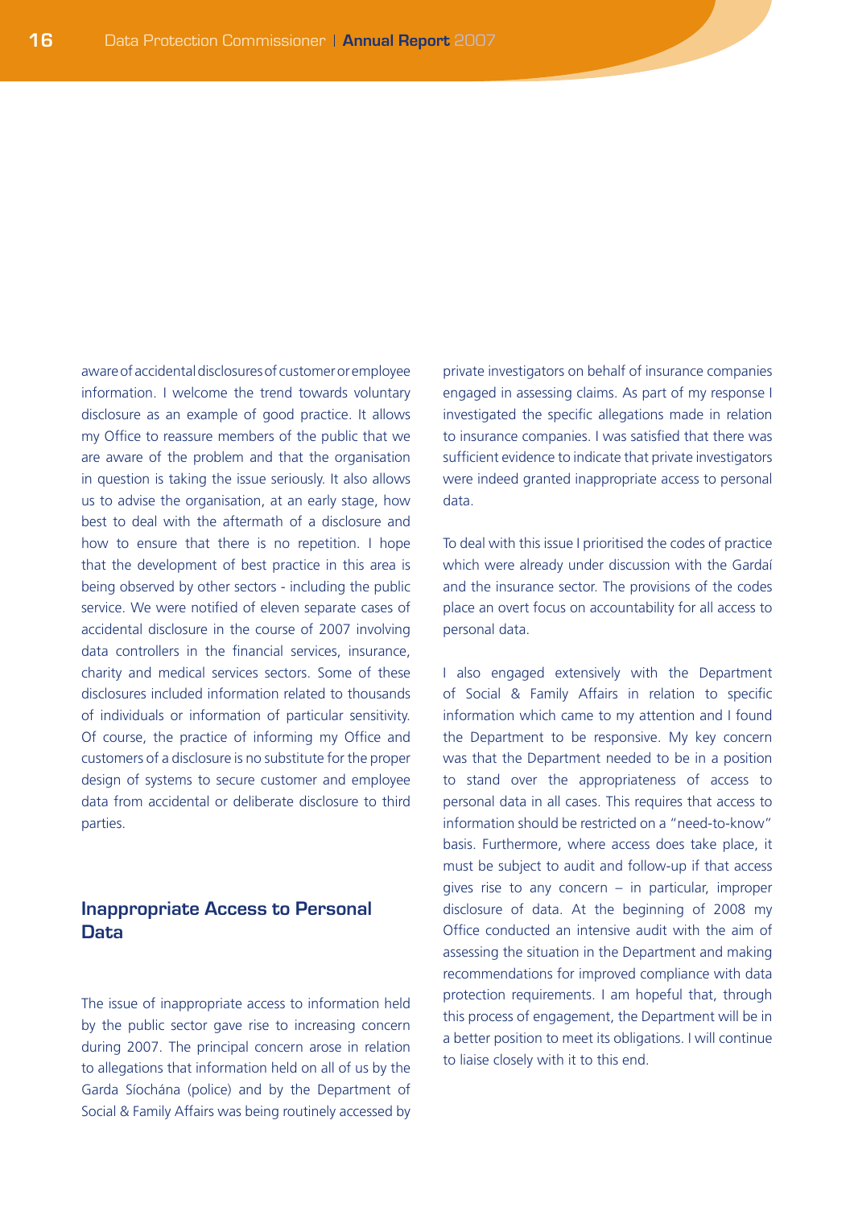aware of accidental disclosures of customer or employee information. I welcome the trend towards voluntary disclosure as an example of good practice. It allows my Office to reassure members of the public that we are aware of the problem and that the organisation in question is taking the issue seriously. It also allows us to advise the organisation, at an early stage, how best to deal with the aftermath of a disclosure and how to ensure that there is no repetition. I hope that the development of best practice in this area is being observed by other sectors - including the public service. We were notified of eleven separate cases of accidental disclosure in the course of 2007 involving data controllers in the financial services, insurance, charity and medical services sectors. Some of these disclosures included information related to thousands of individuals or information of particular sensitivity. Of course, the practice of informing my Office and customers of a disclosure is no substitute for the proper design of systems to secure customer and employee data from accidental or deliberate disclosure to third parties.

## Inappropriate Access to Personal Data

The issue of inappropriate access to information held by the public sector gave rise to increasing concern during 2007. The principal concern arose in relation to allegations that information held on all of us by the Garda Síochána (police) and by the Department of Social & Family Affairs was being routinely accessed by private investigators on behalf of insurance companies engaged in assessing claims. As part of my response I investigated the specific allegations made in relation to insurance companies. I was satisfied that there was sufficient evidence to indicate that private investigators were indeed granted inappropriate access to personal data.

To deal with this issue I prioritised the codes of practice which were already under discussion with the Gardaí and the insurance sector. The provisions of the codes place an overt focus on accountability for all access to personal data.

I also engaged extensively with the Department of Social & Family Affairs in relation to specific information which came to my attention and I found the Department to be responsive. My key concern was that the Department needed to be in a position to stand over the appropriateness of access to personal data in all cases. This requires that access to information should be restricted on a "need-to-know" basis. Furthermore, where access does take place, it must be subject to audit and follow-up if that access gives rise to any concern – in particular, improper disclosure of data. At the beginning of 2008 my Office conducted an intensive audit with the aim of assessing the situation in the Department and making recommendations for improved compliance with data protection requirements. I am hopeful that, through this process of engagement, the Department will be in a better position to meet its obligations. I will continue to liaise closely with it to this end.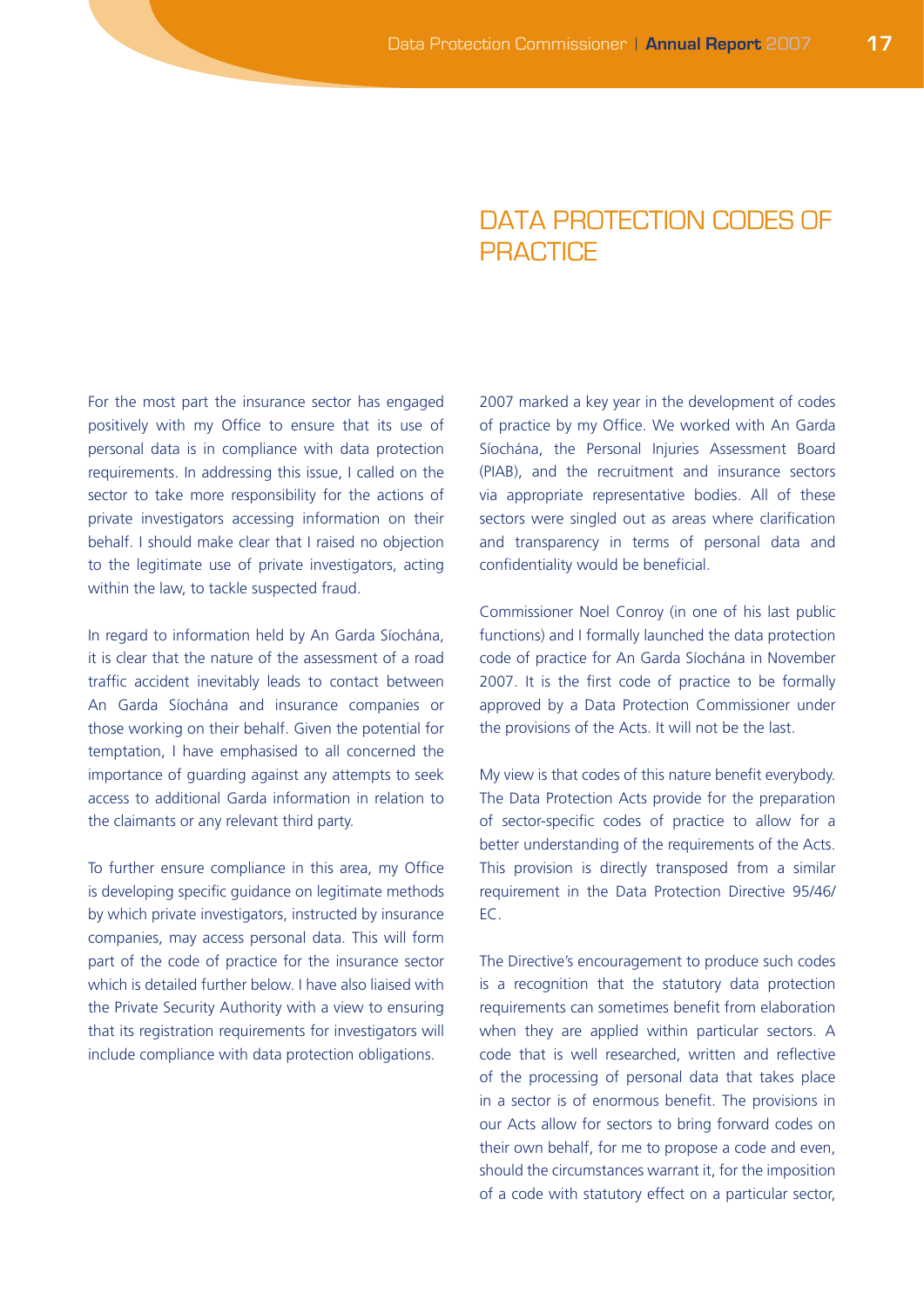For the most part the insurance sector has engaged positively with my Office to ensure that its use of personal data is in compliance with data protection requirements. In addressing this issue, I called on the sector to take more responsibility for the actions of private investigators accessing information on their behalf. I should make clear that I raised no objection to the legitimate use of private investigators, acting within the law, to tackle suspected fraud.

In regard to information held by An Garda Síochána, it is clear that the nature of the assessment of a road traffic accident inevitably leads to contact between An Garda Síochána and insurance companies or those working on their behalf. Given the potential for temptation, I have emphasised to all concerned the importance of guarding against any attempts to seek access to additional Garda information in relation to the claimants or any relevant third party.

To further ensure compliance in this area, my Office is developing specific guidance on legitimate methods by which private investigators, instructed by insurance companies, may access personal data. This will form part of the code of practice for the insurance sector which is detailed further below. I have also liaised with the Private Security Authority with a view to ensuring that its registration requirements for investigators will include compliance with data protection obligations.

# DATA PROTECTION CODES OF PRACTICE

2007 marked a key year in the development of codes of practice by my Office. We worked with An Garda Síochána, the Personal Injuries Assessment Board (PIAB), and the recruitment and insurance sectors via appropriate representative bodies. All of these sectors were singled out as areas where clarification and transparency in terms of personal data and confidentiality would be beneficial.

Commissioner Noel Conroy (in one of his last public functions) and I formally launched the data protection code of practice for An Garda Síochána in November 2007. It is the first code of practice to be formally approved by a Data Protection Commissioner under the provisions of the Acts. It will not be the last.

My view is that codes of this nature benefit everybody. The Data Protection Acts provide for the preparation of sector-specific codes of practice to allow for a better understanding of the requirements of the Acts. This provision is directly transposed from a similar requirement in the Data Protection Directive 95/46/EC.

The Directive's encouragement to produce such codes is a recognition that the statutory data protection requirements can sometimes benefit from elaboration when they are applied within particular sectors. A code that is well researched, written and reflective of the processing of personal data that takes place in a sector is of enormous benefit. The provisions in our Acts allow for sectors to bring forward codes on their own behalf, for me to propose a code and even, should the circumstances warrant it, for the imposition of a code with statutory effect on a particular sector,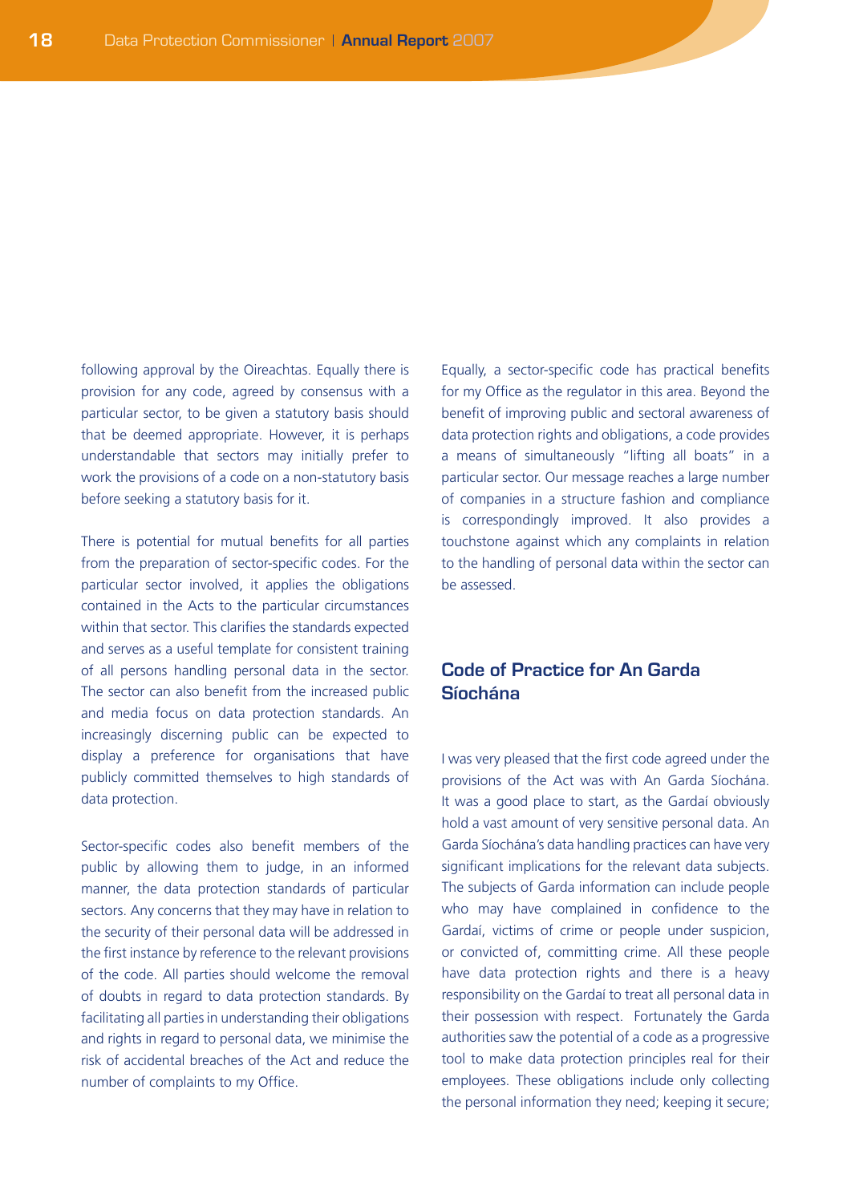following approval by the Oireachtas. Equally there is provision for any code, agreed by consensus with a particular sector, to be given a statutory basis should that be deemed appropriate. However, it is perhaps understandable that sectors may initially prefer to work the provisions of a code on a non-statutory basis before seeking a statutory basis for it.

There is potential for mutual benefits for all parties from the preparation of sector-specific codes. For the particular sector involved, it applies the obligations contained in the Acts to the particular circumstances within that sector. This clarifies the standards expected and serves as a useful template for consistent training of all persons handling personal data in the sector. The sector can also benefit from the increased public and media focus on data protection standards. An increasingly discerning public can be expected to display a preference for organisations that have publicly committed themselves to high standards of data protection.

Sector-specific codes also benefit members of the public by allowing them to judge, in an informed manner, the data protection standards of particular sectors. Any concerns that they may have in relation to the security of their personal data will be addressed in the first instance by reference to the relevant provisions of the code. All parties should welcome the removal of doubts in regard to data protection standards. By facilitating all parties in understanding their obligations and rights in regard to personal data, we minimise the risk of accidental breaches of the Act and reduce the number of complaints to my Office.

Equally, a sector-specific code has practical benefits for my Office as the regulator in this area. Beyond the benefit of improving public and sectoral awareness of data protection rights and obligations, a code provides a means of simultaneously "lifting all boats" in a particular sector. Our message reaches a large number of companies in a structure fashion and compliance is correspondingly improved. It also provides a touchstone against which any complaints in relation to the handling of personal data within the sector can be assessed.

## Code of Practice for An Garda Síochána

I was very pleased that the first code agreed under the provisions of the Act was with An Garda Síochána. It was a good place to start, as the Gardaí obviously hold a vast amount of very sensitive personal data. An Garda Síochána's data handling practices can have very significant implications for the relevant data subjects. The subjects of Garda information can include people who may have complained in confidence to the Gardaí, victims of crime or people under suspicion, or convicted of, committing crime. All these people have data protection rights and there is a heavy responsibility on the Gardaí to treat all personal data in their possession with respect. Fortunately the Garda authorities saw the potential of a code as a progressive tool to make data protection principles real for their employees. These obligations include only collecting the personal information they need; keeping it secure;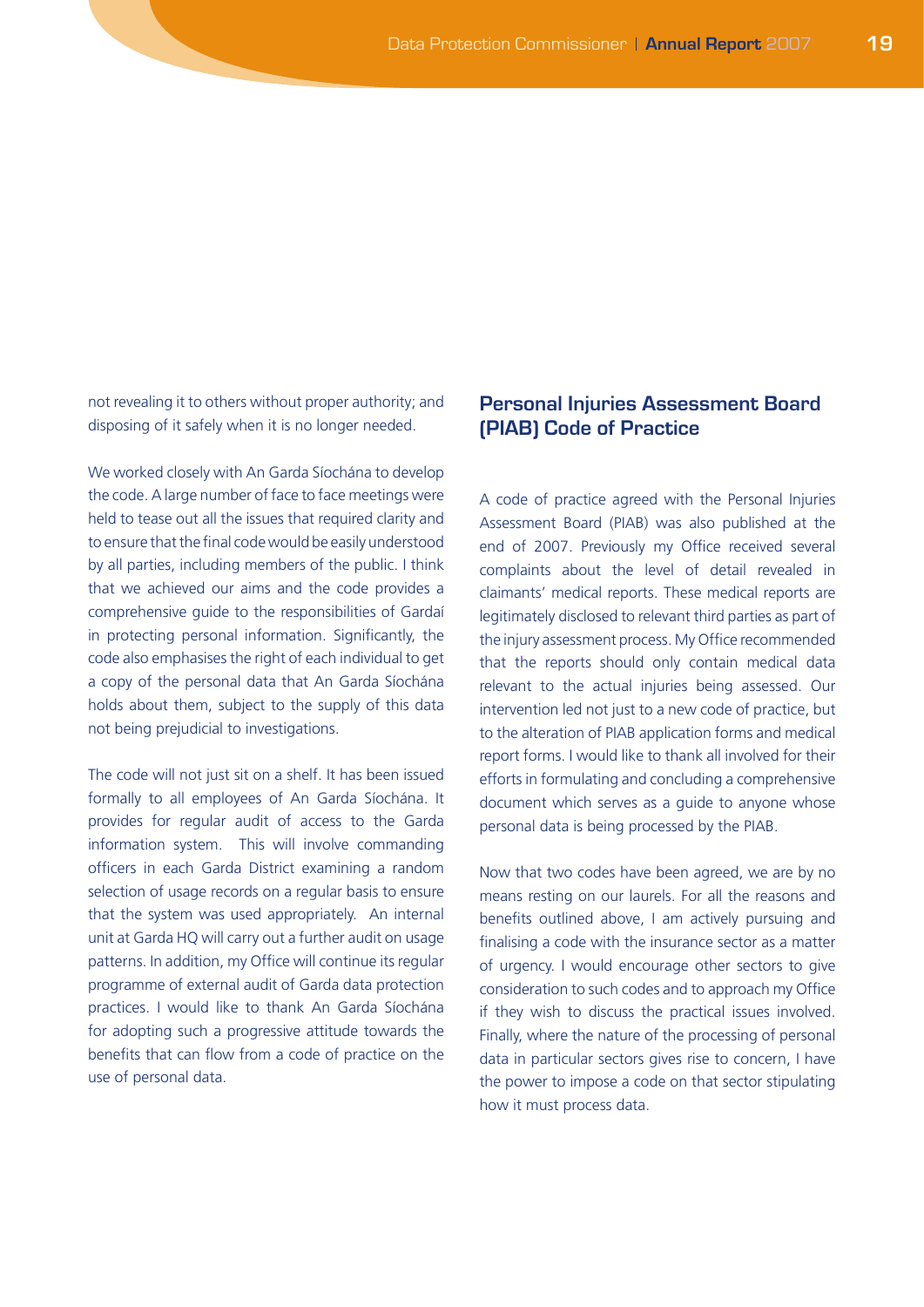not revealing it to others without proper authority; and disposing of it safely when it is no longer needed.

We worked closely with An Garda Síochána to develop the code. A large number of face to face meetings were held to tease out all the issues that required clarity and to ensure that the final code would be easily understood by all parties, including members of the public. I think that we achieved our aims and the code provides a comprehensive guide to the responsibilities of Gardaí in protecting personal information. Significantly, the code also emphasises the right of each individual to get a copy of the personal data that An Garda Síochána holds about them, subject to the supply of this data not being prejudicial to investigations.

The code will not just sit on a shelf. It has been issued formally to all employees of An Garda Síochána. It provides for regular audit of access to the Garda information system. This will involve commanding officers in each Garda District examining a random selection of usage records on a regular basis to ensure that the system was used appropriately. An internal unit at Garda HQ will carry out a further audit on usage patterns. In addition, my Office will continue its regular programme of external audit of Garda data protection practices. I would like to thank An Garda Síochána for adopting such a progressive attitude towards the benefits that can flow from a code of practice on the use of personal data.

## Personal Injuries Assessment Board (PIAB) Code of Practice

A code of practice agreed with the Personal Injuries Assessment Board (PIAB) was also published at the end of 2007. Previously my Office received several complaints about the level of detail revealed in claimants' medical reports. These medical reports are legitimately disclosed to relevant third parties as part of the injury assessment process. My Office recommended that the reports should only contain medical data relevant to the actual injuries being assessed. Our intervention led not just to a new code of practice, but to the alteration of PIAB application forms and medical report forms. I would like to thank all involved for their efforts in formulating and concluding a comprehensive document which serves as a guide to anyone whose personal data is being processed by the PIAB.

Now that two codes have been agreed, we are by no means resting on our laurels. For all the reasons and benefits outlined above, I am actively pursuing and finalising a code with the insurance sector as a matter of urgency. I would encourage other sectors to give consideration to such codes and to approach my Office if they wish to discuss the practical issues involved. Finally, where the nature of the processing of personal data in particular sectors gives rise to concern, I have the power to impose a code on that sector stipulating how it must process data.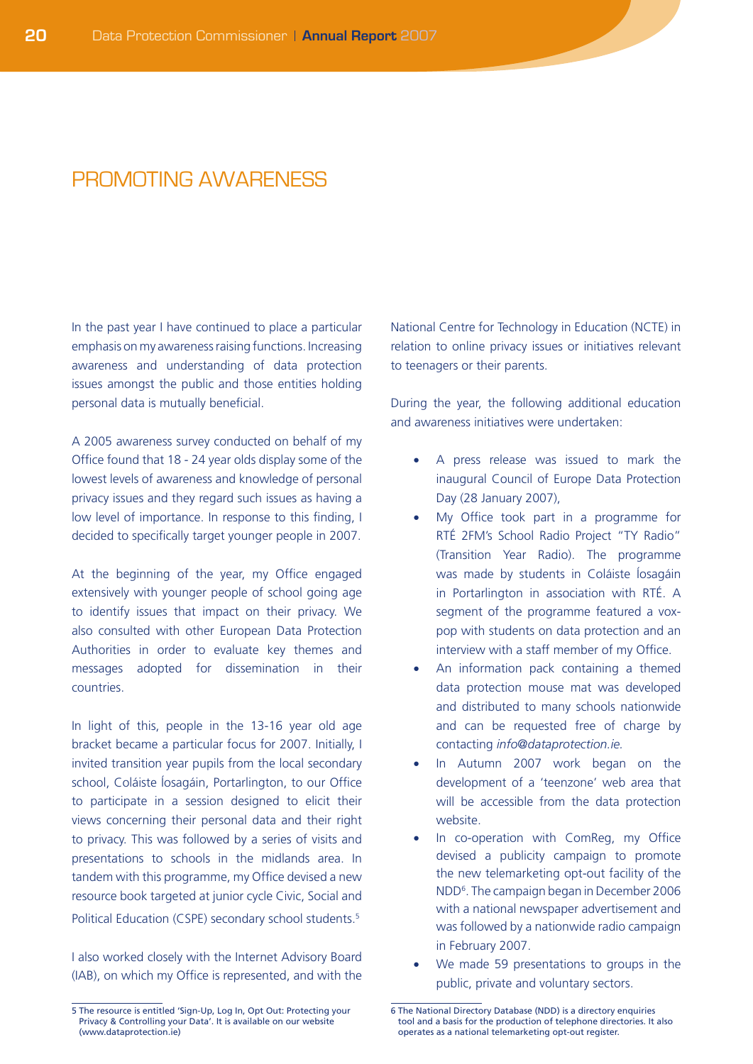# PROMOTING AWARENESS

In the past year I have continued to place a particular emphasis on my awareness raising functions. Increasing awareness and understanding of data protection issues amongst the public and those entities holding personal data is mutually beneficial.

A 2005 awareness survey conducted on behalf of my Office found that 18 - 24 year olds display some of the lowest levels of awareness and knowledge of personal privacy issues and they regard such issues as having a low level of importance. In response to this finding, I decided to specifically target younger people in 2007.

At the beginning of the year, my Office engaged extensively with younger people of school going age to identify issues that impact on their privacy. We also consulted with other European Data Protection Authorities in order to evaluate key themes and messages adopted for dissemination in their countries.

In light of this, people in the 13-16 year old age bracket became a particular focus for 2007. Initially, I invited transition year pupils from the local secondary school, Coláiste Íosagáin, Portarlington, to our Office to participate in a session designed to elicit their views concerning their personal data and their right to privacy. This was followed by a series of visits and presentations to schools in the midlands area. In tandem with this programme, my Office devised a new resource book targeted at junior cycle Civic, Social and Political Education (CSPE) secondary school students.[5]

I also worked closely with the Internet Advisory Board (IAB), on which my Office is represented, and with the National Centre for Technology in Education (NCTE) in relation to online privacy issues or initiatives relevant to teenagers or their parents.

During the year, the following additional education and awareness initiatives were undertaken:

- A press release was issued to mark the inaugural Council of Europe Data Protection Day (28 January 2007),
- My Office took part in a programme for RTÉ 2FM's School Radio Project "TY Radio" (Transition Year Radio). The programme was made by students in Coláiste Íosagáin in Portarlington in association with RTÉ. A segment of the programme featured a vox-pop with students on data protection and an interview with a staff member of my Office.
- An information pack containing a themed data protection mouse mat was developed and distributed to many schools nationwide and can be requested free of charge by contacting *info@dataprotection.ie*.
- In Autumn 2007 work began on the development of a 'teenzone' web area that will be accessible from the data protection website.
- In co-operation with ComReg, my Office devised a publicity campaign to promote the new telemarketing opt-out facility of the NDD[6]. The campaign began in December 2006 with a national newspaper advertisement and was followed by a nationwide radio campaign in February 2007.
- We made 59 presentations to groups in the public, private and voluntary sectors.

---

[5] The resource is entitled 'Sign-Up, Log In, Opt Out: Protecting your Privacy & Controlling your Data'. It is available on our website (www.dataprotection.ie)

[6] The National Directory Database (NDD) is a directory enquiries tool and a basis for the production of telephone directories. It also operates as a national telemarketing opt-out register.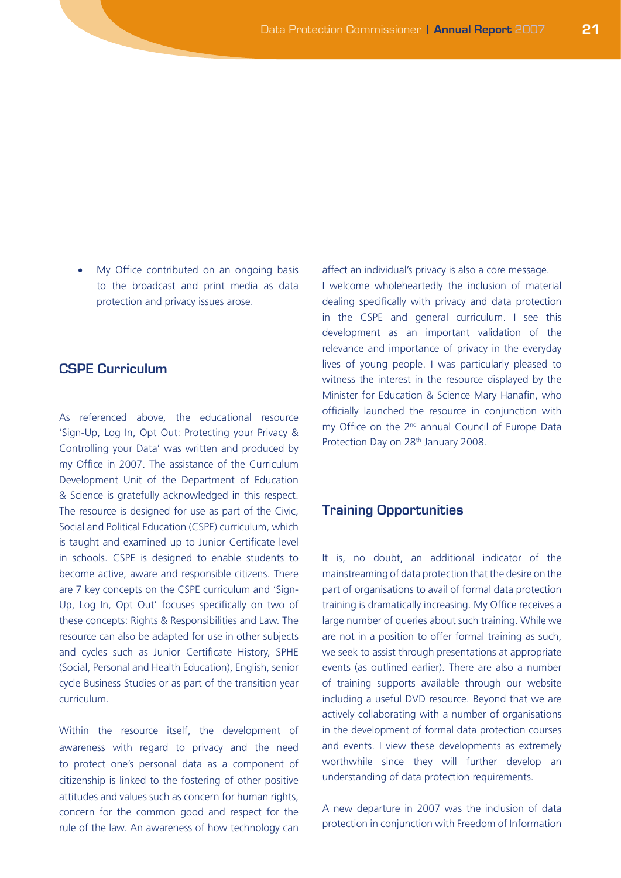- My Office contributed on an ongoing basis to the broadcast and print media as data protection and privacy issues arose.

## CSPE Curriculum

As referenced above, the educational resource 'Sign-Up, Log In, Opt Out: Protecting your Privacy & Controlling your Data' was written and produced by my Office in 2007. The assistance of the Curriculum Development Unit of the Department of Education & Science is gratefully acknowledged in this respect. The resource is designed for use as part of the Civic, Social and Political Education (CSPE) curriculum, which is taught and examined up to Junior Certificate level in schools. CSPE is designed to enable students to become active, aware and responsible citizens. There are 7 key concepts on the CSPE curriculum and 'Sign-Up, Log In, Opt Out' focuses specifically on two of these concepts: Rights & Responsibilities and Law. The resource can also be adapted for use in other subjects and cycles such as Junior Certificate History, SPHE (Social, Personal and Health Education), English, senior cycle Business Studies or as part of the transition year curriculum.

Within the resource itself, the development of awareness with regard to privacy and the need to protect one's personal data as a component of citizenship is linked to the fostering of other positive attitudes and values such as concern for human rights, concern for the common good and respect for the rule of the law. An awareness of how technology can affect an individual's privacy is also a core message.

I welcome wholeheartedly the inclusion of material dealing specifically with privacy and data protection in the CSPE and general curriculum. I see this development as an important validation of the relevance and importance of privacy in the everyday lives of young people. I was particularly pleased to witness the interest in the resource displayed by the Minister for Education & Science Mary Hanafin, who officially launched the resource in conjunction with my Office on the 2nd annual Council of Europe Data Protection Day on 28th January 2008.

## Training Opportunities

It is, no doubt, an additional indicator of the mainstreaming of data protection that the desire on the part of organisations to avail of formal data protection training is dramatically increasing. My Office receives a large number of queries about such training. While we are not in a position to offer formal training as such, we seek to assist through presentations at appropriate events (as outlined earlier). There are also a number of training supports available through our website including a useful DVD resource. Beyond that we are actively collaborating with a number of organisations in the development of formal data protection courses and events. I view these developments as extremely worthwhile since they will further develop an understanding of data protection requirements.

A new departure in 2007 was the inclusion of data protection in conjunction with Freedom of Information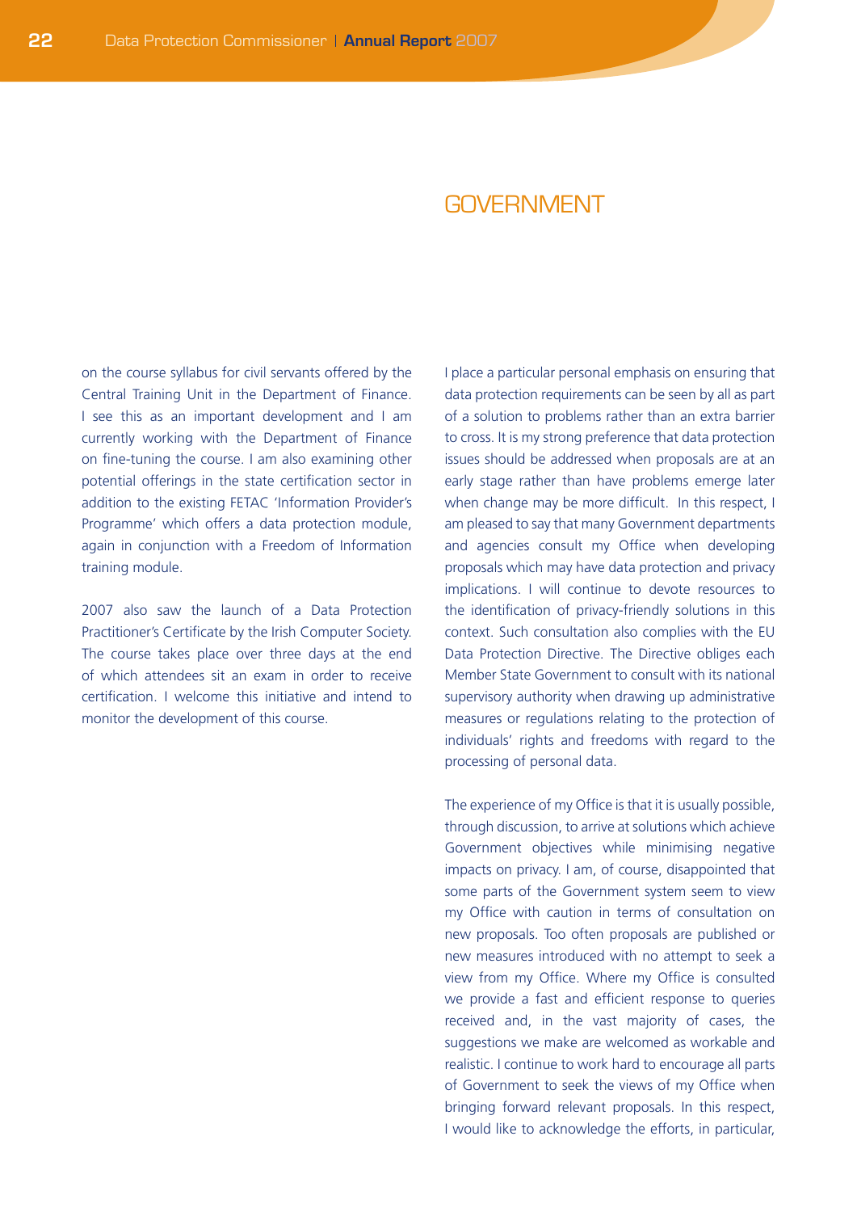# GOVERNMENT

on the course syllabus for civil servants offered by the Central Training Unit in the Department of Finance. I see this as an important development and I am currently working with the Department of Finance on fine-tuning the course. I am also examining other potential offerings in the state certification sector in addition to the existing FETAC 'Information Provider's Programme' which offers a data protection module, again in conjunction with a Freedom of Information training module.

2007 also saw the launch of a Data Protection Practitioner's Certificate by the Irish Computer Society. The course takes place over three days at the end of which attendees sit an exam in order to receive certification. I welcome this initiative and intend to monitor the development of this course.

I place a particular personal emphasis on ensuring that data protection requirements can be seen by all as part of a solution to problems rather than an extra barrier to cross. It is my strong preference that data protection issues should be addressed when proposals are at an early stage rather than have problems emerge later when change may be more difficult. In this respect, I am pleased to say that many Government departments and agencies consult my Office when developing proposals which may have data protection and privacy implications. I will continue to devote resources to the identification of privacy-friendly solutions in this context. Such consultation also complies with the EU Data Protection Directive. The Directive obliges each Member State Government to consult with its national supervisory authority when drawing up administrative measures or regulations relating to the protection of individuals' rights and freedoms with regard to the processing of personal data.

The experience of my Office is that it is usually possible, through discussion, to arrive at solutions which achieve Government objectives while minimising negative impacts on privacy. I am, of course, disappointed that some parts of the Government system seem to view my Office with caution in terms of consultation on new proposals. Too often proposals are published or new measures introduced with no attempt to seek a view from my Office. Where my Office is consulted we provide a fast and efficient response to queries received and, in the vast majority of cases, the suggestions we make are welcomed as workable and realistic. I continue to work hard to encourage all parts of Government to seek the views of my Office when bringing forward relevant proposals. In this respect, I would like to acknowledge the efforts, in particular,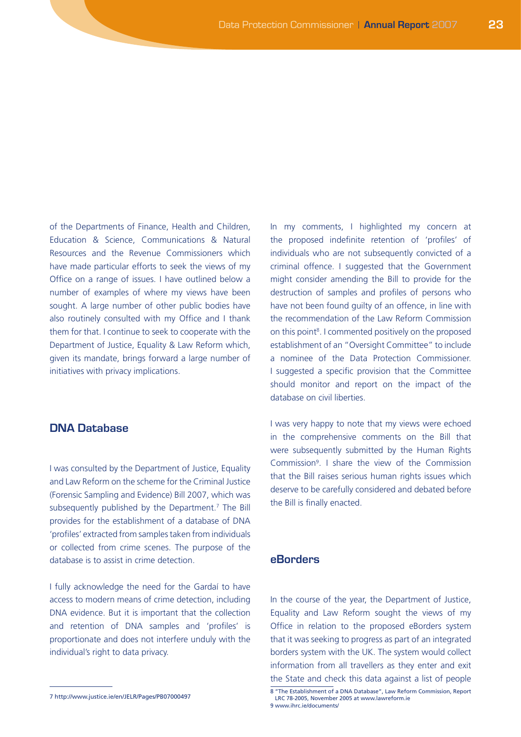of the Departments of Finance, Health and Children, Education & Science, Communications & Natural Resources and the Revenue Commissioners which have made particular efforts to seek the views of my Office on a range of issues. I have outlined below a number of examples of where my views have been sought. A large number of other public bodies have also routinely consulted with my Office and I thank them for that. I continue to seek to cooperate with the Department of Justice, Equality & Law Reform which, given its mandate, brings forward a large number of initiatives with privacy implications.

## DNA Database

I was consulted by the Department of Justice, Equality and Law Reform on the scheme for the Criminal Justice (Forensic Sampling and Evidence) Bill 2007, which was subsequently published by the Department.[7] The Bill provides for the establishment of a database of DNA 'profiles' extracted from samples taken from individuals or collected from crime scenes. The purpose of the database is to assist in crime detection.

I fully acknowledge the need for the Gardaí to have access to modern means of crime detection, including DNA evidence. But it is important that the collection and retention of DNA samples and 'profiles' is proportionate and does not interfere unduly with the individual's right to data privacy.

In my comments, I highlighted my concern at the proposed indefinite retention of 'profiles' of individuals who are not subsequently convicted of a criminal offence. I suggested that the Government might consider amending the Bill to provide for the destruction of samples and profiles of persons who have not been found guilty of an offence, in line with the recommendation of the Law Reform Commission on this point[8]. I commented positively on the proposed establishment of an "Oversight Committee" to include a nominee of the Data Protection Commissioner. I suggested a specific provision that the Committee should monitor and report on the impact of the database on civil liberties.

I was very happy to note that my views were echoed in the comprehensive comments on the Bill that were subsequently submitted by the Human Rights Commission[9]. I share the view of the Commission that the Bill raises serious human rights issues which deserve to be carefully considered and debated before the Bill is finally enacted.

## eBorders

In the course of the year, the Department of Justice, Equality and Law Reform sought the views of my Office in relation to the proposed eBorders system that it was seeking to progress as part of an integrated borders system with the UK. The system would collect information from all travellers as they enter and exit the State and check this data against a list of people

---

7 http://www.justice.ie/en/JELR/Pages/PB07000497

8 "The Establishment of a DNA Database", Law Reform Commission, Report LRC 78-2005, November 2005 at www.lawreform.ie

9 www.ihrc.ie/documents/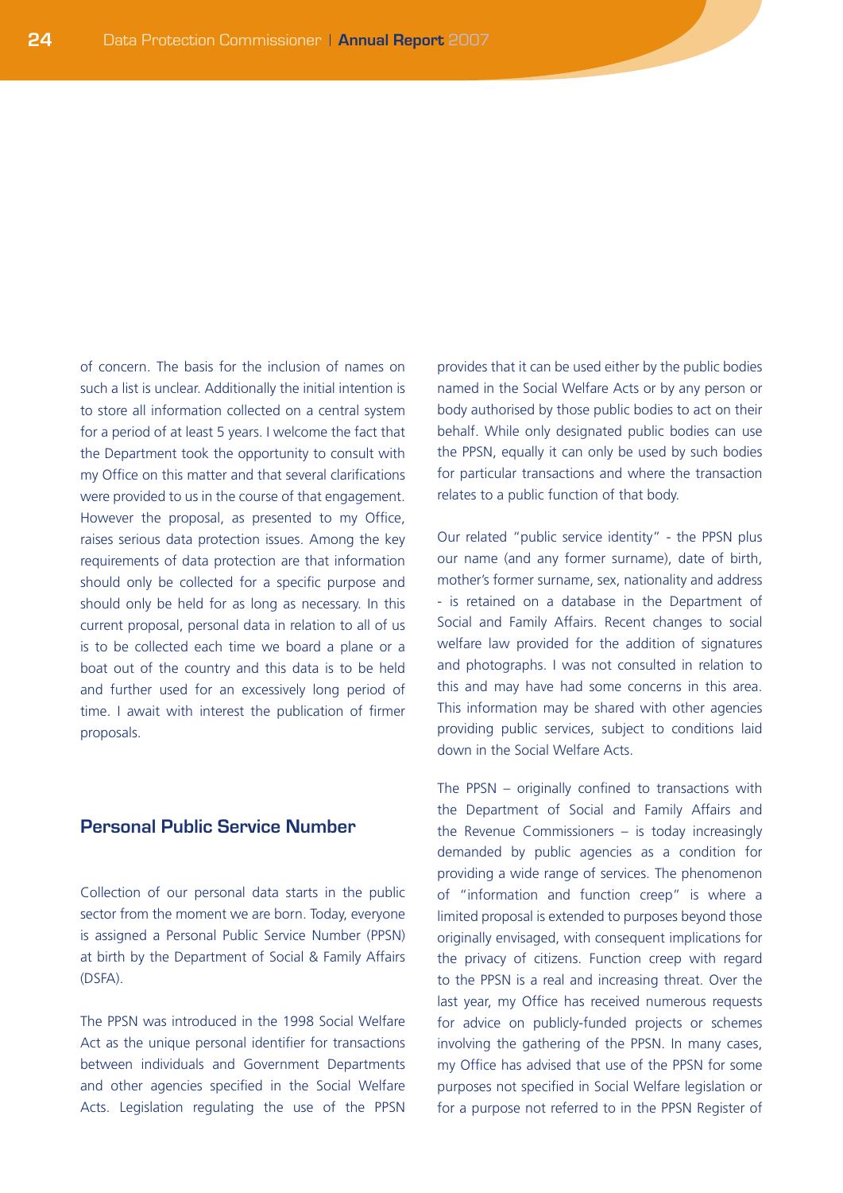of concern. The basis for the inclusion of names on such a list is unclear. Additionally the initial intention is to store all information collected on a central system for a period of at least 5 years. I welcome the fact that the Department took the opportunity to consult with my Office on this matter and that several clarifications were provided to us in the course of that engagement. However the proposal, as presented to my Office, raises serious data protection issues. Among the key requirements of data protection are that information should only be collected for a specific purpose and should only be held for as long as necessary. In this current proposal, personal data in relation to all of us is to be collected each time we board a plane or a boat out of the country and this data is to be held and further used for an excessively long period of time. I await with interest the publication of firmer proposals.

## Personal Public Service Number

Collection of our personal data starts in the public sector from the moment we are born. Today, everyone is assigned a Personal Public Service Number (PPSN) at birth by the Department of Social & Family Affairs (DSFA).

The PPSN was introduced in the 1998 Social Welfare Act as the unique personal identifier for transactions between individuals and Government Departments and other agencies specified in the Social Welfare Acts. Legislation regulating the use of the PPSN provides that it can be used either by the public bodies named in the Social Welfare Acts or by any person or body authorised by those public bodies to act on their behalf. While only designated public bodies can use the PPSN, equally it can only be used by such bodies for particular transactions and where the transaction relates to a public function of that body.

Our related "public service identity" - the PPSN plus our name (and any former surname), date of birth, mother's former surname, sex, nationality and address - is retained on a database in the Department of Social and Family Affairs. Recent changes to social welfare law provided for the addition of signatures and photographs. I was not consulted in relation to this and may have had some concerns in this area. This information may be shared with other agencies providing public services, subject to conditions laid down in the Social Welfare Acts.

The PPSN – originally confined to transactions with the Department of Social and Family Affairs and the Revenue Commissioners – is today increasingly demanded by public agencies as a condition for providing a wide range of services. The phenomenon of "information and function creep" is where a limited proposal is extended to purposes beyond those originally envisaged, with consequent implications for the privacy of citizens. Function creep with regard to the PPSN is a real and increasing threat. Over the last year, my Office has received numerous requests for advice on publicly-funded projects or schemes involving the gathering of the PPSN. In many cases, my Office has advised that use of the PPSN for some purposes not specified in Social Welfare legislation or for a purpose not referred to in the PPSN Register of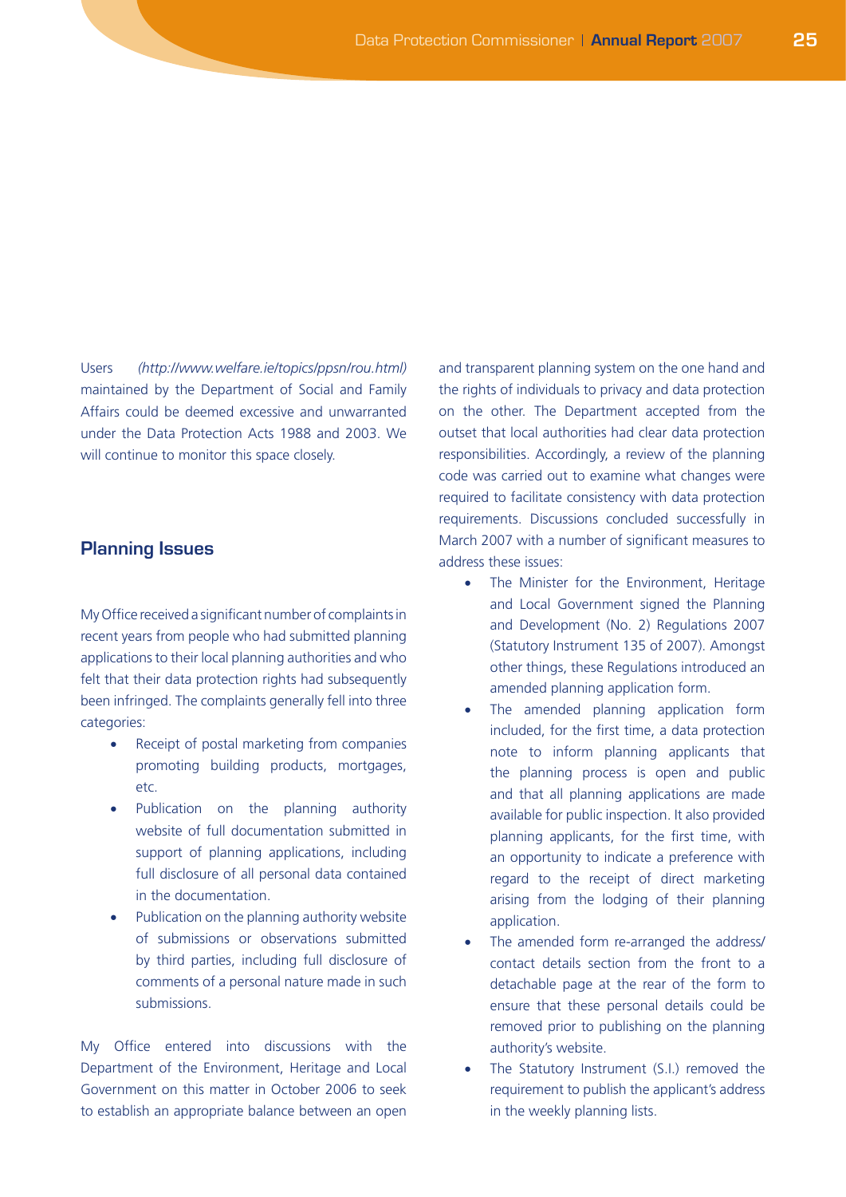Users *(http://www.welfare.ie/topics/ppsn/rou.html)* maintained by the Department of Social and Family Affairs could be deemed excessive and unwarranted under the Data Protection Acts 1988 and 2003. We will continue to monitor this space closely.

## Planning Issues

My Office received a significant number of complaints in recent years from people who had submitted planning applications to their local planning authorities and who felt that their data protection rights had subsequently been infringed. The complaints generally fell into three categories:

- Receipt of postal marketing from companies promoting building products, mortgages, etc.
- Publication on the planning authority website of full documentation submitted in support of planning applications, including full disclosure of all personal data contained in the documentation.
- Publication on the planning authority website of submissions or observations submitted by third parties, including full disclosure of comments of a personal nature made in such submissions.

My Office entered into discussions with the Department of the Environment, Heritage and Local Government on this matter in October 2006 to seek to establish an appropriate balance between an open and transparent planning system on the one hand and the rights of individuals to privacy and data protection on the other. The Department accepted from the outset that local authorities had clear data protection responsibilities. Accordingly, a review of the planning code was carried out to examine what changes were required to facilitate consistency with data protection requirements. Discussions concluded successfully in March 2007 with a number of significant measures to address these issues:

- The Minister for the Environment, Heritage and Local Government signed the Planning and Development (No. 2) Regulations 2007 (Statutory Instrument 135 of 2007). Amongst other things, these Regulations introduced an amended planning application form.
- The amended planning application form included, for the first time, a data protection note to inform planning applicants that the planning process is open and public and that all planning applications are made available for public inspection. It also provided planning applicants, for the first time, with an opportunity to indicate a preference with regard to the receipt of direct marketing arising from the lodging of their planning application.
- The amended form re-arranged the address/contact details section from the front to a detachable page at the rear of the form to ensure that these personal details could be removed prior to publishing on the planning authority's website.
- The Statutory Instrument (S.I.) removed the requirement to publish the applicant's address in the weekly planning lists.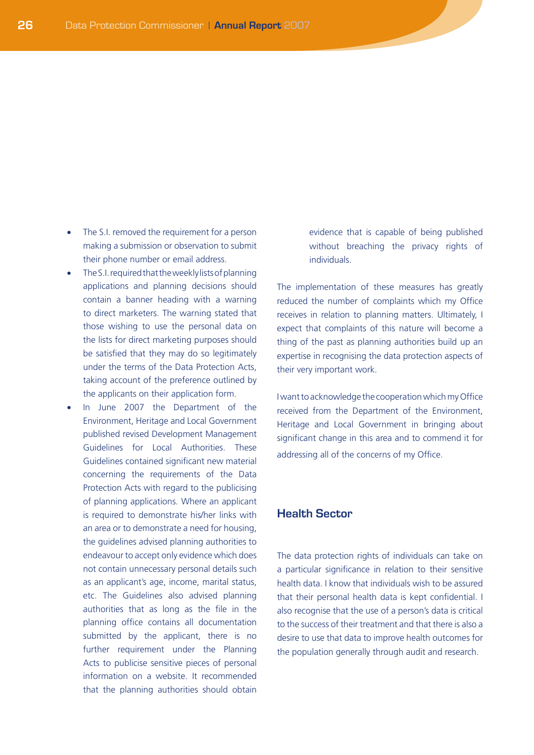- The S.I. removed the requirement for a person making a submission or observation to submit their phone number or email address.
- The S.I. required that the weekly lists of planning applications and planning decisions should contain a banner heading with a warning to direct marketers. The warning stated that those wishing to use the personal data on the lists for direct marketing purposes should be satisfied that they may do so legitimately under the terms of the Data Protection Acts, taking account of the preference outlined by the applicants on their application form.
- In June 2007 the Department of the Environment, Heritage and Local Government published revised Development Management Guidelines for Local Authorities. These Guidelines contained significant new material concerning the requirements of the Data Protection Acts with regard to the publicising of planning applications. Where an applicant is required to demonstrate his/her links with an area or to demonstrate a need for housing, the guidelines advised planning authorities to endeavour to accept only evidence which does not contain unnecessary personal details such as an applicant's age, income, marital status, etc. The Guidelines also advised planning authorities that as long as the file in the planning office contains all documentation submitted by the applicant, there is no further requirement under the Planning Acts to publicise sensitive pieces of personal information on a website. It recommended that the planning authorities should obtain evidence that is capable of being published without breaching the privacy rights of individuals.

The implementation of these measures has greatly reduced the number of complaints which my Office receives in relation to planning matters. Ultimately, I expect that complaints of this nature will become a thing of the past as planning authorities build up an expertise in recognising the data protection aspects of their very important work.

I want to acknowledge the cooperation which my Office received from the Department of the Environment, Heritage and Local Government in bringing about significant change in this area and to commend it for addressing all of the concerns of my Office.

## Health Sector

The data protection rights of individuals can take on a particular significance in relation to their sensitive health data. I know that individuals wish to be assured that their personal health data is kept confidential. I also recognise that the use of a person's data is critical to the success of their treatment and that there is also a desire to use that data to improve health outcomes for the population generally through audit and research.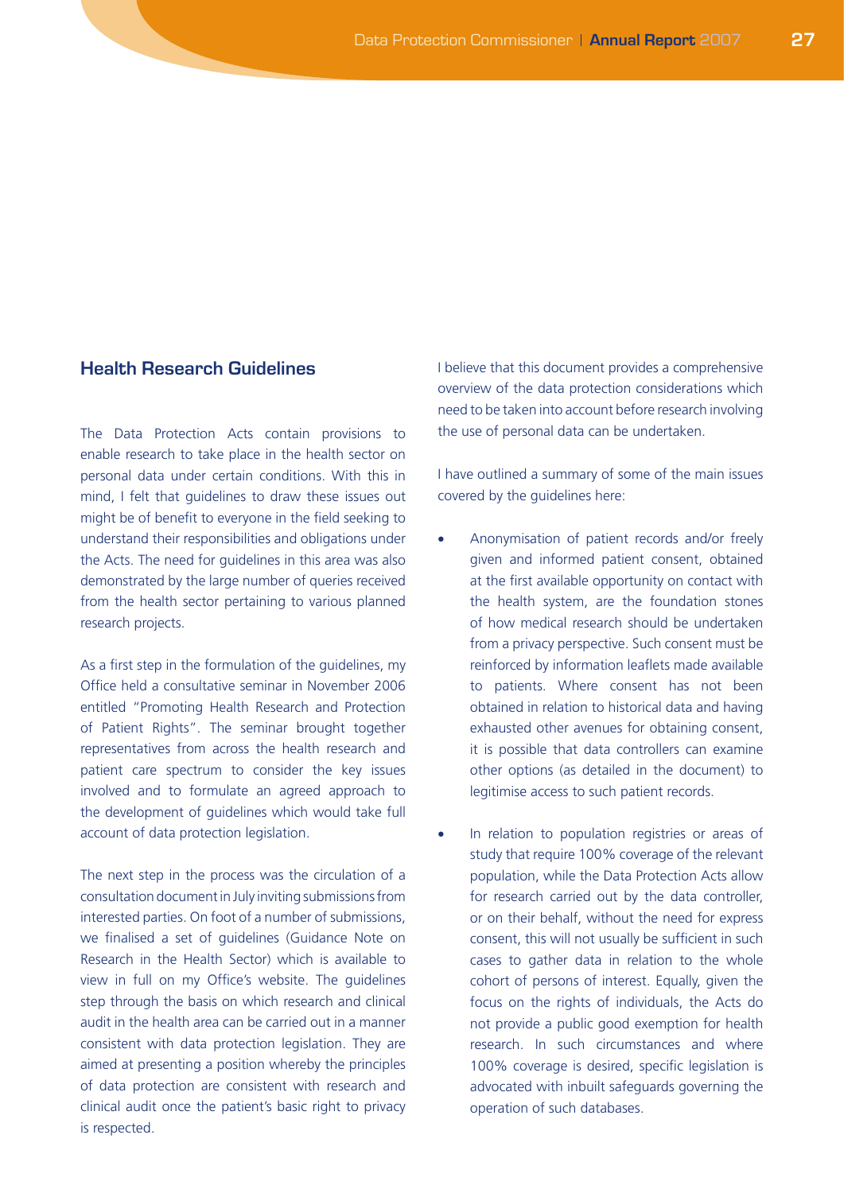## Health Research Guidelines

The Data Protection Acts contain provisions to enable research to take place in the health sector on personal data under certain conditions. With this in mind, I felt that guidelines to draw these issues out might be of benefit to everyone in the field seeking to understand their responsibilities and obligations under the Acts. The need for guidelines in this area was also demonstrated by the large number of queries received from the health sector pertaining to various planned research projects.

As a first step in the formulation of the guidelines, my Office held a consultative seminar in November 2006 entitled "Promoting Health Research and Protection of Patient Rights". The seminar brought together representatives from across the health research and patient care spectrum to consider the key issues involved and to formulate an agreed approach to the development of guidelines which would take full account of data protection legislation.

The next step in the process was the circulation of a consultation document in July inviting submissions from interested parties. On foot of a number of submissions, we finalised a set of guidelines (Guidance Note on Research in the Health Sector) which is available to view in full on my Office's website. The guidelines step through the basis on which research and clinical audit in the health area can be carried out in a manner consistent with data protection legislation. They are aimed at presenting a position whereby the principles of data protection are consistent with research and clinical audit once the patient's basic right to privacy is respected.

I believe that this document provides a comprehensive overview of the data protection considerations which need to be taken into account before research involving the use of personal data can be undertaken.

I have outlined a summary of some of the main issues covered by the guidelines here:

- Anonymisation of patient records and/or freely given and informed patient consent, obtained at the first available opportunity on contact with the health system, are the foundation stones of how medical research should be undertaken from a privacy perspective. Such consent must be reinforced by information leaflets made available to patients. Where consent has not been obtained in relation to historical data and having exhausted other avenues for obtaining consent, it is possible that data controllers can examine other options (as detailed in the document) to legitimise access to such patient records.

- In relation to population registries or areas of study that require 100% coverage of the relevant population, while the Data Protection Acts allow for research carried out by the data controller, or on their behalf, without the need for express consent, this will not usually be sufficient in such cases to gather data in relation to the whole cohort of persons of interest. Equally, given the focus on the rights of individuals, the Acts do not provide a public good exemption for health research. In such circumstances and where 100% coverage is desired, specific legislation is advocated with inbuilt safeguards governing the operation of such databases.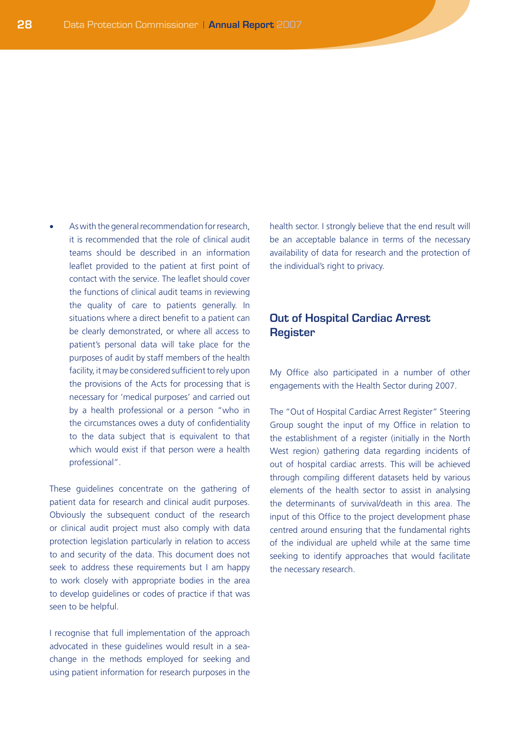- As with the general recommendation for research, it is recommended that the role of clinical audit teams should be described in an information leaflet provided to the patient at first point of contact with the service. The leaflet should cover the functions of clinical audit teams in reviewing the quality of care to patients generally. In situations where a direct benefit to a patient can be clearly demonstrated, or where all access to patient's personal data will take place for the purposes of audit by staff members of the health facility, it may be considered sufficient to rely upon the provisions of the Acts for processing that is necessary for 'medical purposes' and carried out by a health professional or a person "who in the circumstances owes a duty of confidentiality to the data subject that is equivalent to that which would exist if that person were a health professional".

These guidelines concentrate on the gathering of patient data for research and clinical audit purposes. Obviously the subsequent conduct of the research or clinical audit project must also comply with data protection legislation particularly in relation to access to and security of the data. This document does not seek to address these requirements but I am happy to work closely with appropriate bodies in the area to develop guidelines or codes of practice if that was seen to be helpful.

I recognise that full implementation of the approach advocated in these guidelines would result in a sea-change in the methods employed for seeking and using patient information for research purposes in the health sector. I strongly believe that the end result will be an acceptable balance in terms of the necessary availability of data for research and the protection of the individual's right to privacy.

## Out of Hospital Cardiac Arrest Register

My Office also participated in a number of other engagements with the Health Sector during 2007.

The "Out of Hospital Cardiac Arrest Register" Steering Group sought the input of my Office in relation to the establishment of a register (initially in the North West region) gathering data regarding incidents of out of hospital cardiac arrests. This will be achieved through compiling different datasets held by various elements of the health sector to assist in analysing the determinants of survival/death in this area. The input of this Office to the project development phase centred around ensuring that the fundamental rights of the individual are upheld while at the same time seeking to identify approaches that would facilitate the necessary research.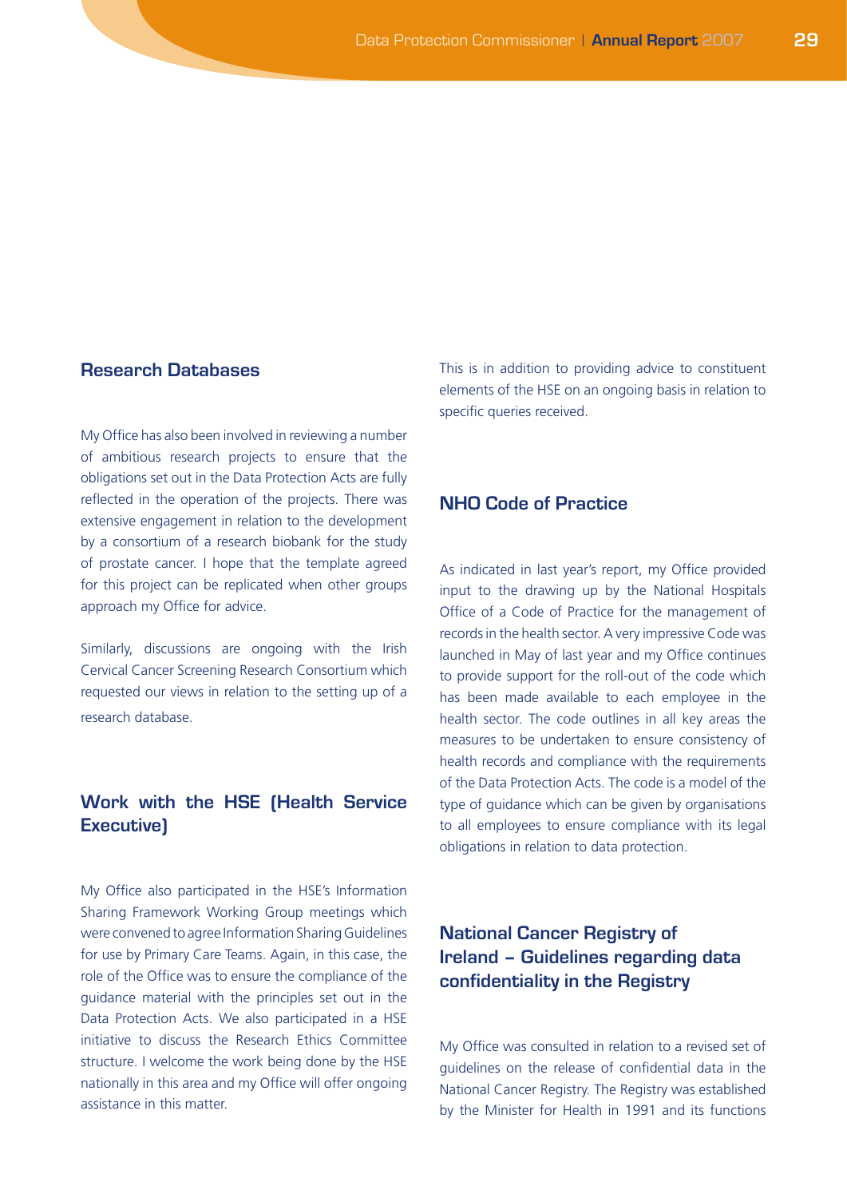## Research Databases

My Office has also been involved in reviewing a number of ambitious research projects to ensure that the obligations set out in the Data Protection Acts are fully reflected in the operation of the projects. There was extensive engagement in relation to the development by a consortium of a research biobank for the study of prostate cancer. I hope that the template agreed for this project can be replicated when other groups approach my Office for advice.

Similarly, discussions are ongoing with the Irish Cervical Cancer Screening Research Consortium which requested our views in relation to the setting up of a research database.

## Work with the HSE (Health Service Executive)

My Office also participated in the HSE's Information Sharing Framework Working Group meetings which were convened to agree Information Sharing Guidelines for use by Primary Care Teams. Again, in this case, the role of the Office was to ensure the compliance of the guidance material with the principles set out in the Data Protection Acts. We also participated in a HSE initiative to discuss the Research Ethics Committee structure. I welcome the work being done by the HSE nationally in this area and my Office will offer ongoing assistance in this matter.

This is in addition to providing advice to constituent elements of the HSE on an ongoing basis in relation to specific queries received.

## NHO Code of Practice

As indicated in last year's report, my Office provided input to the drawing up by the National Hospitals Office of a Code of Practice for the management of records in the health sector. A very impressive Code was launched in May of last year and my Office continues to provide support for the roll-out of the code which has been made available to each employee in the health sector. The code outlines in all key areas the measures to be undertaken to ensure consistency of health records and compliance with the requirements of the Data Protection Acts. The code is a model of the type of guidance which can be given by organisations to all employees to ensure compliance with its legal obligations in relation to data protection.

## National Cancer Registry of Ireland – Guidelines regarding data confidentiality in the Registry

My Office was consulted in relation to a revised set of guidelines on the release of confidential data in the National Cancer Registry. The Registry was established by the Minister for Health in 1991 and its functions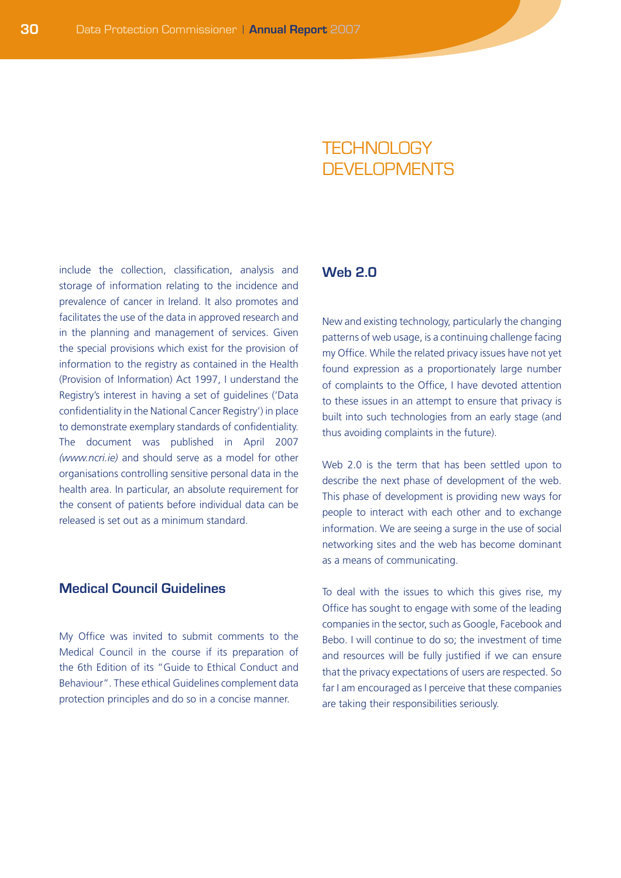# TECHNOLOGY DEVELOPMENTS

include the collection, classification, analysis and storage of information relating to the incidence and prevalence of cancer in Ireland. It also promotes and facilitates the use of the data in approved research and in the planning and management of services. Given the special provisions which exist for the provision of information to the registry as contained in the Health (Provision of Information) Act 1997, I understand the Registry's interest in having a set of guidelines ('Data confidentiality in the National Cancer Registry') in place to demonstrate exemplary standards of confidentiality. The document was published in April 2007 *(www.ncri.ie)* and should serve as a model for other organisations controlling sensitive personal data in the health area. In particular, an absolute requirement for the consent of patients before individual data can be released is set out as a minimum standard.

## Medical Council Guidelines

My Office was invited to submit comments to the Medical Council in the course if its preparation of the 6th Edition of its "Guide to Ethical Conduct and Behaviour". These ethical Guidelines complement data protection principles and do so in a concise manner.

## Web 2.0

New and existing technology, particularly the changing patterns of web usage, is a continuing challenge facing my Office. While the related privacy issues have not yet found expression as a proportionately large number of complaints to the Office, I have devoted attention to these issues in an attempt to ensure that privacy is built into such technologies from an early stage (and thus avoiding complaints in the future).

Web 2.0 is the term that has been settled upon to describe the next phase of development of the web. This phase of development is providing new ways for people to interact with each other and to exchange information. We are seeing a surge in the use of social networking sites and the web has become dominant as a means of communicating.

To deal with the issues to which this gives rise, my Office has sought to engage with some of the leading companies in the sector, such as Google, Facebook and Bebo. I will continue to do so; the investment of time and resources will be fully justified if we can ensure that the privacy expectations of users are respected. So far I am encouraged as I perceive that these companies are taking their responsibilities seriously.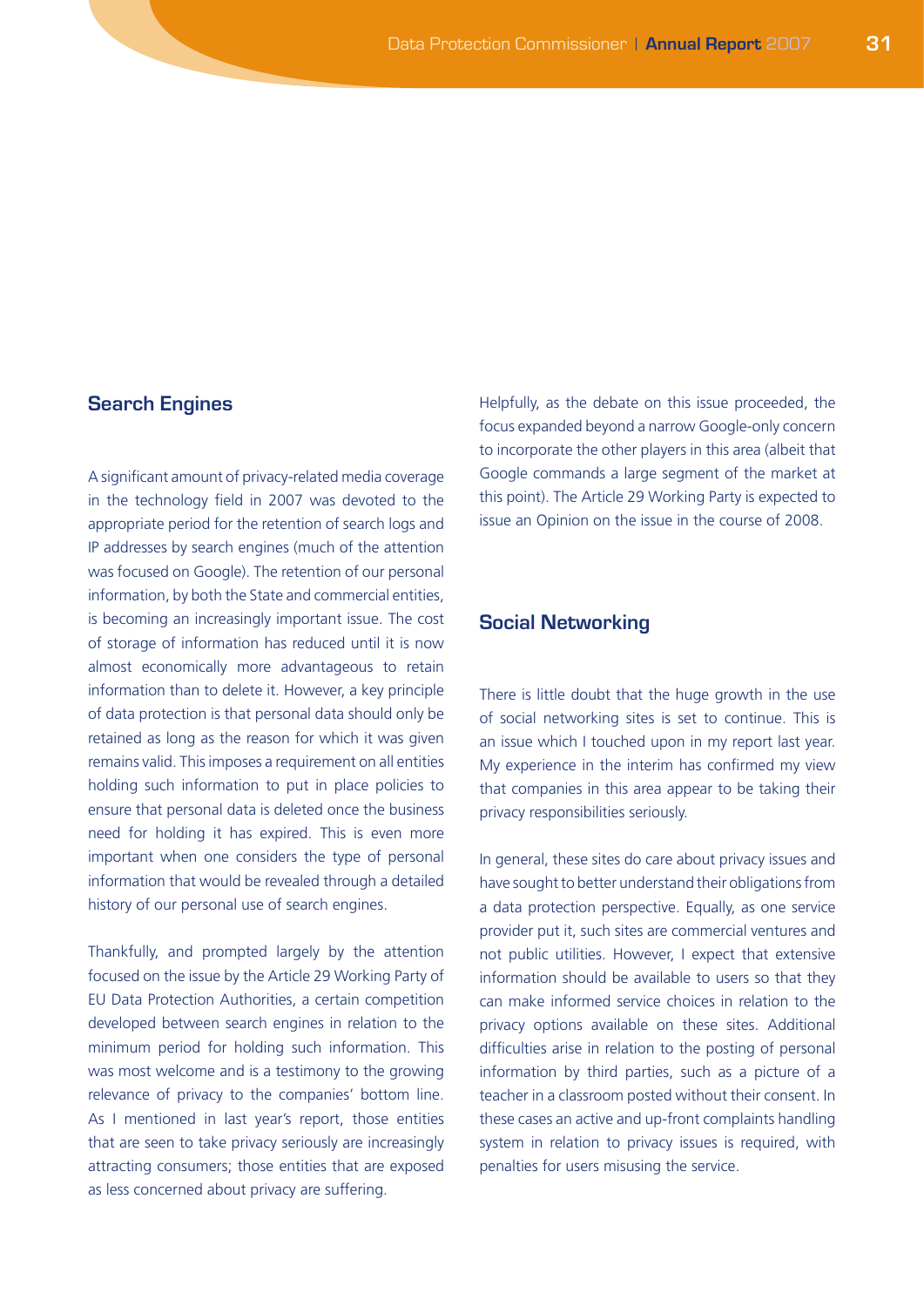## Search Engines

A significant amount of privacy-related media coverage in the technology field in 2007 was devoted to the appropriate period for the retention of search logs and IP addresses by search engines (much of the attention was focused on Google). The retention of our personal information, by both the State and commercial entities, is becoming an increasingly important issue. The cost of storage of information has reduced until it is now almost economically more advantageous to retain information than to delete it. However, a key principle of data protection is that personal data should only be retained as long as the reason for which it was given remains valid. This imposes a requirement on all entities holding such information to put in place policies to ensure that personal data is deleted once the business need for holding it has expired. This is even more important when one considers the type of personal information that would be revealed through a detailed history of our personal use of search engines.

Thankfully, and prompted largely by the attention focused on the issue by the Article 29 Working Party of EU Data Protection Authorities, a certain competition developed between search engines in relation to the minimum period for holding such information. This was most welcome and is a testimony to the growing relevance of privacy to the companies' bottom line. As I mentioned in last year's report, those entities that are seen to take privacy seriously are increasingly attracting consumers; those entities that are exposed as less concerned about privacy are suffering.

Helpfully, as the debate on this issue proceeded, the focus expanded beyond a narrow Google-only concern to incorporate the other players in this area (albeit that Google commands a large segment of the market at this point). The Article 29 Working Party is expected to issue an Opinion on the issue in the course of 2008.

## Social Networking

There is little doubt that the huge growth in the use of social networking sites is set to continue. This is an issue which I touched upon in my report last year. My experience in the interim has confirmed my view that companies in this area appear to be taking their privacy responsibilities seriously.

In general, these sites do care about privacy issues and have sought to better understand their obligations from a data protection perspective. Equally, as one service provider put it, such sites are commercial ventures and not public utilities. However, I expect that extensive information should be available to users so that they can make informed service choices in relation to the privacy options available on these sites. Additional difficulties arise in relation to the posting of personal information by third parties, such as a picture of a teacher in a classroom posted without their consent. In these cases an active and up-front complaints handling system in relation to privacy issues is required, with penalties for users misusing the service.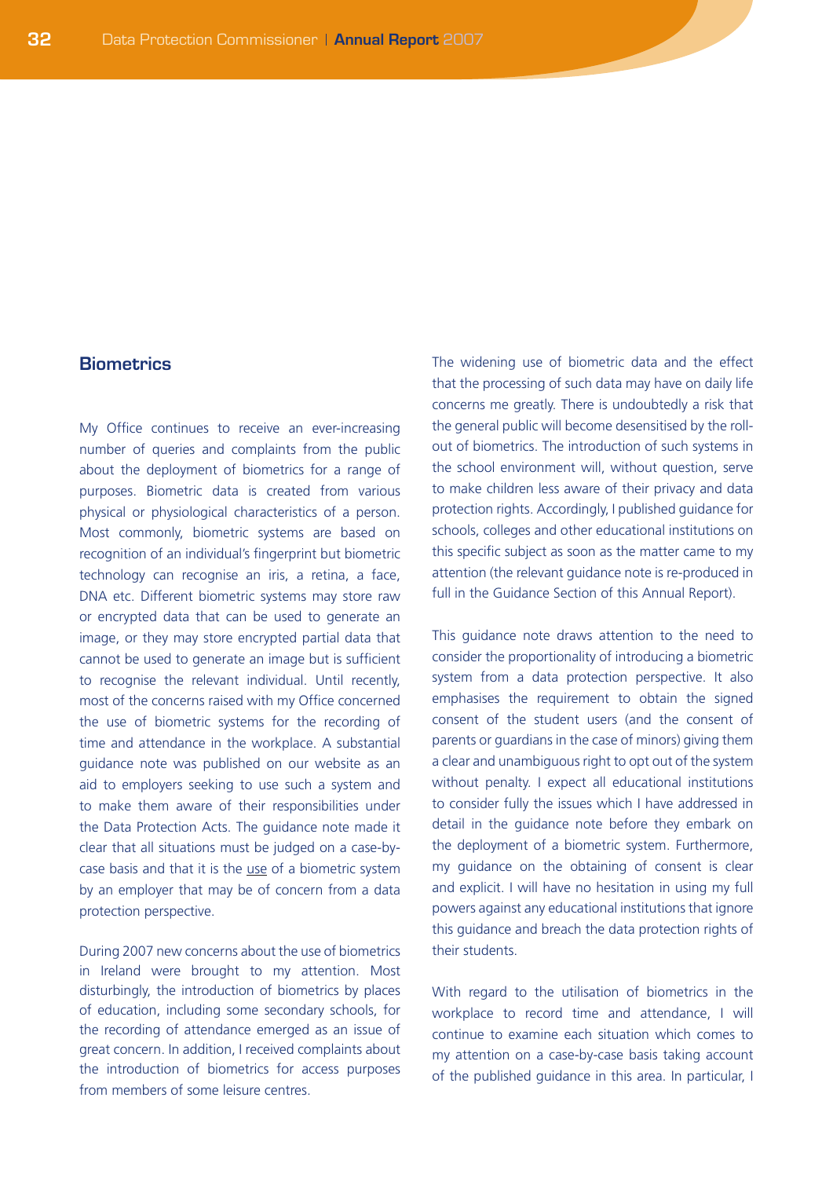## Biometrics

My Office continues to receive an ever-increasing number of queries and complaints from the public about the deployment of biometrics for a range of purposes. Biometric data is created from various physical or physiological characteristics of a person. Most commonly, biometric systems are based on recognition of an individual's fingerprint but biometric technology can recognise an iris, a retina, a face, DNA etc. Different biometric systems may store raw or encrypted data that can be used to generate an image, or they may store encrypted partial data that cannot be used to generate an image but is sufficient to recognise the relevant individual. Until recently, most of the concerns raised with my Office concerned the use of biometric systems for the recording of time and attendance in the workplace. A substantial guidance note was published on our website as an aid to employers seeking to use such a system and to make them aware of their responsibilities under the Data Protection Acts. The guidance note made it clear that all situations must be judged on a case-by-case basis and that it is the use of a biometric system by an employer that may be of concern from a data protection perspective.

During 2007 new concerns about the use of biometrics in Ireland were brought to my attention. Most disturbingly, the introduction of biometrics by places of education, including some secondary schools, for the recording of attendance emerged as an issue of great concern. In addition, I received complaints about the introduction of biometrics for access purposes from members of some leisure centres.

The widening use of biometric data and the effect that the processing of such data may have on daily life concerns me greatly. There is undoubtedly a risk that the general public will become desensitised by the roll-out of biometrics. The introduction of such systems in the school environment will, without question, serve to make children less aware of their privacy and data protection rights. Accordingly, I published guidance for schools, colleges and other educational institutions on this specific subject as soon as the matter came to my attention (the relevant guidance note is re-produced in full in the Guidance Section of this Annual Report).

This guidance note draws attention to the need to consider the proportionality of introducing a biometric system from a data protection perspective. It also emphasises the requirement to obtain the signed consent of the student users (and the consent of parents or guardians in the case of minors) giving them a clear and unambiguous right to opt out of the system without penalty. I expect all educational institutions to consider fully the issues which I have addressed in detail in the guidance note before they embark on the deployment of a biometric system. Furthermore, my guidance on the obtaining of consent is clear and explicit. I will have no hesitation in using my full powers against any educational institutions that ignore this guidance and breach the data protection rights of their students.

With regard to the utilisation of biometrics in the workplace to record time and attendance, I will continue to examine each situation which comes to my attention on a case-by-case basis taking account of the published guidance in this area. In particular, I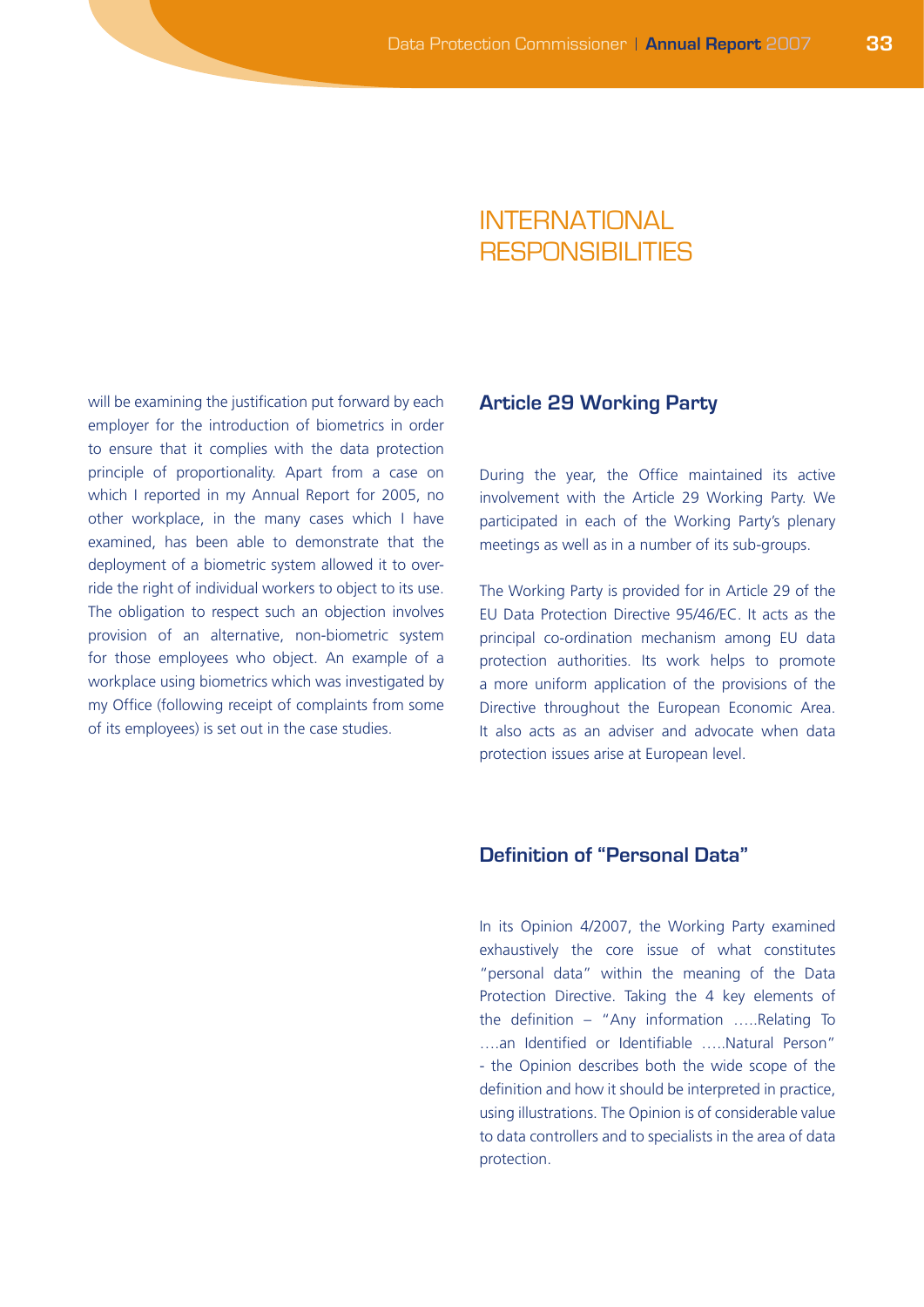will be examining the justification put forward by each employer for the introduction of biometrics in order to ensure that it complies with the data protection principle of proportionality. Apart from a case on which I reported in my Annual Report for 2005, no other workplace, in the many cases which I have examined, has been able to demonstrate that the deployment of a biometric system allowed it to over-ride the right of individual workers to object to its use. The obligation to respect such an objection involves provision of an alternative, non-biometric system for those employees who object. An example of a workplace using biometrics which was investigated by my Office (following receipt of complaints from some of its employees) is set out in the case studies.

# INTERNATIONAL RESPONSIBILITIES

## Article 29 Working Party

During the year, the Office maintained its active involvement with the Article 29 Working Party. We participated in each of the Working Party's plenary meetings as well as in a number of its sub-groups.

The Working Party is provided for in Article 29 of the EU Data Protection Directive 95/46/EC. It acts as the principal co-ordination mechanism among EU data protection authorities. Its work helps to promote a more uniform application of the provisions of the Directive throughout the European Economic Area. It also acts as an adviser and advocate when data protection issues arise at European level.

## Definition of "Personal Data"

In its Opinion 4/2007, the Working Party examined exhaustively the core issue of what constitutes "personal data" within the meaning of the Data Protection Directive. Taking the 4 key elements of the definition – "Any information …..Relating To ….an Identified or Identifiable …..Natural Person" - the Opinion describes both the wide scope of the definition and how it should be interpreted in practice, using illustrations. The Opinion is of considerable value to data controllers and to specialists in the area of data protection.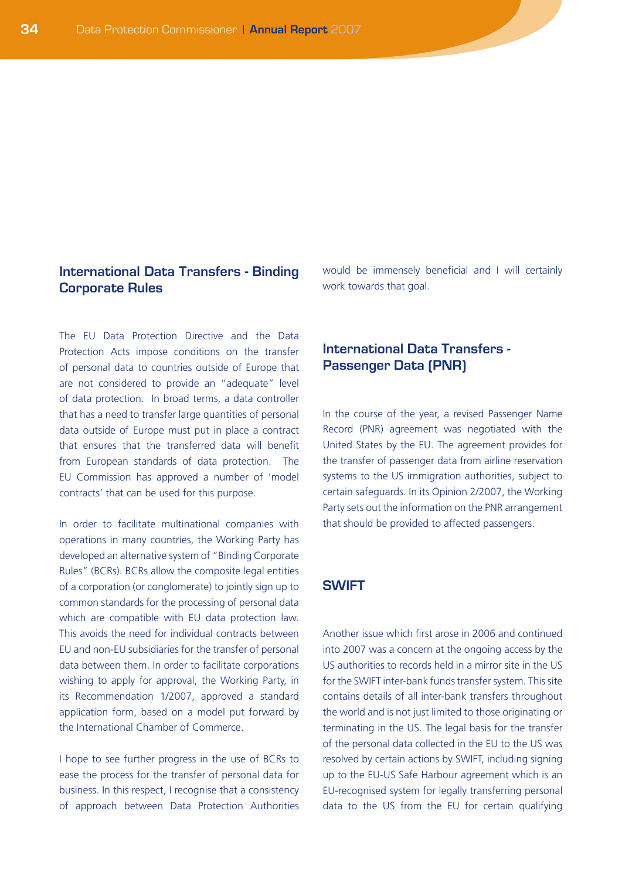## International Data Transfers - Binding Corporate Rules

The EU Data Protection Directive and the Data Protection Acts impose conditions on the transfer of personal data to countries outside of Europe that are not considered to provide an "adequate" level of data protection. In broad terms, a data controller that has a need to transfer large quantities of personal data outside of Europe must put in place a contract that ensures that the transferred data will benefit from European standards of data protection. The EU Commission has approved a number of 'model contracts' that can be used for this purpose.

In order to facilitate multinational companies with operations in many countries, the Working Party has developed an alternative system of "Binding Corporate Rules" (BCRs). BCRs allow the composite legal entities of a corporation (or conglomerate) to jointly sign up to common standards for the processing of personal data which are compatible with EU data protection law. This avoids the need for individual contracts between EU and non-EU subsidiaries for the transfer of personal data between them. In order to facilitate corporations wishing to apply for approval, the Working Party, in its Recommendation 1/2007, approved a standard application form, based on a model put forward by the International Chamber of Commerce.

I hope to see further progress in the use of BCRs to ease the process for the transfer of personal data for business. In this respect, I recognise that a consistency of approach between Data Protection Authorities would be immensely beneficial and I will certainly work towards that goal.

## International Data Transfers - Passenger Data (PNR)

In the course of the year, a revised Passenger Name Record (PNR) agreement was negotiated with the United States by the EU. The agreement provides for the transfer of passenger data from airline reservation systems to the US immigration authorities, subject to certain safeguards. In its Opinion 2/2007, the Working Party sets out the information on the PNR arrangement that should be provided to affected passengers.

## SWIFT

Another issue which first arose in 2006 and continued into 2007 was a concern at the ongoing access by the US authorities to records held in a mirror site in the US for the SWIFT inter-bank funds transfer system. This site contains details of all inter-bank transfers throughout the world and is not just limited to those originating or terminating in the US. The legal basis for the transfer of the personal data collected in the EU to the US was resolved by certain actions by SWIFT, including signing up to the EU-US Safe Harbour agreement which is an EU-recognised system for legally transferring personal data to the US from the EU for certain qualifying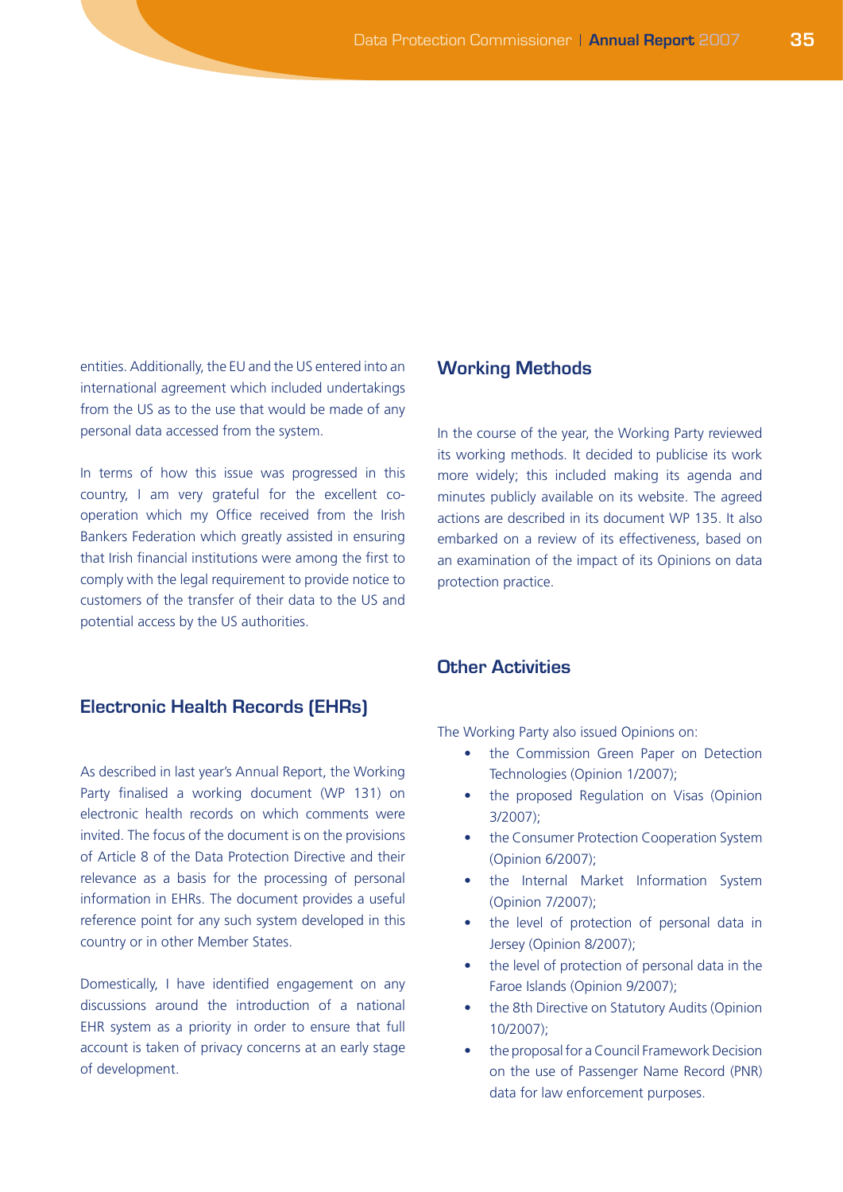entities. Additionally, the EU and the US entered into an international agreement which included undertakings from the US as to the use that would be made of any personal data accessed from the system.

In terms of how this issue was progressed in this country, I am very grateful for the excellent co-operation which my Office received from the Irish Bankers Federation which greatly assisted in ensuring that Irish financial institutions were among the first to comply with the legal requirement to provide notice to customers of the transfer of their data to the US and potential access by the US authorities.

## Electronic Health Records (EHRs)

As described in last year's Annual Report, the Working Party finalised a working document (WP 131) on electronic health records on which comments were invited. The focus of the document is on the provisions of Article 8 of the Data Protection Directive and their relevance as a basis for the processing of personal information in EHRs. The document provides a useful reference point for any such system developed in this country or in other Member States.

Domestically, I have identified engagement on any discussions around the introduction of a national EHR system as a priority in order to ensure that full account is taken of privacy concerns at an early stage of development.

## Working Methods

In the course of the year, the Working Party reviewed its working methods. It decided to publicise its work more widely; this included making its agenda and minutes publicly available on its website. The agreed actions are described in its document WP 135. It also embarked on a review of its effectiveness, based on an examination of the impact of its Opinions on data protection practice.

## Other Activities

The Working Party also issued Opinions on:

- the Commission Green Paper on Detection Technologies (Opinion 1/2007);
- the proposed Regulation on Visas (Opinion 3/2007);
- the Consumer Protection Cooperation System (Opinion 6/2007);
- the Internal Market Information System (Opinion 7/2007);
- the level of protection of personal data in Jersey (Opinion 8/2007);
- the level of protection of personal data in the Faroe Islands (Opinion 9/2007);
- the 8th Directive on Statutory Audits (Opinion 10/2007);
- the proposal for a Council Framework Decision on the use of Passenger Name Record (PNR) data for law enforcement purposes.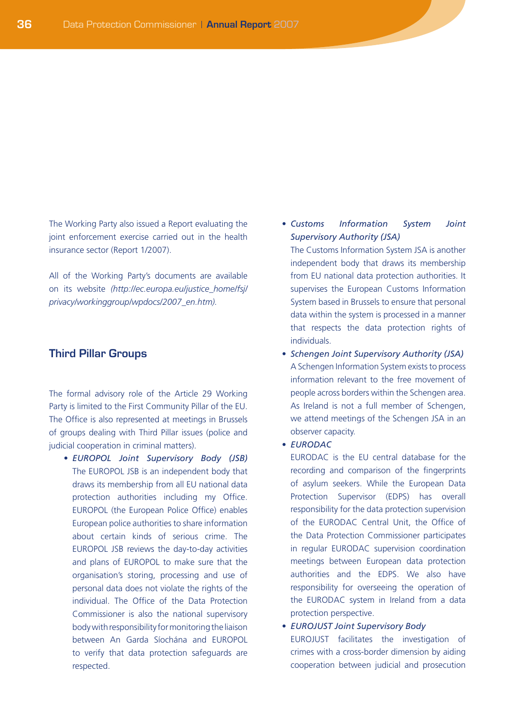The Working Party also issued a Report evaluating the joint enforcement exercise carried out in the health insurance sector (Report 1/2007).

All of the Working Party's documents are available on its website *(http://ec.europa.eu/justice_home/fsj/privacy/workinggroup/wpdocs/2007_en.htm).*

## Third Pillar Groups

The formal advisory role of the Article 29 Working Party is limited to the First Community Pillar of the EU. The Office is also represented at meetings in Brussels of groups dealing with Third Pillar issues (police and judicial cooperation in criminal matters).

- *EUROPOL Joint Supervisory Body (JSB)*
  The EUROPOL JSB is an independent body that draws its membership from all EU national data protection authorities including my Office. EUROPOL (the European Police Office) enables European police authorities to share information about certain kinds of serious crime. The EUROPOL JSB reviews the day-to-day activities and plans of EUROPOL to make sure that the organisation's storing, processing and use of personal data does not violate the rights of the individual. The Office of the Data Protection Commissioner is also the national supervisory body with responsibility for monitoring the liaison between An Garda Síochána and EUROPOL to verify that data protection safeguards are respected.
- *Customs Information System Joint Supervisory Authority (JSA)*
  The Customs Information System JSA is another independent body that draws its membership from EU national data protection authorities. It supervises the European Customs Information System based in Brussels to ensure that personal data within the system is processed in a manner that respects the data protection rights of individuals.
- *Schengen Joint Supervisory Authority (JSA)*
  A Schengen Information System exists to process information relevant to the free movement of people across borders within the Schengen area. As Ireland is not a full member of Schengen, we attend meetings of the Schengen JSA in an observer capacity.
- *EURODAC*
  EURODAC is the EU central database for the recording and comparison of the fingerprints of asylum seekers. While the European Data Protection Supervisor (EDPS) has overall responsibility for the data protection supervision of the EURODAC Central Unit, the Office of the Data Protection Commissioner participates in regular EURODAC supervision coordination meetings between European data protection authorities and the EDPS. We also have responsibility for overseeing the operation of the EURODAC system in Ireland from a data protection perspective.
- *EUROJUST Joint Supervisory Body*
  EUROJUST facilitates the investigation of crimes with a cross-border dimension by aiding cooperation between judicial and prosecution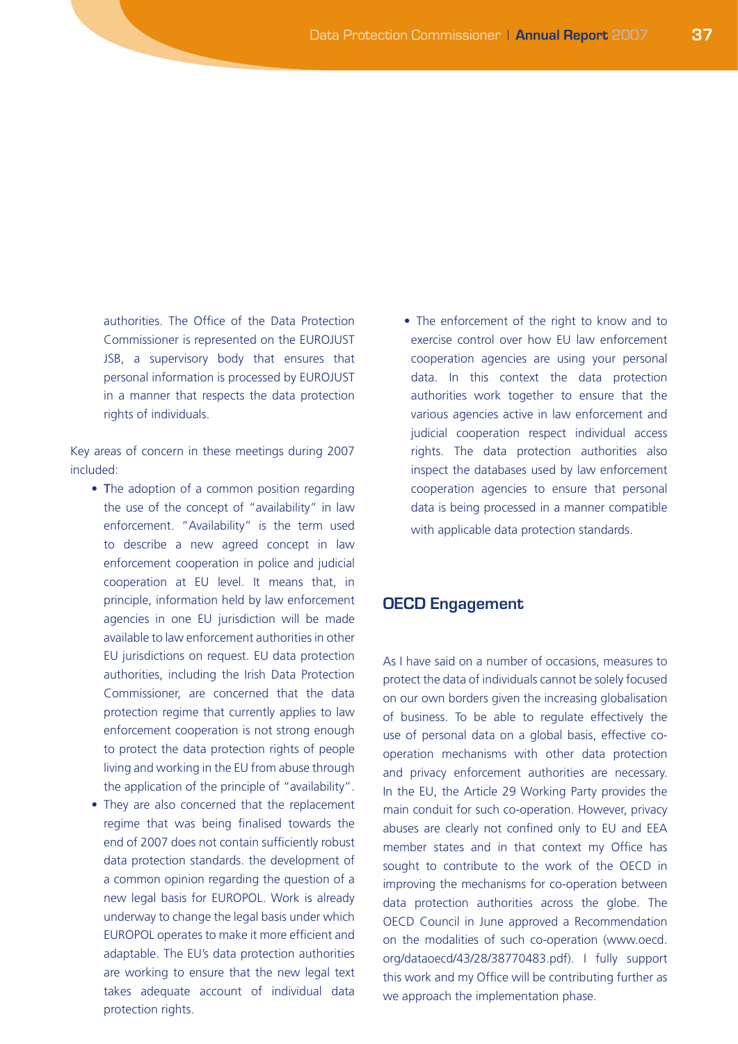authorities. The Office of the Data Protection Commissioner is represented on the EUROJUST JSB, a supervisory body that ensures that personal information is processed by EUROJUST in a manner that respects the data protection rights of individuals.

Key areas of concern in these meetings during 2007 included:

- The adoption of a common position regarding the use of the concept of "availability" in law enforcement. "Availability" is the term used to describe a new agreed concept in law enforcement cooperation in police and judicial cooperation at EU level. It means that, in principle, information held by law enforcement agencies in one EU jurisdiction will be made available to law enforcement authorities in other EU jurisdictions on request. EU data protection authorities, including the Irish Data Protection Commissioner, are concerned that the data protection regime that currently applies to law enforcement cooperation is not strong enough to protect the data protection rights of people living and working in the EU from abuse through the application of the principle of "availability".
- They are also concerned that the replacement regime that was being finalised towards the end of 2007 does not contain sufficiently robust data protection standards. the development of a common opinion regarding the question of a new legal basis for EUROPOL. Work is already underway to change the legal basis under which EUROPOL operates to make it more efficient and adaptable. The EU's data protection authorities are working to ensure that the new legal text takes adequate account of individual data protection rights.
- The enforcement of the right to know and to exercise control over how EU law enforcement cooperation agencies are using your personal data. In this context the data protection authorities work together to ensure that the various agencies active in law enforcement and judicial cooperation respect individual access rights. The data protection authorities also inspect the databases used by law enforcement cooperation agencies to ensure that personal data is being processed in a manner compatible with applicable data protection standards.

## OECD Engagement

As I have said on a number of occasions, measures to protect the data of individuals cannot be solely focused on our own borders given the increasing globalisation of business. To be able to regulate effectively the use of personal data on a global basis, effective co-operation mechanisms with other data protection and privacy enforcement authorities are necessary. In the EU, the Article 29 Working Party provides the main conduit for such co-operation. However, privacy abuses are clearly not confined only to EU and EEA member states and in that context my Office has sought to contribute to the work of the OECD in improving the mechanisms for co-operation between data protection authorities across the globe. The OECD Council in June approved a Recommendation on the modalities of such co-operation (www.oecd.org/dataoecd/43/28/38770483.pdf). I fully support this work and my Office will be contributing further as we approach the implementation phase.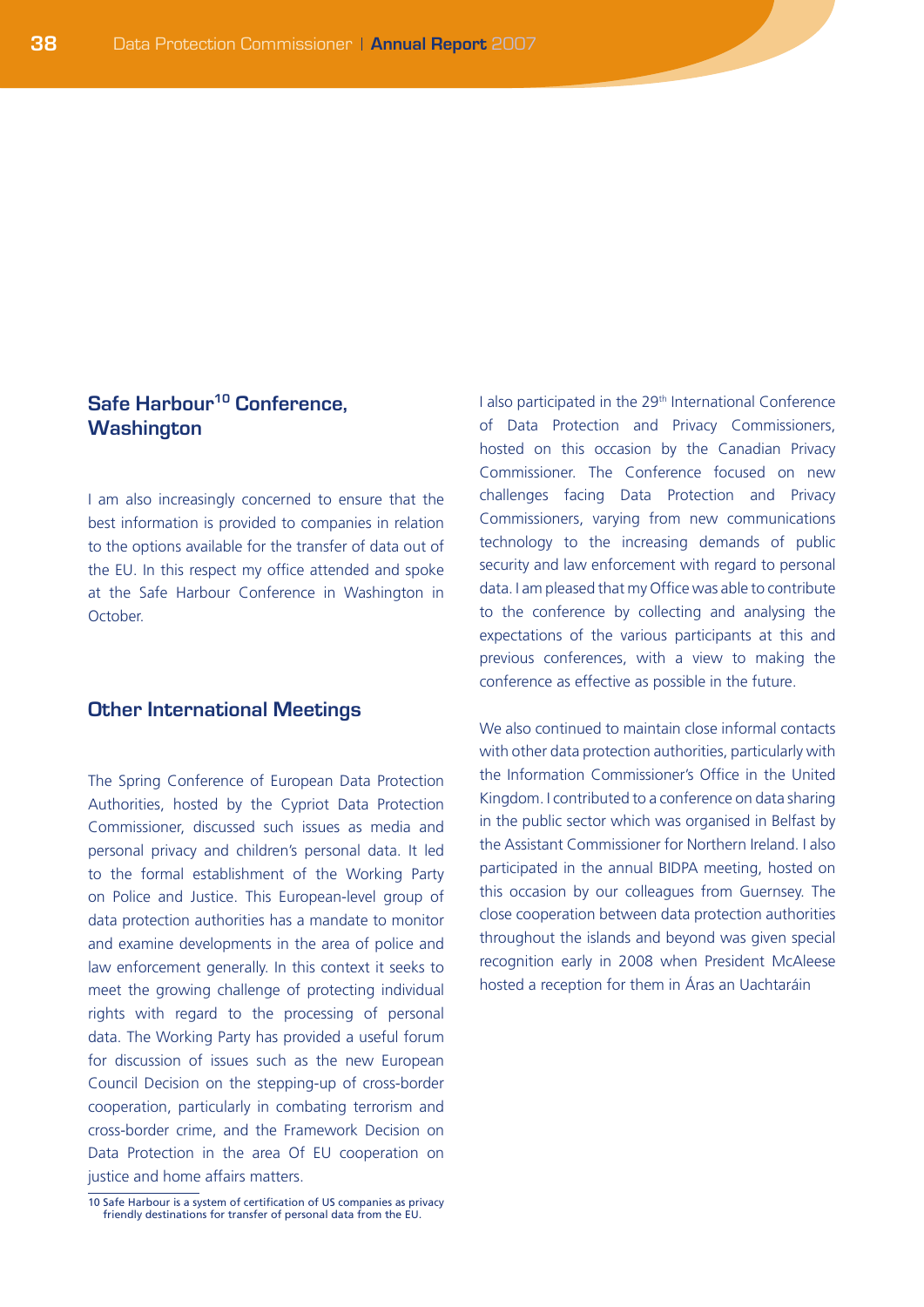## Safe Harbour[10] Conference, Washington

I am also increasingly concerned to ensure that the best information is provided to companies in relation to the options available for the transfer of data out of the EU. In this respect my office attended and spoke at the Safe Harbour Conference in Washington in October.

## Other International Meetings

The Spring Conference of European Data Protection Authorities, hosted by the Cypriot Data Protection Commissioner, discussed such issues as media and personal privacy and children's personal data. It led to the formal establishment of the Working Party on Police and Justice. This European-level group of data protection authorities has a mandate to monitor and examine developments in the area of police and law enforcement generally. In this context it seeks to meet the growing challenge of protecting individual rights with regard to the processing of personal data. The Working Party has provided a useful forum for discussion of issues such as the new European Council Decision on the stepping-up of cross-border cooperation, particularly in combating terrorism and cross-border crime, and the Framework Decision on Data Protection in the area Of EU cooperation on justice and home affairs matters.

I also participated in the 29th International Conference of Data Protection and Privacy Commissioners, hosted on this occasion by the Canadian Privacy Commissioner. The Conference focused on new challenges facing Data Protection and Privacy Commissioners, varying from new communications technology to the increasing demands of public security and law enforcement with regard to personal data. I am pleased that my Office was able to contribute to the conference by collecting and analysing the expectations of the various participants at this and previous conferences, with a view to making the conference as effective as possible in the future.

We also continued to maintain close informal contacts with other data protection authorities, particularly with the Information Commissioner's Office in the United Kingdom. I contributed to a conference on data sharing in the public sector which was organised in Belfast by the Assistant Commissioner for Northern Ireland. I also participated in the annual BIDPA meeting, hosted on this occasion by our colleagues from Guernsey. The close cooperation between data protection authorities throughout the islands and beyond was given special recognition early in 2008 when President McAleese hosted a reception for them in Áras an Uachtaráin

10 Safe Harbour is a system of certification of US companies as privacy friendly destinations for transfer of personal data from the EU.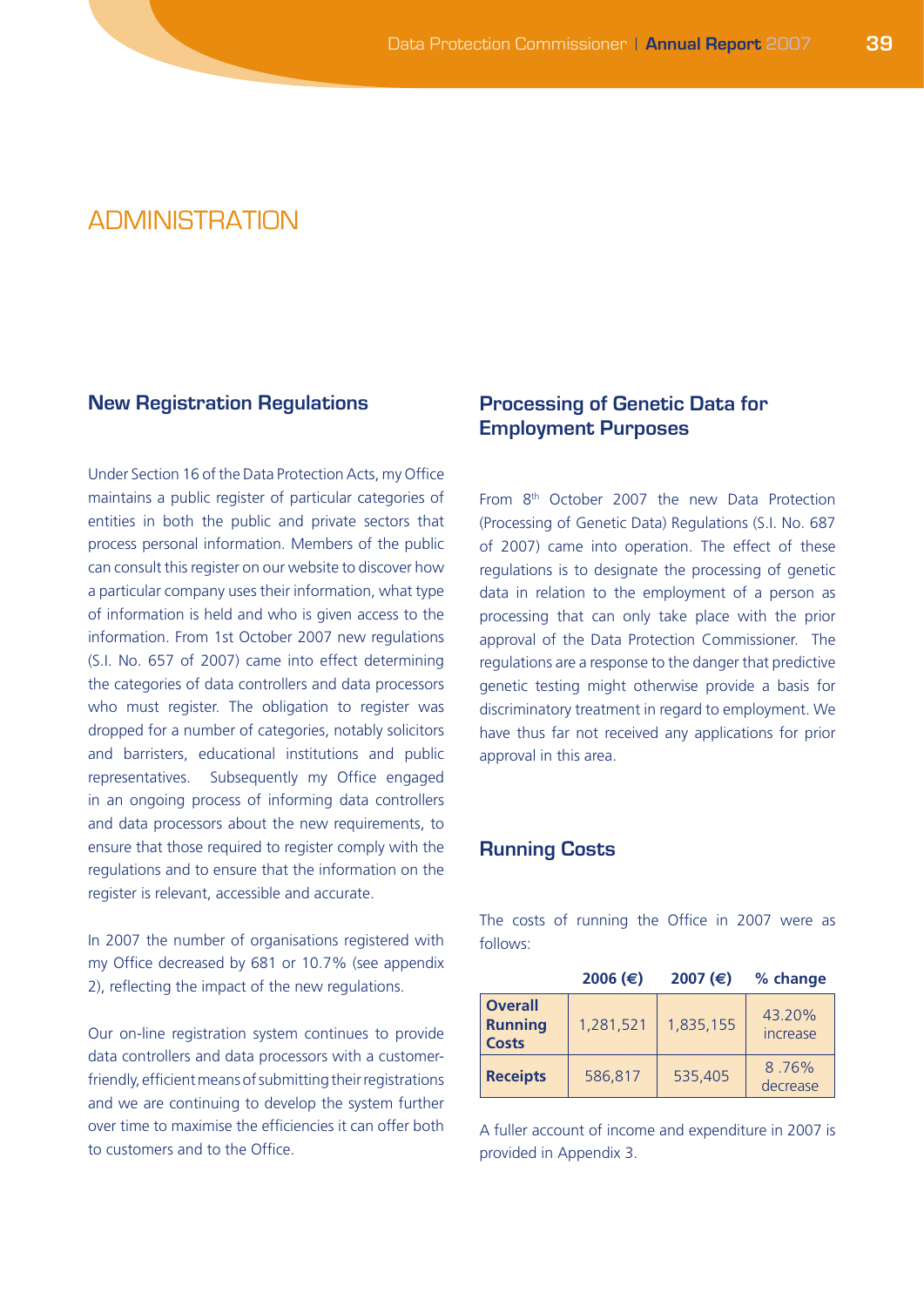# ADMINISTRATION

## New Registration Regulations

Under Section 16 of the Data Protection Acts, my Office maintains a public register of particular categories of entities in both the public and private sectors that process personal information. Members of the public can consult this register on our website to discover how a particular company uses their information, what type of information is held and who is given access to the information. From 1st October 2007 new regulations (S.I. No. 657 of 2007) came into effect determining the categories of data controllers and data processors who must register. The obligation to register was dropped for a number of categories, notably solicitors and barristers, educational institutions and public representatives. Subsequently my Office engaged in an ongoing process of informing data controllers and data processors about the new requirements, to ensure that those required to register comply with the regulations and to ensure that the information on the register is relevant, accessible and accurate.

In 2007 the number of organisations registered with my Office decreased by 681 or 10.7% (see appendix 2), reflecting the impact of the new regulations.

Our on-line registration system continues to provide data controllers and data processors with a customer-friendly, efficient means of submitting their registrations and we are continuing to develop the system further over time to maximise the efficiencies it can offer both to customers and to the Office.

## Processing of Genetic Data for Employment Purposes

From 8th October 2007 the new Data Protection (Processing of Genetic Data) Regulations (S.I. No. 687 of 2007) came into operation. The effect of these regulations is to designate the processing of genetic data in relation to the employment of a person as processing that can only take place with the prior approval of the Data Protection Commissioner. The regulations are a response to the danger that predictive genetic testing might otherwise provide a basis for discriminatory treatment in regard to employment. We have thus far not received any applications for prior approval in this area.

## Running Costs

The costs of running the Office in 2007 were as follows:

| | 2006 (€) | 2007 (€) | % change |
|---|---|---|---|
| **Overall Running Costs** | 1,281,521 | 1,835,155 | 43.20% increase |
| **Receipts** | 586,817 | 535,405 | 8 .76% decrease |

A fuller account of income and expenditure in 2007 is provided in Appendix 3.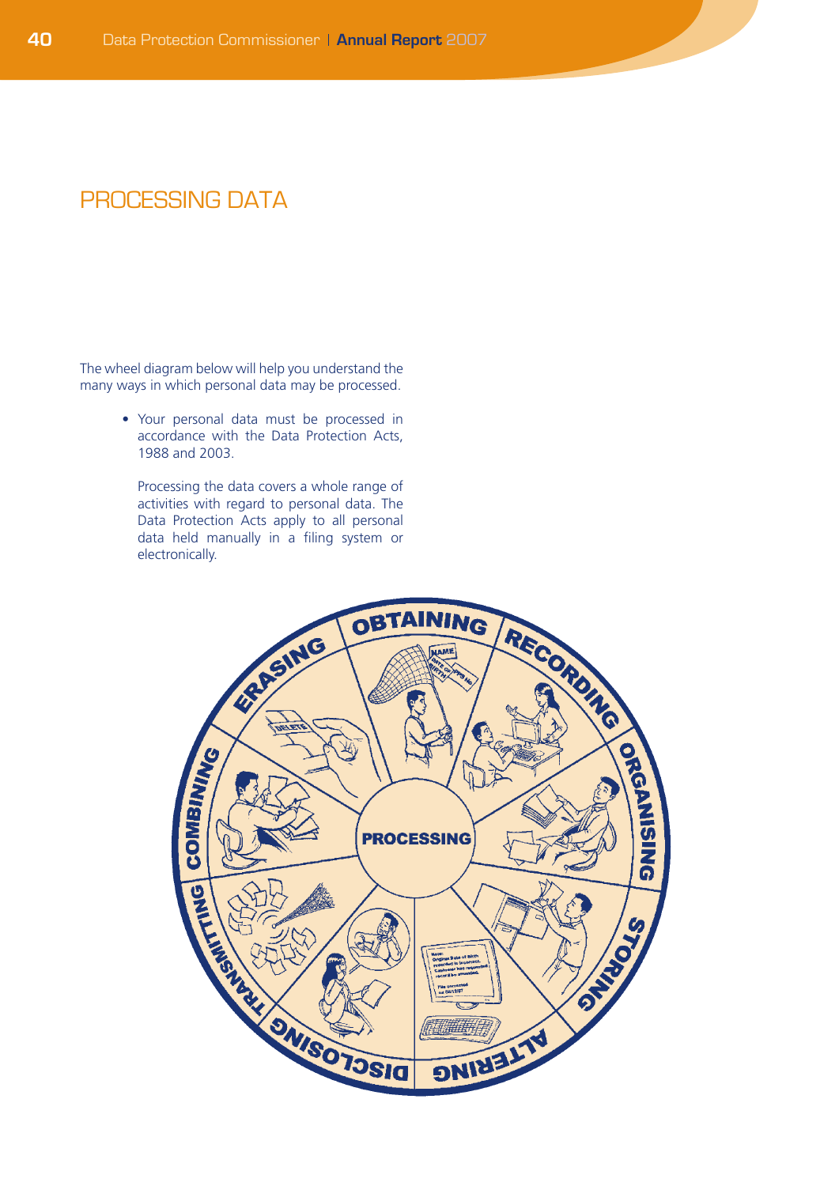# PROCESSING DATA

The wheel diagram below will help you understand the many ways in which personal data may be processed.

- Your personal data must be processed in accordance with the Data Protection Acts, 1988 and 2003.

  Processing the data covers a whole range of activities with regard to personal data. The Data Protection Acts apply to all personal data held manually in a filing system or electronically.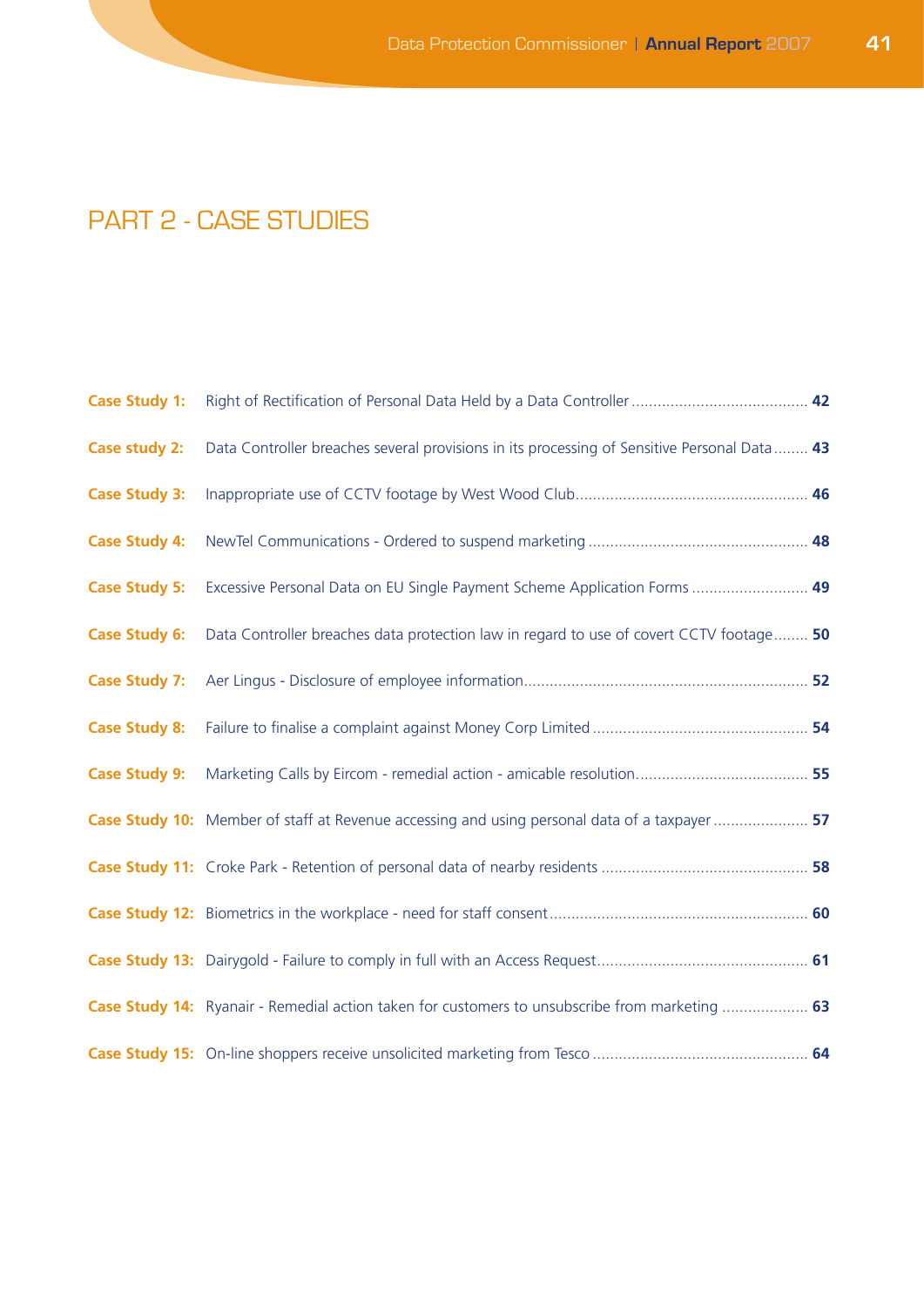# PART 2 - CASE STUDIES

| | | |
|---|---|---|
| **Case Study 1:** | Right of Rectification of Personal Data Held by a Data Controller | **42** |
| **Case study 2:** | Data Controller breaches several provisions in its processing of Sensitive Personal Data | **43** |
| **Case Study 3:** | Inappropriate use of CCTV footage by West Wood Club | **46** |
| **Case Study 4:** | NewTel Communications - Ordered to suspend marketing | **48** |
| **Case Study 5:** | Excessive Personal Data on EU Single Payment Scheme Application Forms | **49** |
| **Case Study 6:** | Data Controller breaches data protection law in regard to use of covert CCTV footage | **50** |
| **Case Study 7:** | Aer Lingus - Disclosure of employee information | **52** |
| **Case Study 8:** | Failure to finalise a complaint against Money Corp Limited | **54** |
| **Case Study 9:** | Marketing Calls by Eircom - remedial action - amicable resolution | **55** |
| **Case Study 10:** | Member of staff at Revenue accessing and using personal data of a taxpayer | **57** |
| **Case Study 11:** | Croke Park - Retention of personal data of nearby residents | **58** |
| **Case Study 12:** | Biometrics in the workplace - need for staff consent | **60** |
| **Case Study 13:** | Dairygold - Failure to comply in full with an Access Request | **61** |
| **Case Study 14:** | Ryanair - Remedial action taken for customers to unsubscribe from marketing | **63** |
| **Case Study 15:** | On-line shoppers receive unsolicited marketing from Tesco | **64** |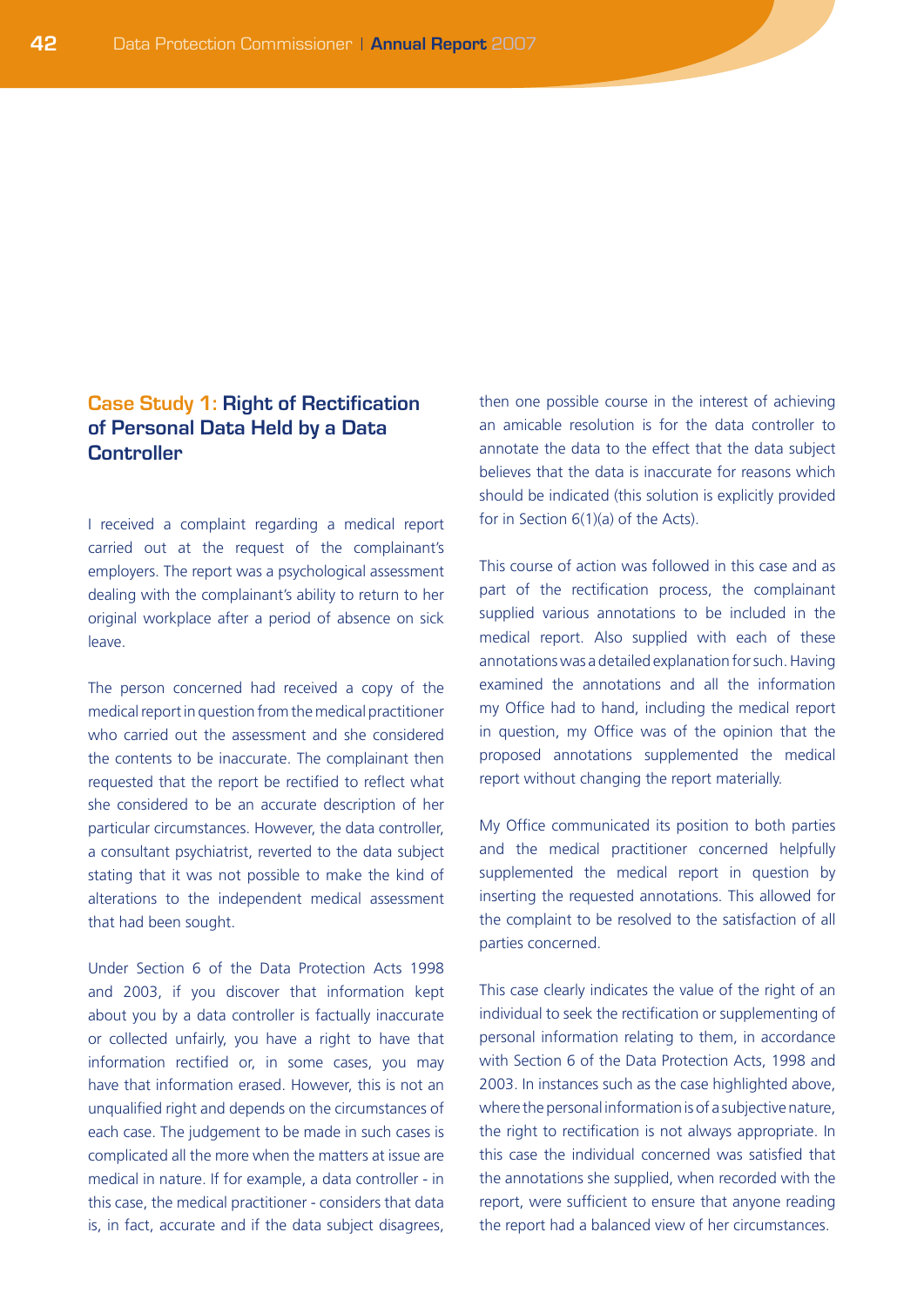## Case Study 1: Right of Rectification of Personal Data Held by a Data Controller

I received a complaint regarding a medical report carried out at the request of the complainant's employers. The report was a psychological assessment dealing with the complainant's ability to return to her original workplace after a period of absence on sick leave.

The person concerned had received a copy of the medical report in question from the medical practitioner who carried out the assessment and she considered the contents to be inaccurate. The complainant then requested that the report be rectified to reflect what she considered to be an accurate description of her particular circumstances. However, the data controller, a consultant psychiatrist, reverted to the data subject stating that it was not possible to make the kind of alterations to the independent medical assessment that had been sought.

Under Section 6 of the Data Protection Acts 1998 and 2003, if you discover that information kept about you by a data controller is factually inaccurate or collected unfairly, you have a right to have that information rectified or, in some cases, you may have that information erased. However, this is not an unqualified right and depends on the circumstances of each case. The judgement to be made in such cases is complicated all the more when the matters at issue are medical in nature. If for example, a data controller - in this case, the medical practitioner - considers that data is, in fact, accurate and if the data subject disagrees, then one possible course in the interest of achieving an amicable resolution is for the data controller to annotate the data to the effect that the data subject believes that the data is inaccurate for reasons which should be indicated (this solution is explicitly provided for in Section 6(1)(a) of the Acts).

This course of action was followed in this case and as part of the rectification process, the complainant supplied various annotations to be included in the medical report. Also supplied with each of these annotations was a detailed explanation for such. Having examined the annotations and all the information my Office had to hand, including the medical report in question, my Office was of the opinion that the proposed annotations supplemented the medical report without changing the report materially.

My Office communicated its position to both parties and the medical practitioner concerned helpfully supplemented the medical report in question by inserting the requested annotations. This allowed for the complaint to be resolved to the satisfaction of all parties concerned.

This case clearly indicates the value of the right of an individual to seek the rectification or supplementing of personal information relating to them, in accordance with Section 6 of the Data Protection Acts, 1998 and 2003. In instances such as the case highlighted above, where the personal information is of a subjective nature, the right to rectification is not always appropriate. In this case the individual concerned was satisfied that the annotations she supplied, when recorded with the report, were sufficient to ensure that anyone reading the report had a balanced view of her circumstances.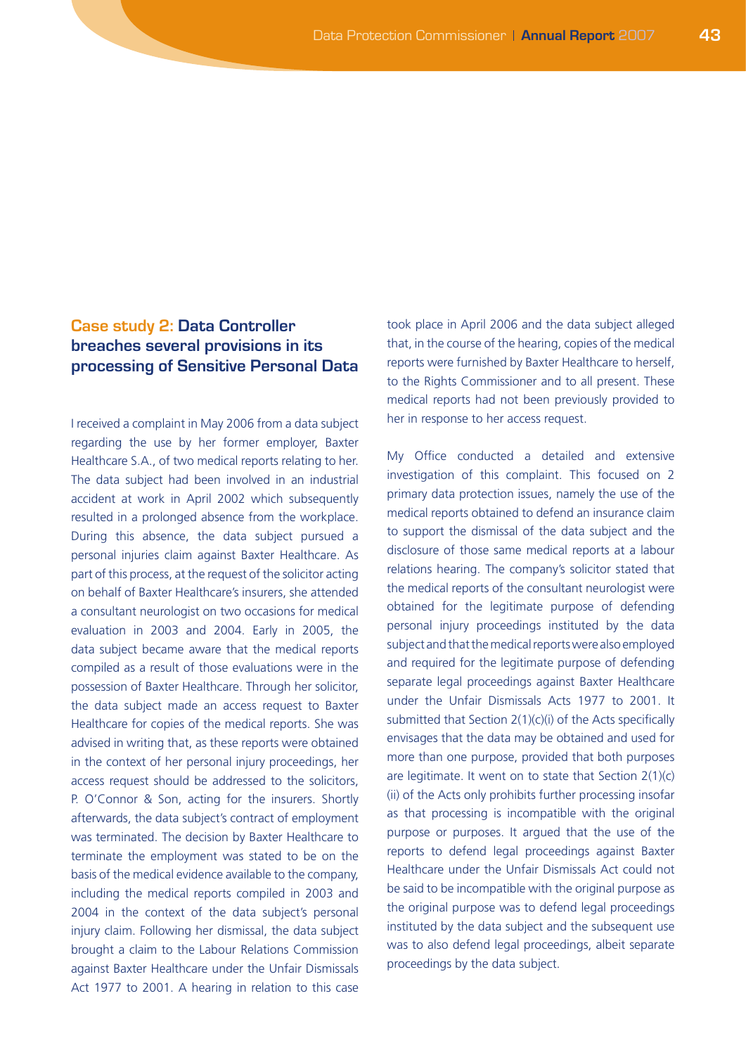## Case study 2: Data Controller breaches several provisions in its processing of Sensitive Personal Data

I received a complaint in May 2006 from a data subject regarding the use by her former employer, Baxter Healthcare S.A., of two medical reports relating to her. The data subject had been involved in an industrial accident at work in April 2002 which subsequently resulted in a prolonged absence from the workplace. During this absence, the data subject pursued a personal injuries claim against Baxter Healthcare. As part of this process, at the request of the solicitor acting on behalf of Baxter Healthcare's insurers, she attended a consultant neurologist on two occasions for medical evaluation in 2003 and 2004. Early in 2005, the data subject became aware that the medical reports compiled as a result of those evaluations were in the possession of Baxter Healthcare. Through her solicitor, the data subject made an access request to Baxter Healthcare for copies of the medical reports. She was advised in writing that, as these reports were obtained in the context of her personal injury proceedings, her access request should be addressed to the solicitors, P. O'Connor & Son, acting for the insurers. Shortly afterwards, the data subject's contract of employment was terminated. The decision by Baxter Healthcare to terminate the employment was stated to be on the basis of the medical evidence available to the company, including the medical reports compiled in 2003 and 2004 in the context of the data subject's personal injury claim. Following her dismissal, the data subject brought a claim to the Labour Relations Commission against Baxter Healthcare under the Unfair Dismissals Act 1977 to 2001. A hearing in relation to this case took place in April 2006 and the data subject alleged that, in the course of the hearing, copies of the medical reports were furnished by Baxter Healthcare to herself, to the Rights Commissioner and to all present. These medical reports had not been previously provided to her in response to her access request.

My Office conducted a detailed and extensive investigation of this complaint. This focused on 2 primary data protection issues, namely the use of the medical reports obtained to defend an insurance claim to support the dismissal of the data subject and the disclosure of those same medical reports at a labour relations hearing. The company's solicitor stated that the medical reports of the consultant neurologist were obtained for the legitimate purpose of defending personal injury proceedings instituted by the data subject and that the medical reports were also employed and required for the legitimate purpose of defending separate legal proceedings against Baxter Healthcare under the Unfair Dismissals Acts 1977 to 2001. It submitted that Section 2(1)(c)(i) of the Acts specifically envisages that the data may be obtained and used for more than one purpose, provided that both purposes are legitimate. It went on to state that Section 2(1)(c)(ii) of the Acts only prohibits further processing insofar as that processing is incompatible with the original purpose or purposes. It argued that the use of the reports to defend legal proceedings against Baxter Healthcare under the Unfair Dismissals Act could not be said to be incompatible with the original purpose as the original purpose was to defend legal proceedings instituted by the data subject and the subsequent use was to also defend legal proceedings, albeit separate proceedings by the data subject.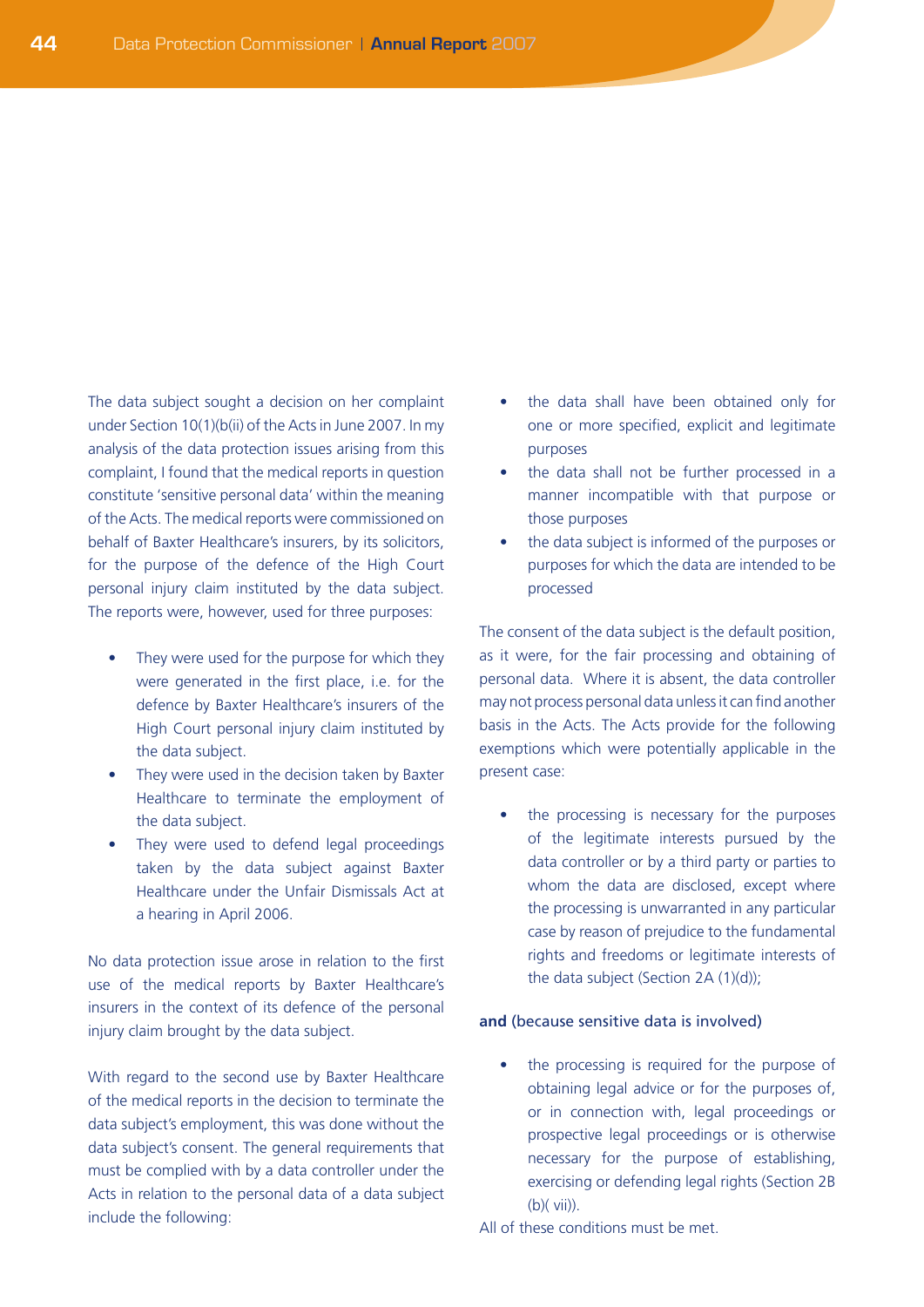The data subject sought a decision on her complaint under Section 10(1)(b(ii) of the Acts in June 2007. In my analysis of the data protection issues arising from this complaint, I found that the medical reports in question constitute 'sensitive personal data' within the meaning of the Acts. The medical reports were commissioned on behalf of Baxter Healthcare's insurers, by its solicitors, for the purpose of the defence of the High Court personal injury claim instituted by the data subject. The reports were, however, used for three purposes:

- They were used for the purpose for which they were generated in the first place, i.e. for the defence by Baxter Healthcare's insurers of the High Court personal injury claim instituted by the data subject.
- They were used in the decision taken by Baxter Healthcare to terminate the employment of the data subject.
- They were used to defend legal proceedings taken by the data subject against Baxter Healthcare under the Unfair Dismissals Act at a hearing in April 2006.

No data protection issue arose in relation to the first use of the medical reports by Baxter Healthcare's insurers in the context of its defence of the personal injury claim brought by the data subject.

With regard to the second use by Baxter Healthcare of the medical reports in the decision to terminate the data subject's employment, this was done without the data subject's consent. The general requirements that must be complied with by a data controller under the Acts in relation to the personal data of a data subject include the following:

- the data shall have been obtained only for one or more specified, explicit and legitimate purposes
- the data shall not be further processed in a manner incompatible with that purpose or those purposes
- the data subject is informed of the purposes or purposes for which the data are intended to be processed

The consent of the data subject is the default position, as it were, for the fair processing and obtaining of personal data. Where it is absent, the data controller may not process personal data unless it can find another basis in the Acts. The Acts provide for the following exemptions which were potentially applicable in the present case:

- the processing is necessary for the purposes of the legitimate interests pursued by the data controller or by a third party or parties to whom the data are disclosed, except where the processing is unwarranted in any particular case by reason of prejudice to the fundamental rights and freedoms or legitimate interests of the data subject (Section 2A (1)(d));

**and** (because sensitive data is involved)

- the processing is required for the purpose of obtaining legal advice or for the purposes of, or in connection with, legal proceedings or prospective legal proceedings or is otherwise necessary for the purpose of establishing, exercising or defending legal rights (Section 2B (b)( vii)).

All of these conditions must be met.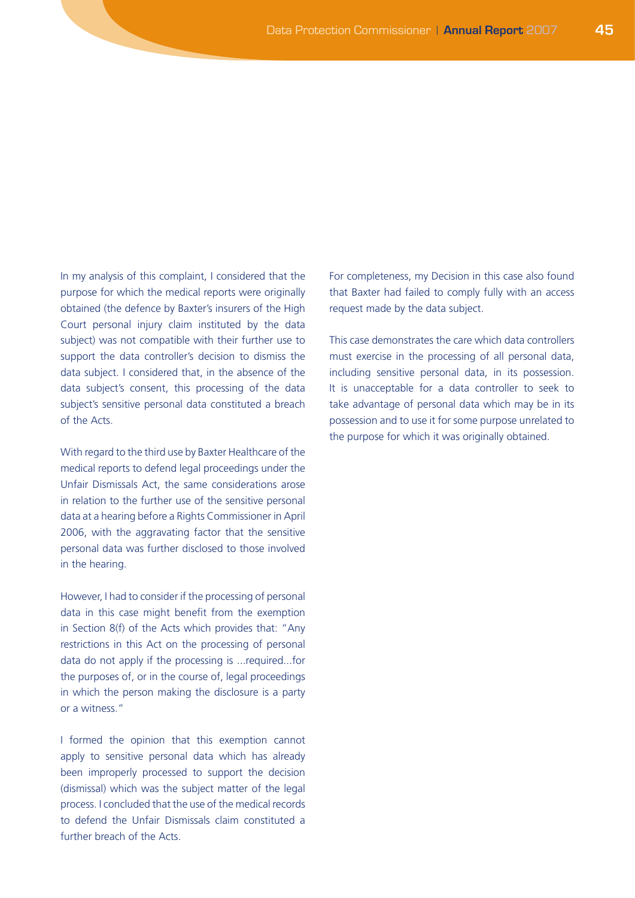In my analysis of this complaint, I considered that the purpose for which the medical reports were originally obtained (the defence by Baxter's insurers of the High Court personal injury claim instituted by the data subject) was not compatible with their further use to support the data controller's decision to dismiss the data subject. I considered that, in the absence of the data subject's consent, this processing of the data subject's sensitive personal data constituted a breach of the Acts.

With regard to the third use by Baxter Healthcare of the medical reports to defend legal proceedings under the Unfair Dismissals Act, the same considerations arose in relation to the further use of the sensitive personal data at a hearing before a Rights Commissioner in April 2006, with the aggravating factor that the sensitive personal data was further disclosed to those involved in the hearing.

However, I had to consider if the processing of personal data in this case might benefit from the exemption in Section 8(f) of the Acts which provides that: "Any restrictions in this Act on the processing of personal data do not apply if the processing is ...required...for the purposes of, or in the course of, legal proceedings in which the person making the disclosure is a party or a witness."

I formed the opinion that this exemption cannot apply to sensitive personal data which has already been improperly processed to support the decision (dismissal) which was the subject matter of the legal process. I concluded that the use of the medical records to defend the Unfair Dismissals claim constituted a further breach of the Acts.

For completeness, my Decision in this case also found that Baxter had failed to comply fully with an access request made by the data subject.

This case demonstrates the care which data controllers must exercise in the processing of all personal data, including sensitive personal data, in its possession. It is unacceptable for a data controller to seek to take advantage of personal data which may be in its possession and to use it for some purpose unrelated to the purpose for which it was originally obtained.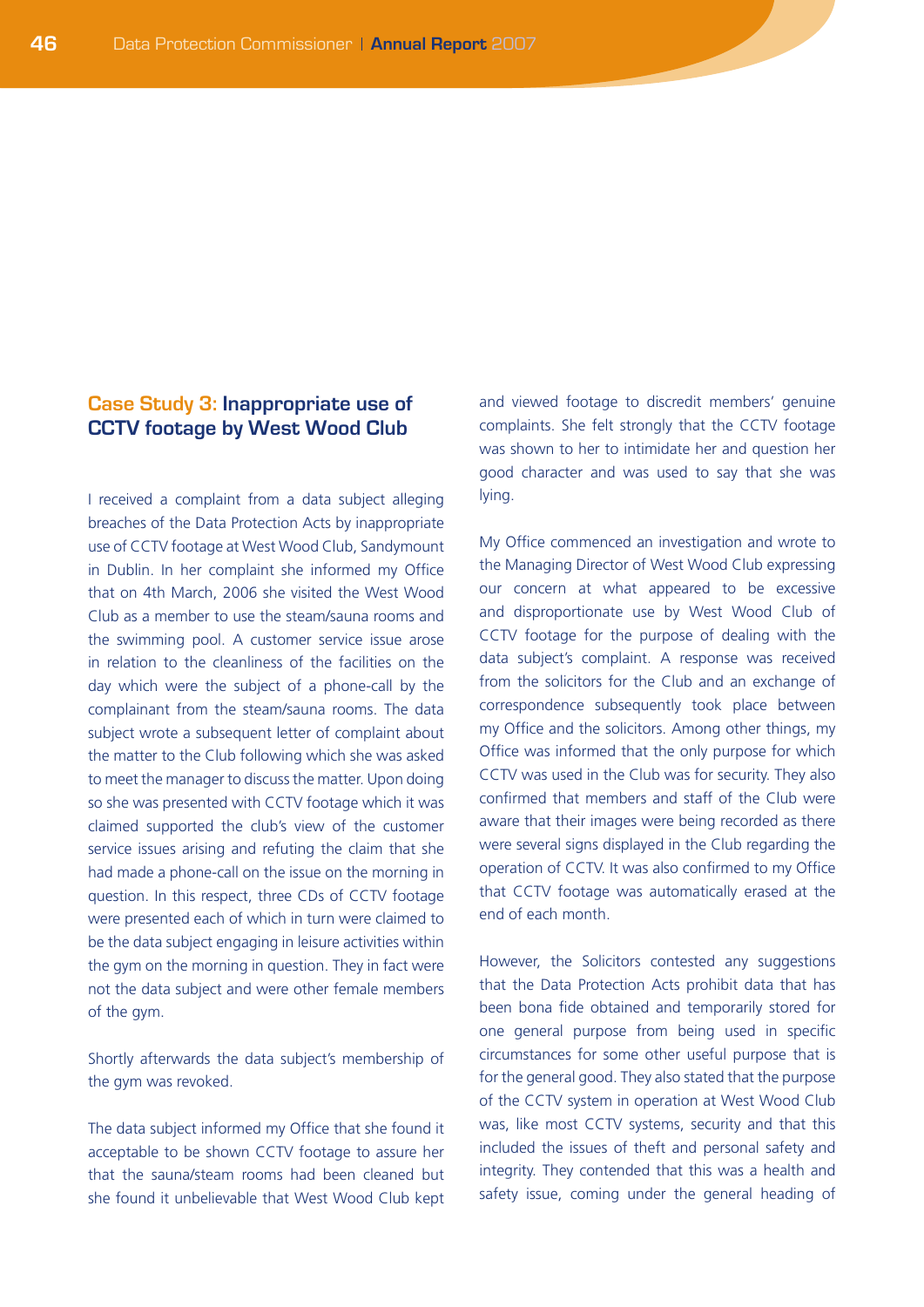## Case Study 3: Inappropriate use of CCTV footage by West Wood Club

I received a complaint from a data subject alleging breaches of the Data Protection Acts by inappropriate use of CCTV footage at West Wood Club, Sandymount in Dublin. In her complaint she informed my Office that on 4th March, 2006 she visited the West Wood Club as a member to use the steam/sauna rooms and the swimming pool. A customer service issue arose in relation to the cleanliness of the facilities on the day which were the subject of a phone-call by the complainant from the steam/sauna rooms. The data subject wrote a subsequent letter of complaint about the matter to the Club following which she was asked to meet the manager to discuss the matter. Upon doing so she was presented with CCTV footage which it was claimed supported the club's view of the customer service issues arising and refuting the claim that she had made a phone-call on the issue on the morning in question. In this respect, three CDs of CCTV footage were presented each of which in turn were claimed to be the data subject engaging in leisure activities within the gym on the morning in question. They in fact were not the data subject and were other female members of the gym.

Shortly afterwards the data subject's membership of the gym was revoked.

The data subject informed my Office that she found it acceptable to be shown CCTV footage to assure her that the sauna/steam rooms had been cleaned but she found it unbelievable that West Wood Club kept and viewed footage to discredit members' genuine complaints. She felt strongly that the CCTV footage was shown to her to intimidate her and question her good character and was used to say that she was lying.

My Office commenced an investigation and wrote to the Managing Director of West Wood Club expressing our concern at what appeared to be excessive and disproportionate use by West Wood Club of CCTV footage for the purpose of dealing with the data subject's complaint. A response was received from the solicitors for the Club and an exchange of correspondence subsequently took place between my Office and the solicitors. Among other things, my Office was informed that the only purpose for which CCTV was used in the Club was for security. They also confirmed that members and staff of the Club were aware that their images were being recorded as there were several signs displayed in the Club regarding the operation of CCTV. It was also confirmed to my Office that CCTV footage was automatically erased at the end of each month.

However, the Solicitors contested any suggestions that the Data Protection Acts prohibit data that has been bona fide obtained and temporarily stored for one general purpose from being used in specific circumstances for some other useful purpose that is for the general good. They also stated that the purpose of the CCTV system in operation at West Wood Club was, like most CCTV systems, security and that this included the issues of theft and personal safety and integrity. They contended that this was a health and safety issue, coming under the general heading of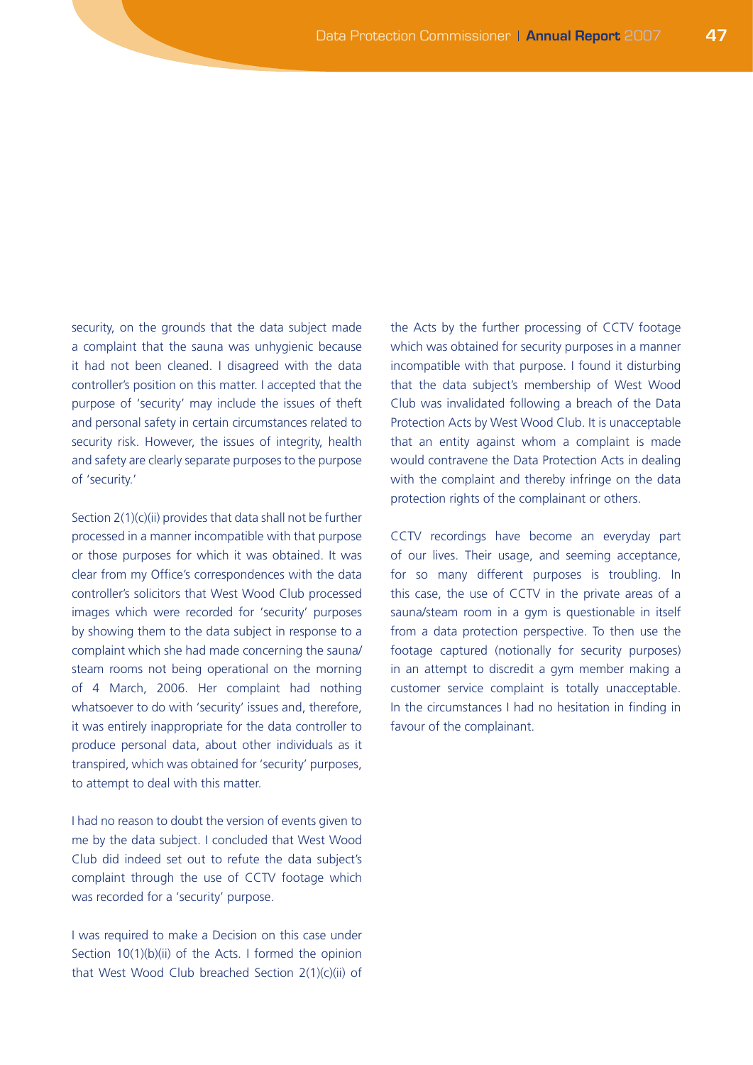security, on the grounds that the data subject made a complaint that the sauna was unhygienic because it had not been cleaned. I disagreed with the data controller's position on this matter. I accepted that the purpose of 'security' may include the issues of theft and personal safety in certain circumstances related to security risk. However, the issues of integrity, health and safety are clearly separate purposes to the purpose of 'security.'

Section 2(1)(c)(ii) provides that data shall not be further processed in a manner incompatible with that purpose or those purposes for which it was obtained. It was clear from my Office's correspondences with the data controller's solicitors that West Wood Club processed images which were recorded for 'security' purposes by showing them to the data subject in response to a complaint which she had made concerning the sauna/steam rooms not being operational on the morning of 4 March, 2006. Her complaint had nothing whatsoever to do with 'security' issues and, therefore, it was entirely inappropriate for the data controller to produce personal data, about other individuals as it transpired, which was obtained for 'security' purposes, to attempt to deal with this matter.

I had no reason to doubt the version of events given to me by the data subject. I concluded that West Wood Club did indeed set out to refute the data subject's complaint through the use of CCTV footage which was recorded for a 'security' purpose.

I was required to make a Decision on this case under Section 10(1)(b)(ii) of the Acts. I formed the opinion that West Wood Club breached Section 2(1)(c)(ii) of the Acts by the further processing of CCTV footage which was obtained for security purposes in a manner incompatible with that purpose. I found it disturbing that the data subject's membership of West Wood Club was invalidated following a breach of the Data Protection Acts by West Wood Club. It is unacceptable that an entity against whom a complaint is made would contravene the Data Protection Acts in dealing with the complaint and thereby infringe on the data protection rights of the complainant or others.

CCTV recordings have become an everyday part of our lives. Their usage, and seeming acceptance, for so many different purposes is troubling. In this case, the use of CCTV in the private areas of a sauna/steam room in a gym is questionable in itself from a data protection perspective. To then use the footage captured (notionally for security purposes) in an attempt to discredit a gym member making a customer service complaint is totally unacceptable. In the circumstances I had no hesitation in finding in favour of the complainant.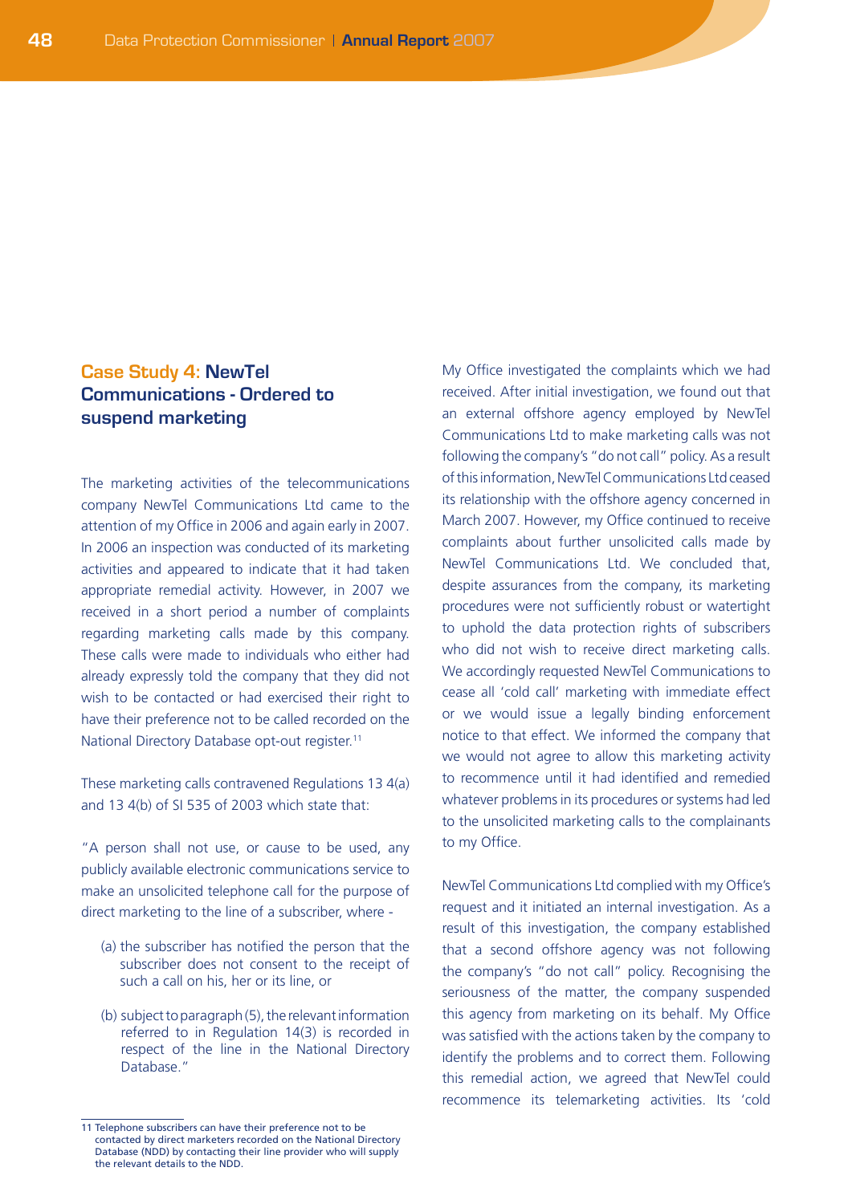## Case Study 4: NewTel Communications - Ordered to suspend marketing

The marketing activities of the telecommunications company NewTel Communications Ltd came to the attention of my Office in 2006 and again early in 2007. In 2006 an inspection was conducted of its marketing activities and appeared to indicate that it had taken appropriate remedial activity. However, in 2007 we received in a short period a number of complaints regarding marketing calls made by this company. These calls were made to individuals who either had already expressly told the company that they did not wish to be contacted or had exercised their right to have their preference not to be called recorded on the National Directory Database opt-out register.[11]

These marketing calls contravened Regulations 13 4(a) and 13 4(b) of SI 535 of 2003 which state that:

"A person shall not use, or cause to be used, any publicly available electronic communications service to make an unsolicited telephone call for the purpose of direct marketing to the line of a subscriber, where -

(a) the subscriber has notified the person that the subscriber does not consent to the receipt of such a call on his, her or its line, or

(b) subject to paragraph (5), the relevant information referred to in Regulation 14(3) is recorded in respect of the line in the National Directory Database."

My Office investigated the complaints which we had received. After initial investigation, we found out that an external offshore agency employed by NewTel Communications Ltd to make marketing calls was not following the company's "do not call" policy. As a result of this information, NewTel Communications Ltd ceased its relationship with the offshore agency concerned in March 2007. However, my Office continued to receive complaints about further unsolicited calls made by NewTel Communications Ltd. We concluded that, despite assurances from the company, its marketing procedures were not sufficiently robust or watertight to uphold the data protection rights of subscribers who did not wish to receive direct marketing calls. We accordingly requested NewTel Communications to cease all 'cold call' marketing with immediate effect or we would issue a legally binding enforcement notice to that effect. We informed the company that we would not agree to allow this marketing activity to recommence until it had identified and remedied whatever problems in its procedures or systems had led to the unsolicited marketing calls to the complainants to my Office.

NewTel Communications Ltd complied with my Office's request and it initiated an internal investigation. As a result of this investigation, the company established that a second offshore agency was not following the company's "do not call" policy. Recognising the seriousness of the matter, the company suspended this agency from marketing on its behalf. My Office was satisfied with the actions taken by the company to identify the problems and to correct them. Following this remedial action, we agreed that NewTel could recommence its telemarketing activities. Its 'cold

---

11 Telephone subscribers can have their preference not to be contacted by direct marketers recorded on the National Directory Database (NDD) by contacting their line provider who will supply the relevant details to the NDD.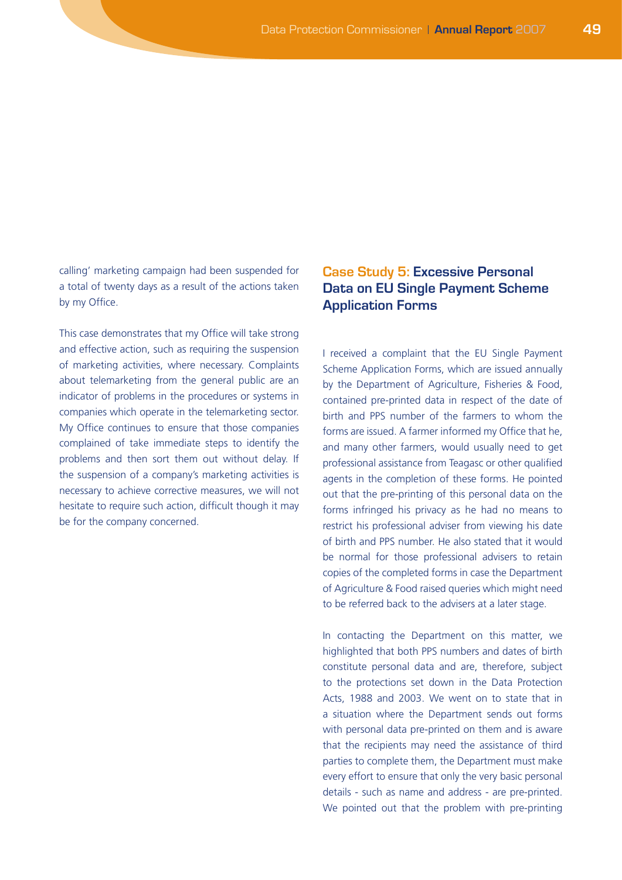calling' marketing campaign had been suspended for a total of twenty days as a result of the actions taken by my Office.

This case demonstrates that my Office will take strong and effective action, such as requiring the suspension of marketing activities, where necessary. Complaints about telemarketing from the general public are an indicator of problems in the procedures or systems in companies which operate in the telemarketing sector. My Office continues to ensure that those companies complained of take immediate steps to identify the problems and then sort them out without delay. If the suspension of a company's marketing activities is necessary to achieve corrective measures, we will not hesitate to require such action, difficult though it may be for the company concerned.

## Case Study 5: Excessive Personal Data on EU Single Payment Scheme Application Forms

I received a complaint that the EU Single Payment Scheme Application Forms, which are issued annually by the Department of Agriculture, Fisheries & Food, contained pre-printed data in respect of the date of birth and PPS number of the farmers to whom the forms are issued. A farmer informed my Office that he, and many other farmers, would usually need to get professional assistance from Teagasc or other qualified agents in the completion of these forms. He pointed out that the pre-printing of this personal data on the forms infringed his privacy as he had no means to restrict his professional adviser from viewing his date of birth and PPS number. He also stated that it would be normal for those professional advisers to retain copies of the completed forms in case the Department of Agriculture & Food raised queries which might need to be referred back to the advisers at a later stage.

In contacting the Department on this matter, we highlighted that both PPS numbers and dates of birth constitute personal data and are, therefore, subject to the protections set down in the Data Protection Acts, 1988 and 2003. We went on to state that in a situation where the Department sends out forms with personal data pre-printed on them and is aware that the recipients may need the assistance of third parties to complete them, the Department must make every effort to ensure that only the very basic personal details - such as name and address - are pre-printed. We pointed out that the problem with pre-printing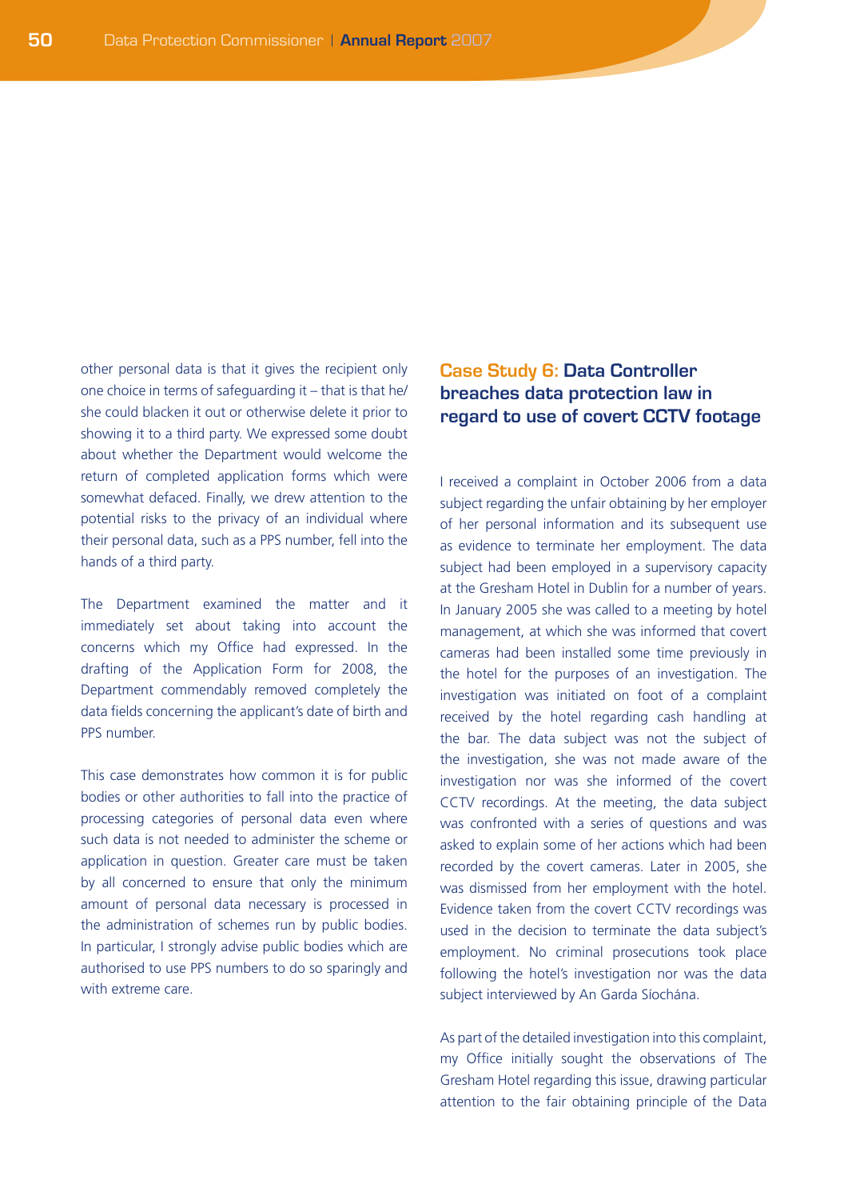other personal data is that it gives the recipient only one choice in terms of safeguarding it – that is that he/she could blacken it out or otherwise delete it prior to showing it to a third party. We expressed some doubt about whether the Department would welcome the return of completed application forms which were somewhat defaced. Finally, we drew attention to the potential risks to the privacy of an individual where their personal data, such as a PPS number, fell into the hands of a third party.

The Department examined the matter and it immediately set about taking into account the concerns which my Office had expressed. In the drafting of the Application Form for 2008, the Department commendably removed completely the data fields concerning the applicant's date of birth and PPS number.

This case demonstrates how common it is for public bodies or other authorities to fall into the practice of processing categories of personal data even where such data is not needed to administer the scheme or application in question. Greater care must be taken by all concerned to ensure that only the minimum amount of personal data necessary is processed in the administration of schemes run by public bodies. In particular, I strongly advise public bodies which are authorised to use PPS numbers to do so sparingly and with extreme care.

## Case Study 6: Data Controller breaches data protection law in regard to use of covert CCTV footage

I received a complaint in October 2006 from a data subject regarding the unfair obtaining by her employer of her personal information and its subsequent use as evidence to terminate her employment. The data subject had been employed in a supervisory capacity at the Gresham Hotel in Dublin for a number of years. In January 2005 she was called to a meeting by hotel management, at which she was informed that covert cameras had been installed some time previously in the hotel for the purposes of an investigation. The investigation was initiated on foot of a complaint received by the hotel regarding cash handling at the bar. The data subject was not the subject of the investigation, she was not made aware of the investigation nor was she informed of the covert CCTV recordings. At the meeting, the data subject was confronted with a series of questions and was asked to explain some of her actions which had been recorded by the covert cameras. Later in 2005, she was dismissed from her employment with the hotel. Evidence taken from the covert CCTV recordings was used in the decision to terminate the data subject's employment. No criminal prosecutions took place following the hotel's investigation nor was the data subject interviewed by An Garda Síochána.

As part of the detailed investigation into this complaint, my Office initially sought the observations of The Gresham Hotel regarding this issue, drawing particular attention to the fair obtaining principle of the Data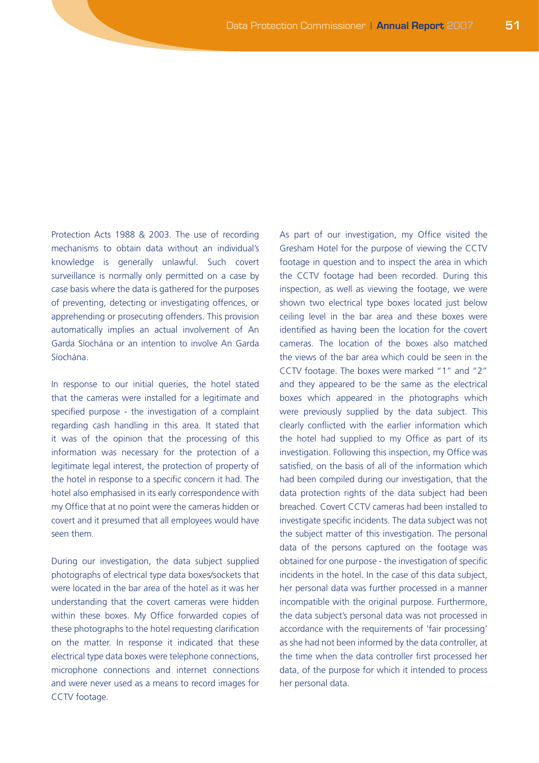Protection Acts 1988 & 2003. The use of recording mechanisms to obtain data without an individual's knowledge is generally unlawful. Such covert surveillance is normally only permitted on a case by case basis where the data is gathered for the purposes of preventing, detecting or investigating offences, or apprehending or prosecuting offenders. This provision automatically implies an actual involvement of An Garda Síochána or an intention to involve An Garda Síochána.

In response to our initial queries, the hotel stated that the cameras were installed for a legitimate and specified purpose - the investigation of a complaint regarding cash handling in this area. It stated that it was of the opinion that the processing of this information was necessary for the protection of a legitimate legal interest, the protection of property of the hotel in response to a specific concern it had. The hotel also emphasised in its early correspondence with my Office that at no point were the cameras hidden or covert and it presumed that all employees would have seen them.

During our investigation, the data subject supplied photographs of electrical type data boxes/sockets that were located in the bar area of the hotel as it was her understanding that the covert cameras were hidden within these boxes. My Office forwarded copies of these photographs to the hotel requesting clarification on the matter. In response it indicated that these electrical type data boxes were telephone connections, microphone connections and internet connections and were never used as a means to record images for CCTV footage.

As part of our investigation, my Office visited the Gresham Hotel for the purpose of viewing the CCTV footage in question and to inspect the area in which the CCTV footage had been recorded. During this inspection, as well as viewing the footage, we were shown two electrical type boxes located just below ceiling level in the bar area and these boxes were identified as having been the location for the covert cameras. The location of the boxes also matched the views of the bar area which could be seen in the CCTV footage. The boxes were marked "1" and "2" and they appeared to be the same as the electrical boxes which appeared in the photographs which were previously supplied by the data subject. This clearly conflicted with the earlier information which the hotel had supplied to my Office as part of its investigation. Following this inspection, my Office was satisfied, on the basis of all of the information which had been compiled during our investigation, that the data protection rights of the data subject had been breached. Covert CCTV cameras had been installed to investigate specific incidents. The data subject was not the subject matter of this investigation. The personal data of the persons captured on the footage was obtained for one purpose - the investigation of specific incidents in the hotel. In the case of this data subject, her personal data was further processed in a manner incompatible with the original purpose. Furthermore, the data subject's personal data was not processed in accordance with the requirements of 'fair processing' as she had not been informed by the data controller, at the time when the data controller first processed her data, of the purpose for which it intended to process her personal data.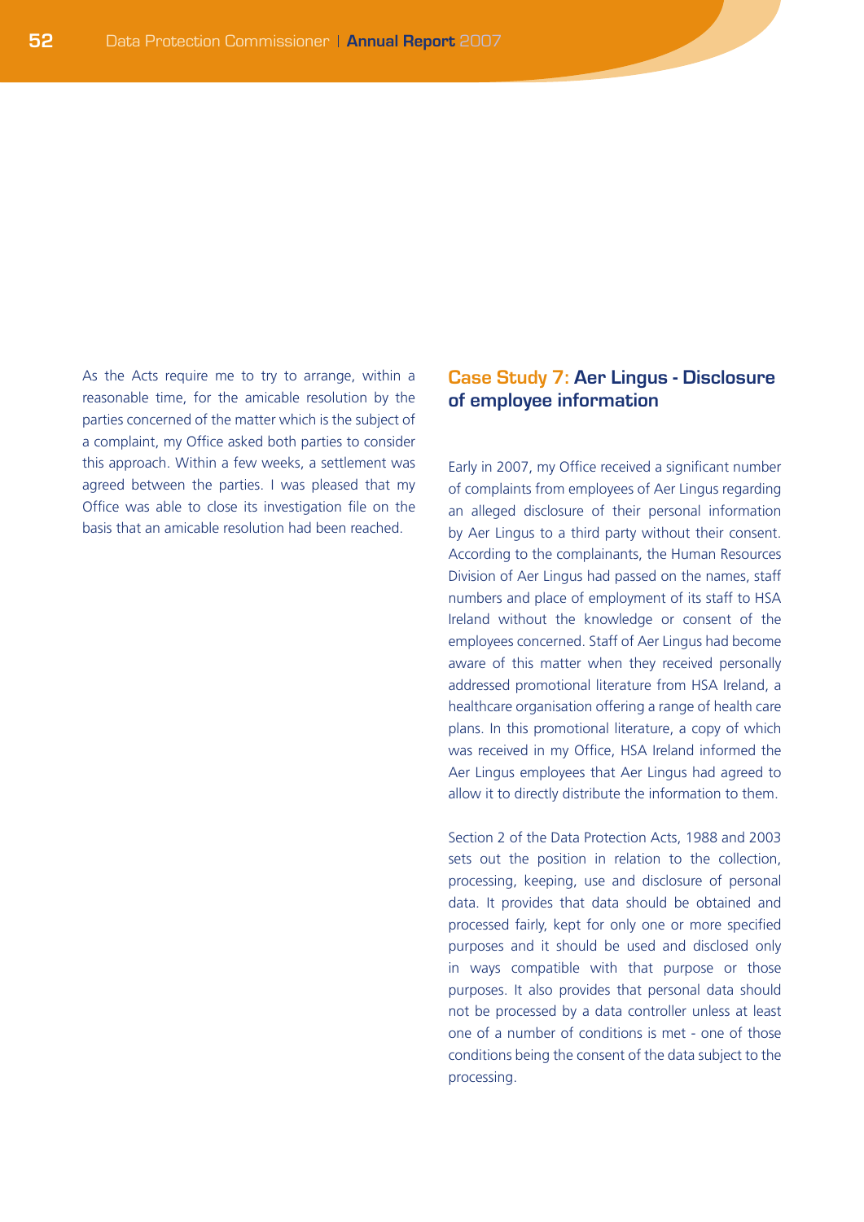As the Acts require me to try to arrange, within a reasonable time, for the amicable resolution by the parties concerned of the matter which is the subject of a complaint, my Office asked both parties to consider this approach. Within a few weeks, a settlement was agreed between the parties. I was pleased that my Office was able to close its investigation file on the basis that an amicable resolution had been reached.

## Case Study 7: Aer Lingus - Disclosure of employee information

Early in 2007, my Office received a significant number of complaints from employees of Aer Lingus regarding an alleged disclosure of their personal information by Aer Lingus to a third party without their consent. According to the complainants, the Human Resources Division of Aer Lingus had passed on the names, staff numbers and place of employment of its staff to HSA Ireland without the knowledge or consent of the employees concerned. Staff of Aer Lingus had become aware of this matter when they received personally addressed promotional literature from HSA Ireland, a healthcare organisation offering a range of health care plans. In this promotional literature, a copy of which was received in my Office, HSA Ireland informed the Aer Lingus employees that Aer Lingus had agreed to allow it to directly distribute the information to them.

Section 2 of the Data Protection Acts, 1988 and 2003 sets out the position in relation to the collection, processing, keeping, use and disclosure of personal data. It provides that data should be obtained and processed fairly, kept for only one or more specified purposes and it should be used and disclosed only in ways compatible with that purpose or those purposes. It also provides that personal data should not be processed by a data controller unless at least one of a number of conditions is met - one of those conditions being the consent of the data subject to the processing.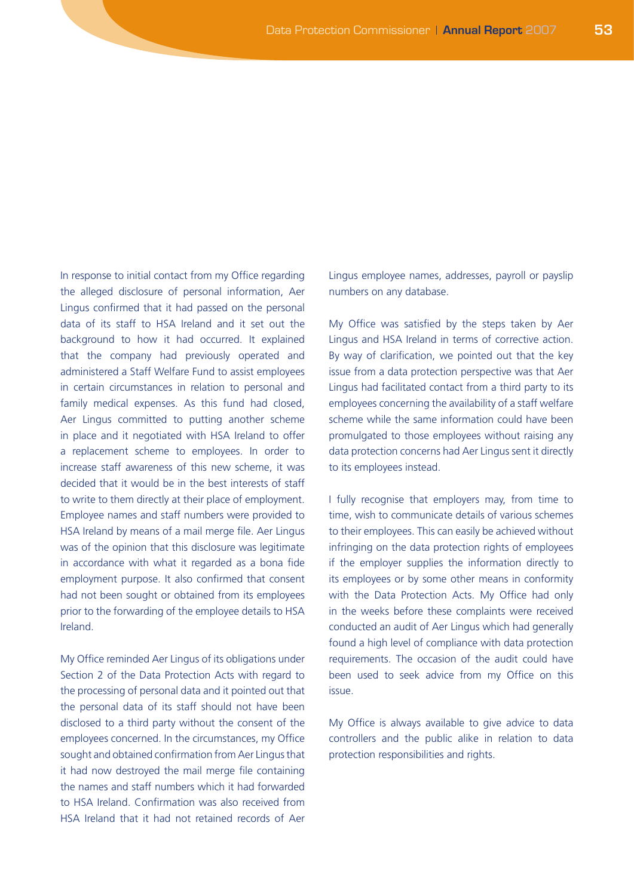In response to initial contact from my Office regarding the alleged disclosure of personal information, Aer Lingus confirmed that it had passed on the personal data of its staff to HSA Ireland and it set out the background to how it had occurred. It explained that the company had previously operated and administered a Staff Welfare Fund to assist employees in certain circumstances in relation to personal and family medical expenses. As this fund had closed, Aer Lingus committed to putting another scheme in place and it negotiated with HSA Ireland to offer a replacement scheme to employees. In order to increase staff awareness of this new scheme, it was decided that it would be in the best interests of staff to write to them directly at their place of employment. Employee names and staff numbers were provided to HSA Ireland by means of a mail merge file. Aer Lingus was of the opinion that this disclosure was legitimate in accordance with what it regarded as a bona fide employment purpose. It also confirmed that consent had not been sought or obtained from its employees prior to the forwarding of the employee details to HSA Ireland.

My Office reminded Aer Lingus of its obligations under Section 2 of the Data Protection Acts with regard to the processing of personal data and it pointed out that the personal data of its staff should not have been disclosed to a third party without the consent of the employees concerned. In the circumstances, my Office sought and obtained confirmation from Aer Lingus that it had now destroyed the mail merge file containing the names and staff numbers which it had forwarded to HSA Ireland. Confirmation was also received from HSA Ireland that it had not retained records of Aer Lingus employee names, addresses, payroll or payslip numbers on any database.

My Office was satisfied by the steps taken by Aer Lingus and HSA Ireland in terms of corrective action. By way of clarification, we pointed out that the key issue from a data protection perspective was that Aer Lingus had facilitated contact from a third party to its employees concerning the availability of a staff welfare scheme while the same information could have been promulgated to those employees without raising any data protection concerns had Aer Lingus sent it directly to its employees instead.

I fully recognise that employers may, from time to time, wish to communicate details of various schemes to their employees. This can easily be achieved without infringing on the data protection rights of employees if the employer supplies the information directly to its employees or by some other means in conformity with the Data Protection Acts. My Office had only in the weeks before these complaints were received conducted an audit of Aer Lingus which had generally found a high level of compliance with data protection requirements. The occasion of the audit could have been used to seek advice from my Office on this issue.

My Office is always available to give advice to data controllers and the public alike in relation to data protection responsibilities and rights.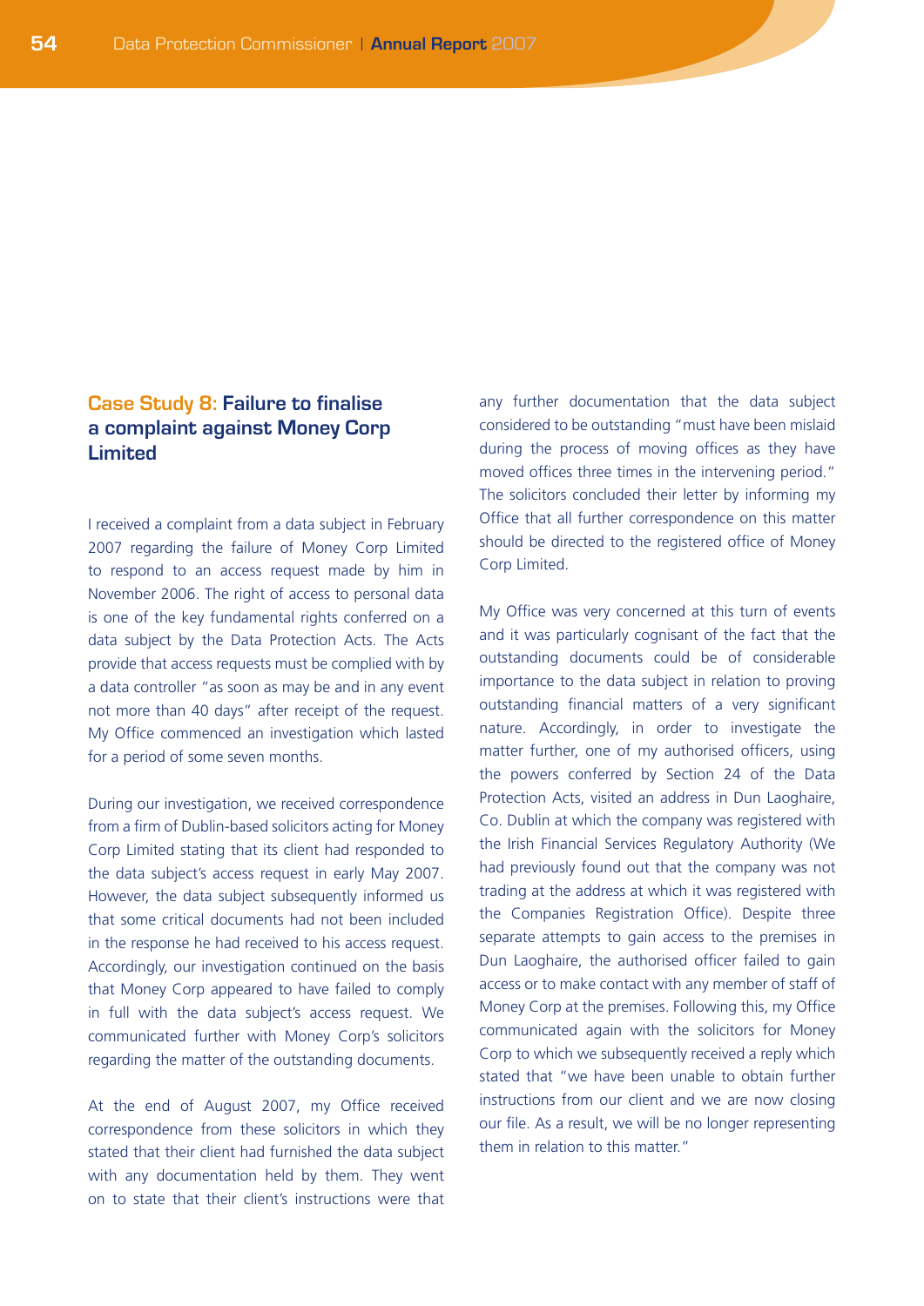## Case Study 8: Failure to finalise a complaint against Money Corp Limited

I received a complaint from a data subject in February 2007 regarding the failure of Money Corp Limited to respond to an access request made by him in November 2006. The right of access to personal data is one of the key fundamental rights conferred on a data subject by the Data Protection Acts. The Acts provide that access requests must be complied with by a data controller "as soon as may be and in any event not more than 40 days" after receipt of the request. My Office commenced an investigation which lasted for a period of some seven months.

During our investigation, we received correspondence from a firm of Dublin-based solicitors acting for Money Corp Limited stating that its client had responded to the data subject's access request in early May 2007. However, the data subject subsequently informed us that some critical documents had not been included in the response he had received to his access request. Accordingly, our investigation continued on the basis that Money Corp appeared to have failed to comply in full with the data subject's access request. We communicated further with Money Corp's solicitors regarding the matter of the outstanding documents.

At the end of August 2007, my Office received correspondence from these solicitors in which they stated that their client had furnished the data subject with any documentation held by them. They went on to state that their client's instructions were that any further documentation that the data subject considered to be outstanding "must have been mislaid during the process of moving offices as they have moved offices three times in the intervening period." The solicitors concluded their letter by informing my Office that all further correspondence on this matter should be directed to the registered office of Money Corp Limited.

My Office was very concerned at this turn of events and it was particularly cognisant of the fact that the outstanding documents could be of considerable importance to the data subject in relation to proving outstanding financial matters of a very significant nature. Accordingly, in order to investigate the matter further, one of my authorised officers, using the powers conferred by Section 24 of the Data Protection Acts, visited an address in Dun Laoghaire, Co. Dublin at which the company was registered with the Irish Financial Services Regulatory Authority (We had previously found out that the company was not trading at the address at which it was registered with the Companies Registration Office). Despite three separate attempts to gain access to the premises in Dun Laoghaire, the authorised officer failed to gain access or to make contact with any member of staff of Money Corp at the premises. Following this, my Office communicated again with the solicitors for Money Corp to which we subsequently received a reply which stated that "we have been unable to obtain further instructions from our client and we are now closing our file. As a result, we will be no longer representing them in relation to this matter."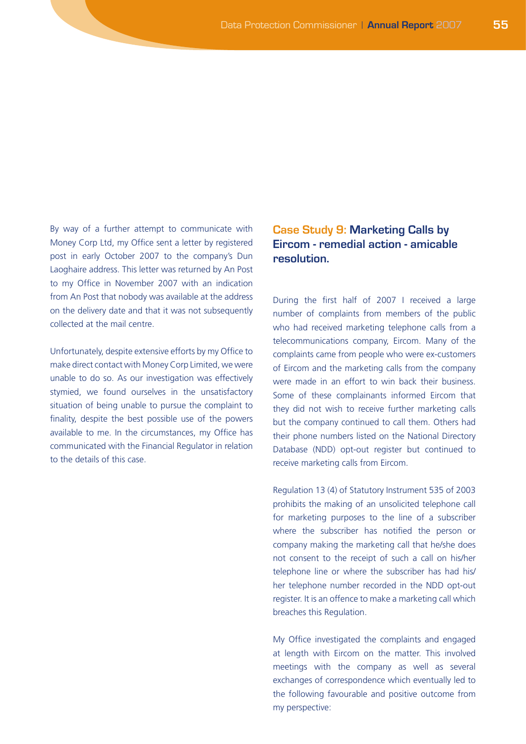By way of a further attempt to communicate with Money Corp Ltd, my Office sent a letter by registered post in early October 2007 to the company's Dun Laoghaire address. This letter was returned by An Post to my Office in November 2007 with an indication from An Post that nobody was available at the address on the delivery date and that it was not subsequently collected at the mail centre.

Unfortunately, despite extensive efforts by my Office to make direct contact with Money Corp Limited, we were unable to do so. As our investigation was effectively stymied, we found ourselves in the unsatisfactory situation of being unable to pursue the complaint to finality, despite the best possible use of the powers available to me. In the circumstances, my Office has communicated with the Financial Regulator in relation to the details of this case.

## Case Study 9: Marketing Calls by Eircom - remedial action - amicable resolution.

During the first half of 2007 I received a large number of complaints from members of the public who had received marketing telephone calls from a telecommunications company, Eircom. Many of the complaints came from people who were ex-customers of Eircom and the marketing calls from the company were made in an effort to win back their business. Some of these complainants informed Eircom that they did not wish to receive further marketing calls but the company continued to call them. Others had their phone numbers listed on the National Directory Database (NDD) opt-out register but continued to receive marketing calls from Eircom.

Regulation 13 (4) of Statutory Instrument 535 of 2003 prohibits the making of an unsolicited telephone call for marketing purposes to the line of a subscriber where the subscriber has notified the person or company making the marketing call that he/she does not consent to the receipt of such a call on his/her telephone line or where the subscriber has had his/her telephone number recorded in the NDD opt-out register. It is an offence to make a marketing call which breaches this Regulation.

My Office investigated the complaints and engaged at length with Eircom on the matter. This involved meetings with the company as well as several exchanges of correspondence which eventually led to the following favourable and positive outcome from my perspective: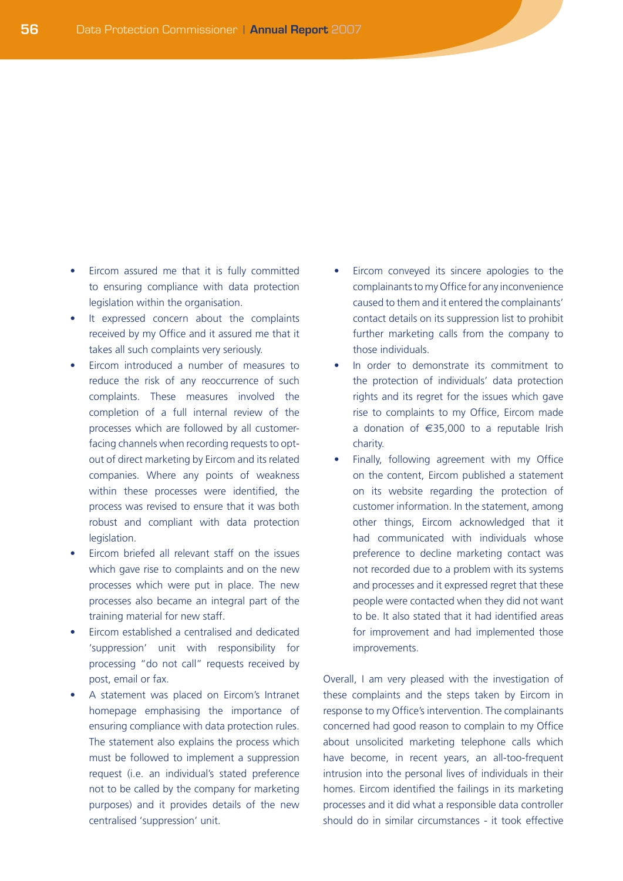- Eircom assured me that it is fully committed to ensuring compliance with data protection legislation within the organisation.
- It expressed concern about the complaints received by my Office and it assured me that it takes all such complaints very seriously.
- Eircom introduced a number of measures to reduce the risk of any reoccurrence of such complaints. These measures involved the completion of a full internal review of the processes which are followed by all customer-facing channels when recording requests to opt-out of direct marketing by Eircom and its related companies. Where any points of weakness within these processes were identified, the process was revised to ensure that it was both robust and compliant with data protection legislation.
- Eircom briefed all relevant staff on the issues which gave rise to complaints and on the new processes which were put in place. The new processes also became an integral part of the training material for new staff.
- Eircom established a centralised and dedicated 'suppression' unit with responsibility for processing "do not call" requests received by post, email or fax.
- A statement was placed on Eircom's Intranet homepage emphasising the importance of ensuring compliance with data protection rules. The statement also explains the process which must be followed to implement a suppression request (i.e. an individual's stated preference not to be called by the company for marketing purposes) and it provides details of the new centralised 'suppression' unit.
- Eircom conveyed its sincere apologies to the complainants to my Office for any inconvenience caused to them and it entered the complainants' contact details on its suppression list to prohibit further marketing calls from the company to those individuals.
- In order to demonstrate its commitment to the protection of individuals' data protection rights and its regret for the issues which gave rise to complaints to my Office, Eircom made a donation of €35,000 to a reputable Irish charity.
- Finally, following agreement with my Office on the content, Eircom published a statement on its website regarding the protection of customer information. In the statement, among other things, Eircom acknowledged that it had communicated with individuals whose preference to decline marketing contact was not recorded due to a problem with its systems and processes and it expressed regret that these people were contacted when they did not want to be. It also stated that it had identified areas for improvement and had implemented those improvements.

Overall, I am very pleased with the investigation of these complaints and the steps taken by Eircom in response to my Office's intervention. The complainants concerned had good reason to complain to my Office about unsolicited marketing telephone calls which have become, in recent years, an all-too-frequent intrusion into the personal lives of individuals in their homes. Eircom identified the failings in its marketing processes and it did what a responsible data controller should do in similar circumstances - it took effective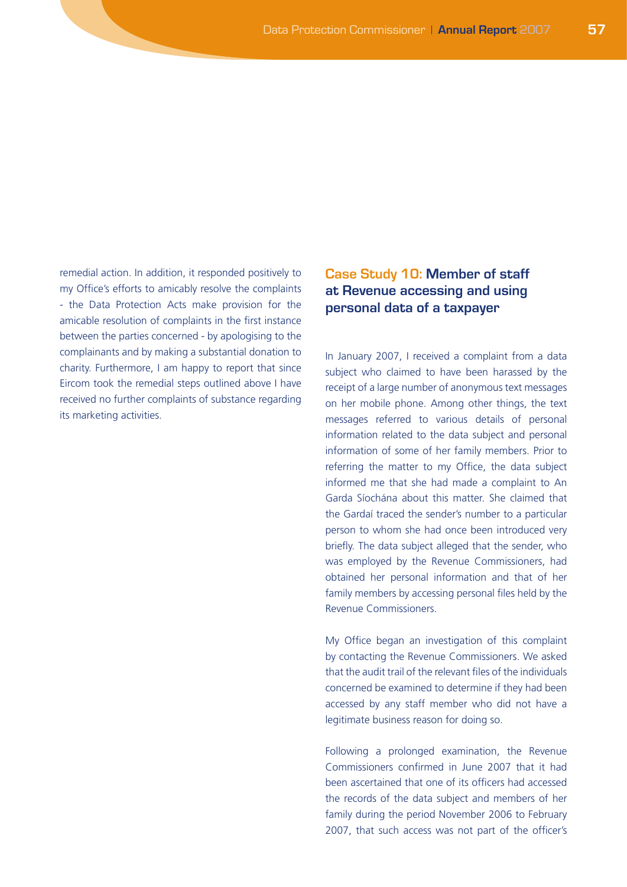remedial action. In addition, it responded positively to my Office's efforts to amicably resolve the complaints - the Data Protection Acts make provision for the amicable resolution of complaints in the first instance between the parties concerned - by apologising to the complainants and by making a substantial donation to charity. Furthermore, I am happy to report that since Eircom took the remedial steps outlined above I have received no further complaints of substance regarding its marketing activities.

## Case Study 10: Member of staff at Revenue accessing and using personal data of a taxpayer

In January 2007, I received a complaint from a data subject who claimed to have been harassed by the receipt of a large number of anonymous text messages on her mobile phone. Among other things, the text messages referred to various details of personal information related to the data subject and personal information of some of her family members. Prior to referring the matter to my Office, the data subject informed me that she had made a complaint to An Garda Síochána about this matter. She claimed that the Gardaí traced the sender's number to a particular person to whom she had once been introduced very briefly. The data subject alleged that the sender, who was employed by the Revenue Commissioners, had obtained her personal information and that of her family members by accessing personal files held by the Revenue Commissioners.

My Office began an investigation of this complaint by contacting the Revenue Commissioners. We asked that the audit trail of the relevant files of the individuals concerned be examined to determine if they had been accessed by any staff member who did not have a legitimate business reason for doing so.

Following a prolonged examination, the Revenue Commissioners confirmed in June 2007 that it had been ascertained that one of its officers had accessed the records of the data subject and members of her family during the period November 2006 to February 2007, that such access was not part of the officer's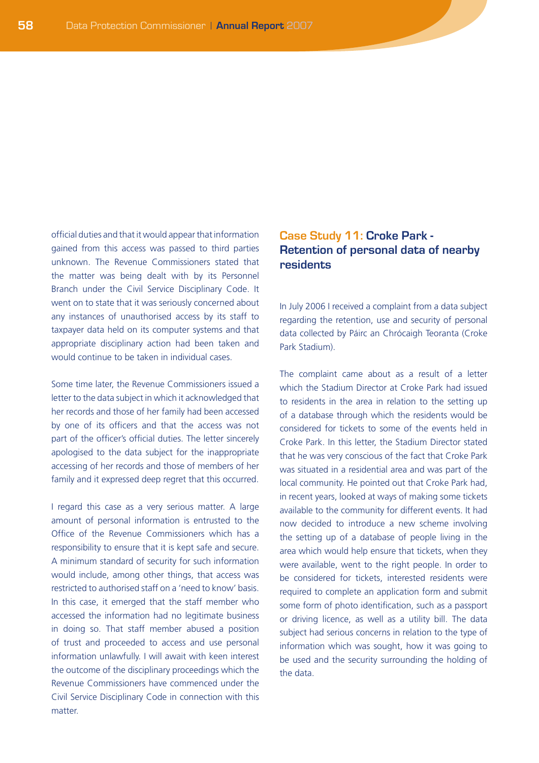official duties and that it would appear that information gained from this access was passed to third parties unknown. The Revenue Commissioners stated that the matter was being dealt with by its Personnel Branch under the Civil Service Disciplinary Code. It went on to state that it was seriously concerned about any instances of unauthorised access by its staff to taxpayer data held on its computer systems and that appropriate disciplinary action had been taken and would continue to be taken in individual cases.

Some time later, the Revenue Commissioners issued a letter to the data subject in which it acknowledged that her records and those of her family had been accessed by one of its officers and that the access was not part of the officer's official duties. The letter sincerely apologised to the data subject for the inappropriate accessing of her records and those of members of her family and it expressed deep regret that this occurred.

I regard this case as a very serious matter. A large amount of personal information is entrusted to the Office of the Revenue Commissioners which has a responsibility to ensure that it is kept safe and secure. A minimum standard of security for such information would include, among other things, that access was restricted to authorised staff on a 'need to know' basis. In this case, it emerged that the staff member who accessed the information had no legitimate business in doing so. That staff member abused a position of trust and proceeded to access and use personal information unlawfully. I will await with keen interest the outcome of the disciplinary proceedings which the Revenue Commissioners have commenced under the Civil Service Disciplinary Code in connection with this matter.

## Case Study 11: Croke Park - Retention of personal data of nearby residents

In July 2006 I received a complaint from a data subject regarding the retention, use and security of personal data collected by Páirc an Chrócaigh Teoranta (Croke Park Stadium).

The complaint came about as a result of a letter which the Stadium Director at Croke Park had issued to residents in the area in relation to the setting up of a database through which the residents would be considered for tickets to some of the events held in Croke Park. In this letter, the Stadium Director stated that he was very conscious of the fact that Croke Park was situated in a residential area and was part of the local community. He pointed out that Croke Park had, in recent years, looked at ways of making some tickets available to the community for different events. It had now decided to introduce a new scheme involving the setting up of a database of people living in the area which would help ensure that tickets, when they were available, went to the right people. In order to be considered for tickets, interested residents were required to complete an application form and submit some form of photo identification, such as a passport or driving licence, as well as a utility bill. The data subject had serious concerns in relation to the type of information which was sought, how it was going to be used and the security surrounding the holding of the data.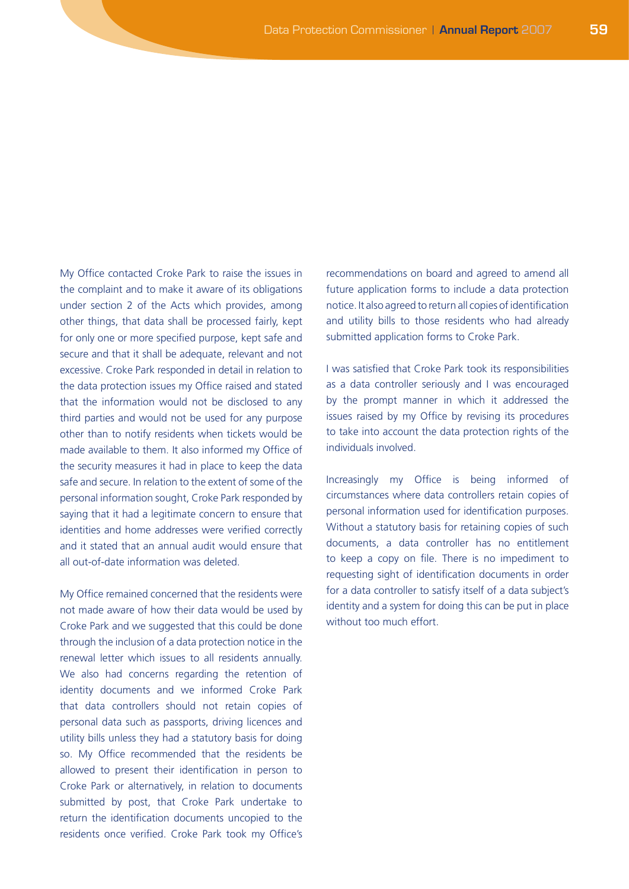My Office contacted Croke Park to raise the issues in the complaint and to make it aware of its obligations under section 2 of the Acts which provides, among other things, that data shall be processed fairly, kept for only one or more specified purpose, kept safe and secure and that it shall be adequate, relevant and not excessive. Croke Park responded in detail in relation to the data protection issues my Office raised and stated that the information would not be disclosed to any third parties and would not be used for any purpose other than to notify residents when tickets would be made available to them. It also informed my Office of the security measures it had in place to keep the data safe and secure. In relation to the extent of some of the personal information sought, Croke Park responded by saying that it had a legitimate concern to ensure that identities and home addresses were verified correctly and it stated that an annual audit would ensure that all out-of-date information was deleted.

My Office remained concerned that the residents were not made aware of how their data would be used by Croke Park and we suggested that this could be done through the inclusion of a data protection notice in the renewal letter which issues to all residents annually. We also had concerns regarding the retention of identity documents and we informed Croke Park that data controllers should not retain copies of personal data such as passports, driving licences and utility bills unless they had a statutory basis for doing so. My Office recommended that the residents be allowed to present their identification in person to Croke Park or alternatively, in relation to documents submitted by post, that Croke Park undertake to return the identification documents uncopied to the residents once verified. Croke Park took my Office's recommendations on board and agreed to amend all future application forms to include a data protection notice. It also agreed to return all copies of identification and utility bills to those residents who had already submitted application forms to Croke Park.

I was satisfied that Croke Park took its responsibilities as a data controller seriously and I was encouraged by the prompt manner in which it addressed the issues raised by my Office by revising its procedures to take into account the data protection rights of the individuals involved.

Increasingly my Office is being informed of circumstances where data controllers retain copies of personal information used for identification purposes. Without a statutory basis for retaining copies of such documents, a data controller has no entitlement to keep a copy on file. There is no impediment to requesting sight of identification documents in order for a data controller to satisfy itself of a data subject's identity and a system for doing this can be put in place without too much effort.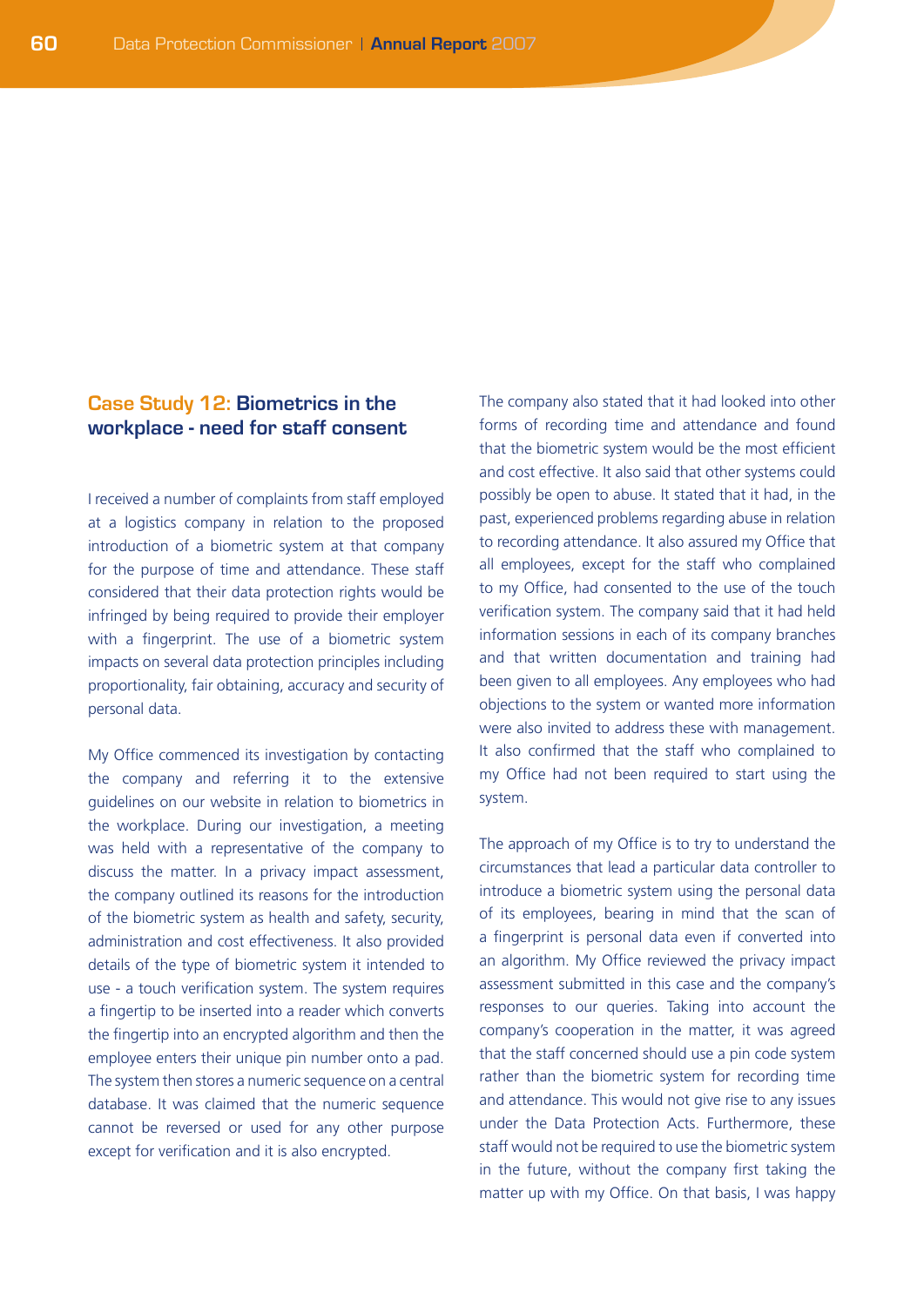## Case Study 12: Biometrics in the workplace - need for staff consent

I received a number of complaints from staff employed at a logistics company in relation to the proposed introduction of a biometric system at that company for the purpose of time and attendance. These staff considered that their data protection rights would be infringed by being required to provide their employer with a fingerprint. The use of a biometric system impacts on several data protection principles including proportionality, fair obtaining, accuracy and security of personal data.

My Office commenced its investigation by contacting the company and referring it to the extensive guidelines on our website in relation to biometrics in the workplace. During our investigation, a meeting was held with a representative of the company to discuss the matter. In a privacy impact assessment, the company outlined its reasons for the introduction of the biometric system as health and safety, security, administration and cost effectiveness. It also provided details of the type of biometric system it intended to use - a touch verification system. The system requires a fingertip to be inserted into a reader which converts the fingertip into an encrypted algorithm and then the employee enters their unique pin number onto a pad. The system then stores a numeric sequence on a central database. It was claimed that the numeric sequence cannot be reversed or used for any other purpose except for verification and it is also encrypted.

The company also stated that it had looked into other forms of recording time and attendance and found that the biometric system would be the most efficient and cost effective. It also said that other systems could possibly be open to abuse. It stated that it had, in the past, experienced problems regarding abuse in relation to recording attendance. It also assured my Office that all employees, except for the staff who complained to my Office, had consented to the use of the touch verification system. The company said that it had held information sessions in each of its company branches and that written documentation and training had been given to all employees. Any employees who had objections to the system or wanted more information were also invited to address these with management. It also confirmed that the staff who complained to my Office had not been required to start using the system.

The approach of my Office is to try to understand the circumstances that lead a particular data controller to introduce a biometric system using the personal data of its employees, bearing in mind that the scan of a fingerprint is personal data even if converted into an algorithm. My Office reviewed the privacy impact assessment submitted in this case and the company's responses to our queries. Taking into account the company's cooperation in the matter, it was agreed that the staff concerned should use a pin code system rather than the biometric system for recording time and attendance. This would not give rise to any issues under the Data Protection Acts. Furthermore, these staff would not be required to use the biometric system in the future, without the company first taking the matter up with my Office. On that basis, I was happy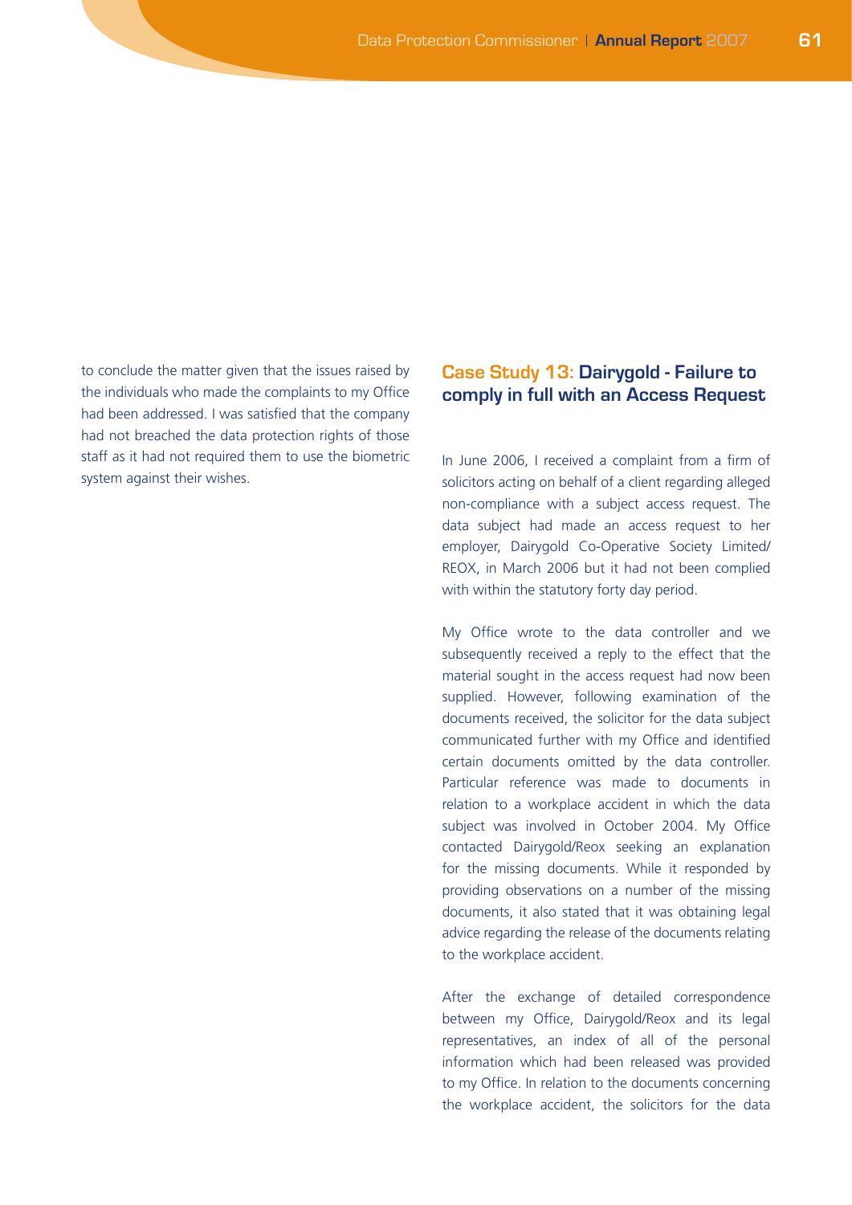to conclude the matter given that the issues raised by the individuals who made the complaints to my Office had been addressed. I was satisfied that the company had not breached the data protection rights of those staff as it had not required them to use the biometric system against their wishes.

## Case Study 13: Dairygold - Failure to comply in full with an Access Request

In June 2006, I received a complaint from a firm of solicitors acting on behalf of a client regarding alleged non-compliance with a subject access request. The data subject had made an access request to her employer, Dairygold Co-Operative Society Limited/ REOX, in March 2006 but it had not been complied with within the statutory forty day period.

My Office wrote to the data controller and we subsequently received a reply to the effect that the material sought in the access request had now been supplied. However, following examination of the documents received, the solicitor for the data subject communicated further with my Office and identified certain documents omitted by the data controller. Particular reference was made to documents in relation to a workplace accident in which the data subject was involved in October 2004. My Office contacted Dairygold/Reox seeking an explanation for the missing documents. While it responded by providing observations on a number of the missing documents, it also stated that it was obtaining legal advice regarding the release of the documents relating to the workplace accident.

After the exchange of detailed correspondence between my Office, Dairygold/Reox and its legal representatives, an index of all of the personal information which had been released was provided to my Office. In relation to the documents concerning the workplace accident, the solicitors for the data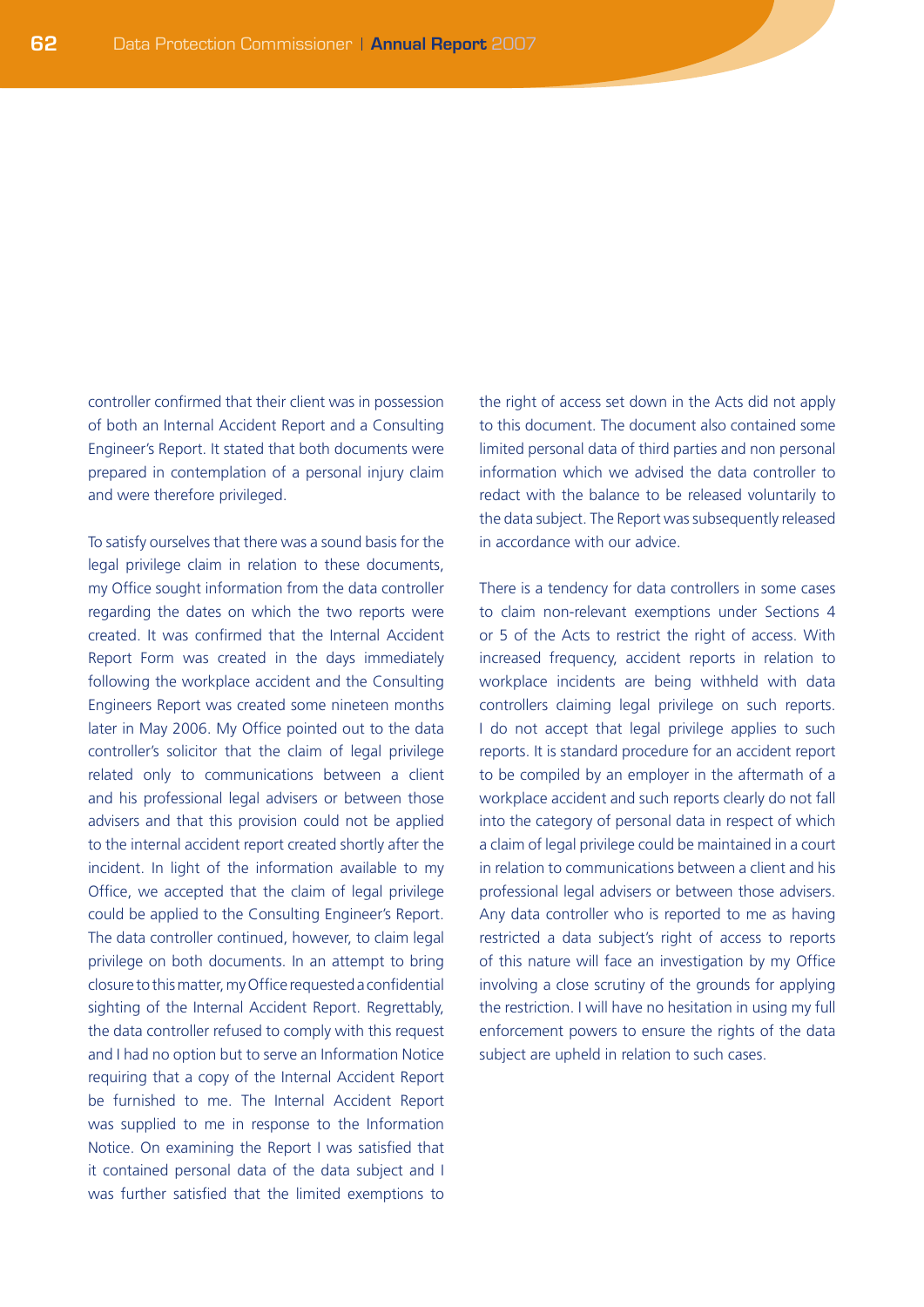controller confirmed that their client was in possession of both an Internal Accident Report and a Consulting Engineer's Report. It stated that both documents were prepared in contemplation of a personal injury claim and were therefore privileged.

To satisfy ourselves that there was a sound basis for the legal privilege claim in relation to these documents, my Office sought information from the data controller regarding the dates on which the two reports were created. It was confirmed that the Internal Accident Report Form was created in the days immediately following the workplace accident and the Consulting Engineers Report was created some nineteen months later in May 2006. My Office pointed out to the data controller's solicitor that the claim of legal privilege related only to communications between a client and his professional legal advisers or between those advisers and that this provision could not be applied to the internal accident report created shortly after the incident. In light of the information available to my Office, we accepted that the claim of legal privilege could be applied to the Consulting Engineer's Report. The data controller continued, however, to claim legal privilege on both documents. In an attempt to bring closure to this matter, my Office requested a confidential sighting of the Internal Accident Report. Regrettably, the data controller refused to comply with this request and I had no option but to serve an Information Notice requiring that a copy of the Internal Accident Report be furnished to me. The Internal Accident Report was supplied to me in response to the Information Notice. On examining the Report I was satisfied that it contained personal data of the data subject and I was further satisfied that the limited exemptions to the right of access set down in the Acts did not apply to this document. The document also contained some limited personal data of third parties and non personal information which we advised the data controller to redact with the balance to be released voluntarily to the data subject. The Report was subsequently released in accordance with our advice.

There is a tendency for data controllers in some cases to claim non-relevant exemptions under Sections 4 or 5 of the Acts to restrict the right of access. With increased frequency, accident reports in relation to workplace incidents are being withheld with data controllers claiming legal privilege on such reports. I do not accept that legal privilege applies to such reports. It is standard procedure for an accident report to be compiled by an employer in the aftermath of a workplace accident and such reports clearly do not fall into the category of personal data in respect of which a claim of legal privilege could be maintained in a court in relation to communications between a client and his professional legal advisers or between those advisers. Any data controller who is reported to me as having restricted a data subject's right of access to reports of this nature will face an investigation by my Office involving a close scrutiny of the grounds for applying the restriction. I will have no hesitation in using my full enforcement powers to ensure the rights of the data subject are upheld in relation to such cases.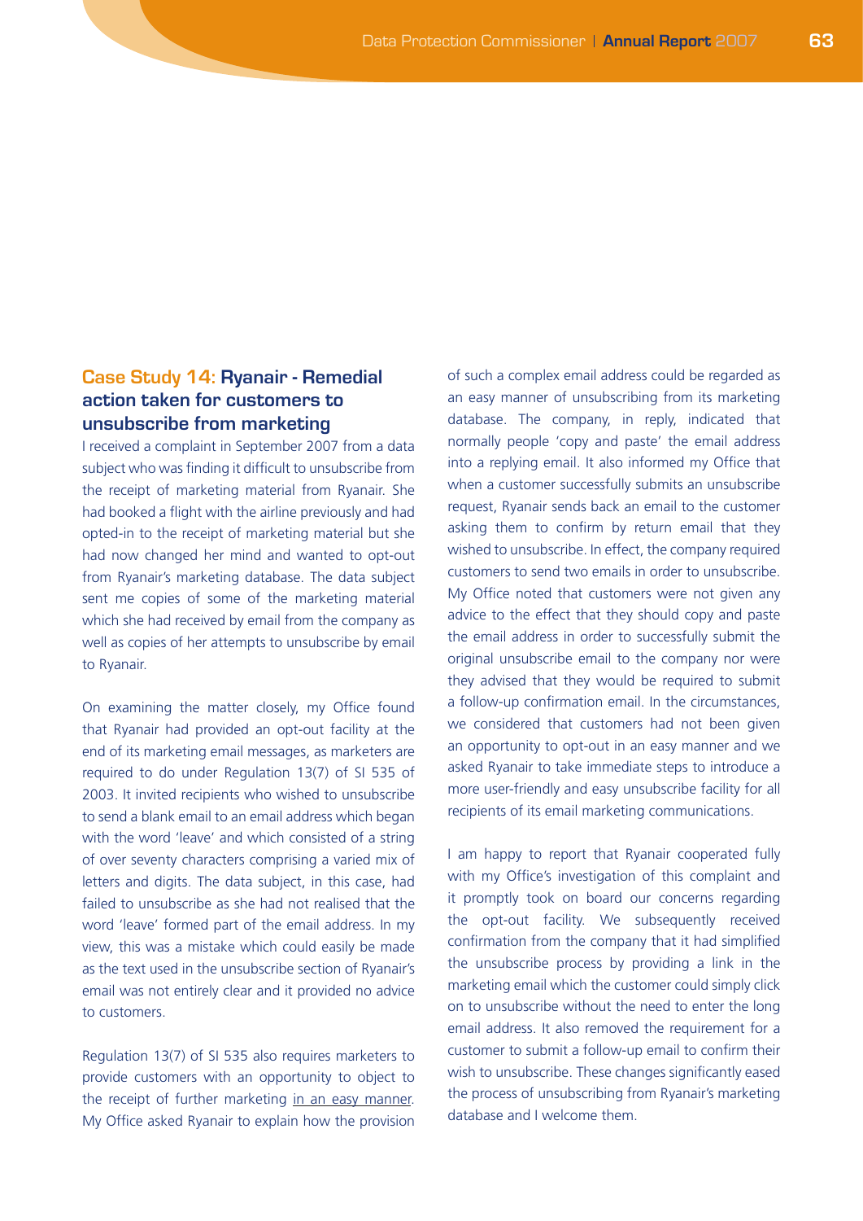## Case Study 14: Ryanair - Remedial action taken for customers to unsubscribe from marketing

I received a complaint in September 2007 from a data subject who was finding it difficult to unsubscribe from the receipt of marketing material from Ryanair. She had booked a flight with the airline previously and had opted-in to the receipt of marketing material but she had now changed her mind and wanted to opt-out from Ryanair's marketing database. The data subject sent me copies of some of the marketing material which she had received by email from the company as well as copies of her attempts to unsubscribe by email to Ryanair.

On examining the matter closely, my Office found that Ryanair had provided an opt-out facility at the end of its marketing email messages, as marketers are required to do under Regulation 13(7) of SI 535 of 2003. It invited recipients who wished to unsubscribe to send a blank email to an email address which began with the word 'leave' and which consisted of a string of over seventy characters comprising a varied mix of letters and digits. The data subject, in this case, had failed to unsubscribe as she had not realised that the word 'leave' formed part of the email address. In my view, this was a mistake which could easily be made as the text used in the unsubscribe section of Ryanair's email was not entirely clear and it provided no advice to customers.

Regulation 13(7) of SI 535 also requires marketers to provide customers with an opportunity to object to the receipt of further marketing <u>in an easy manner</u>. My Office asked Ryanair to explain how the provision of such a complex email address could be regarded as an easy manner of unsubscribing from its marketing database. The company, in reply, indicated that normally people 'copy and paste' the email address into a replying email. It also informed my Office that when a customer successfully submits an unsubscribe request, Ryanair sends back an email to the customer asking them to confirm by return email that they wished to unsubscribe. In effect, the company required customers to send two emails in order to unsubscribe. My Office noted that customers were not given any advice to the effect that they should copy and paste the email address in order to successfully submit the original unsubscribe email to the company nor were they advised that they would be required to submit a follow-up confirmation email. In the circumstances, we considered that customers had not been given an opportunity to opt-out in an easy manner and we asked Ryanair to take immediate steps to introduce a more user-friendly and easy unsubscribe facility for all recipients of its email marketing communications.

I am happy to report that Ryanair cooperated fully with my Office's investigation of this complaint and it promptly took on board our concerns regarding the opt-out facility. We subsequently received confirmation from the company that it had simplified the unsubscribe process by providing a link in the marketing email which the customer could simply click on to unsubscribe without the need to enter the long email address. It also removed the requirement for a customer to submit a follow-up email to confirm their wish to unsubscribe. These changes significantly eased the process of unsubscribing from Ryanair's marketing database and I welcome them.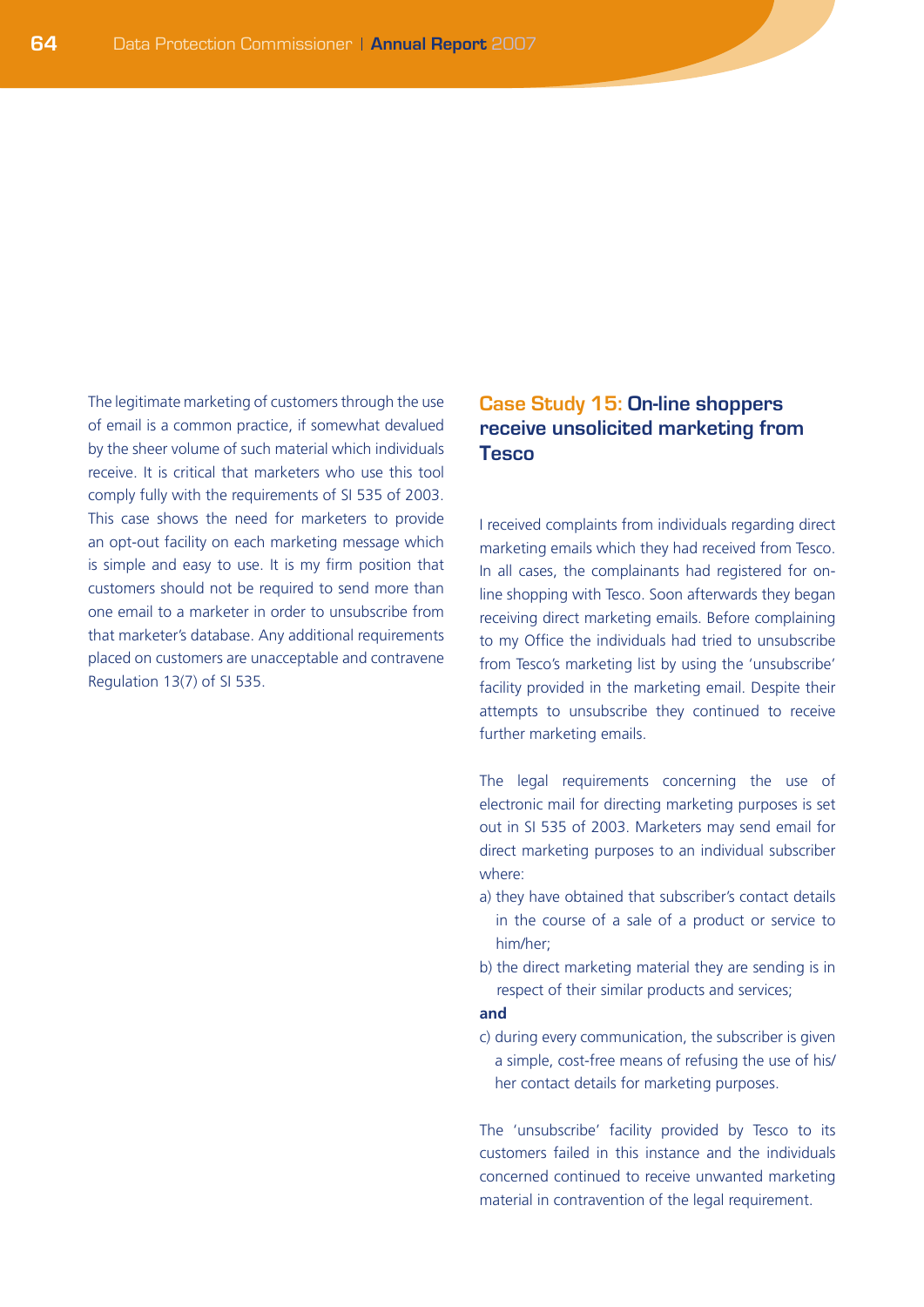The legitimate marketing of customers through the use of email is a common practice, if somewhat devalued by the sheer volume of such material which individuals receive. It is critical that marketers who use this tool comply fully with the requirements of SI 535 of 2003. This case shows the need for marketers to provide an opt-out facility on each marketing message which is simple and easy to use. It is my firm position that customers should not be required to send more than one email to a marketer in order to unsubscribe from that marketer's database. Any additional requirements placed on customers are unacceptable and contravene Regulation 13(7) of SI 535.

## Case Study 15: On-line shoppers receive unsolicited marketing from Tesco

I received complaints from individuals regarding direct marketing emails which they had received from Tesco. In all cases, the complainants had registered for on-line shopping with Tesco. Soon afterwards they began receiving direct marketing emails. Before complaining to my Office the individuals had tried to unsubscribe from Tesco's marketing list by using the 'unsubscribe' facility provided in the marketing email. Despite their attempts to unsubscribe they continued to receive further marketing emails.

The legal requirements concerning the use of electronic mail for directing marketing purposes is set out in SI 535 of 2003. Marketers may send email for direct marketing purposes to an individual subscriber where:

a) they have obtained that subscriber's contact details in the course of a sale of a product or service to him/her;

b) the direct marketing material they are sending is in respect of their similar products and services;

**and**

c) during every communication, the subscriber is given a simple, cost-free means of refusing the use of his/her contact details for marketing purposes.

The 'unsubscribe' facility provided by Tesco to its customers failed in this instance and the individuals concerned continued to receive unwanted marketing material in contravention of the legal requirement.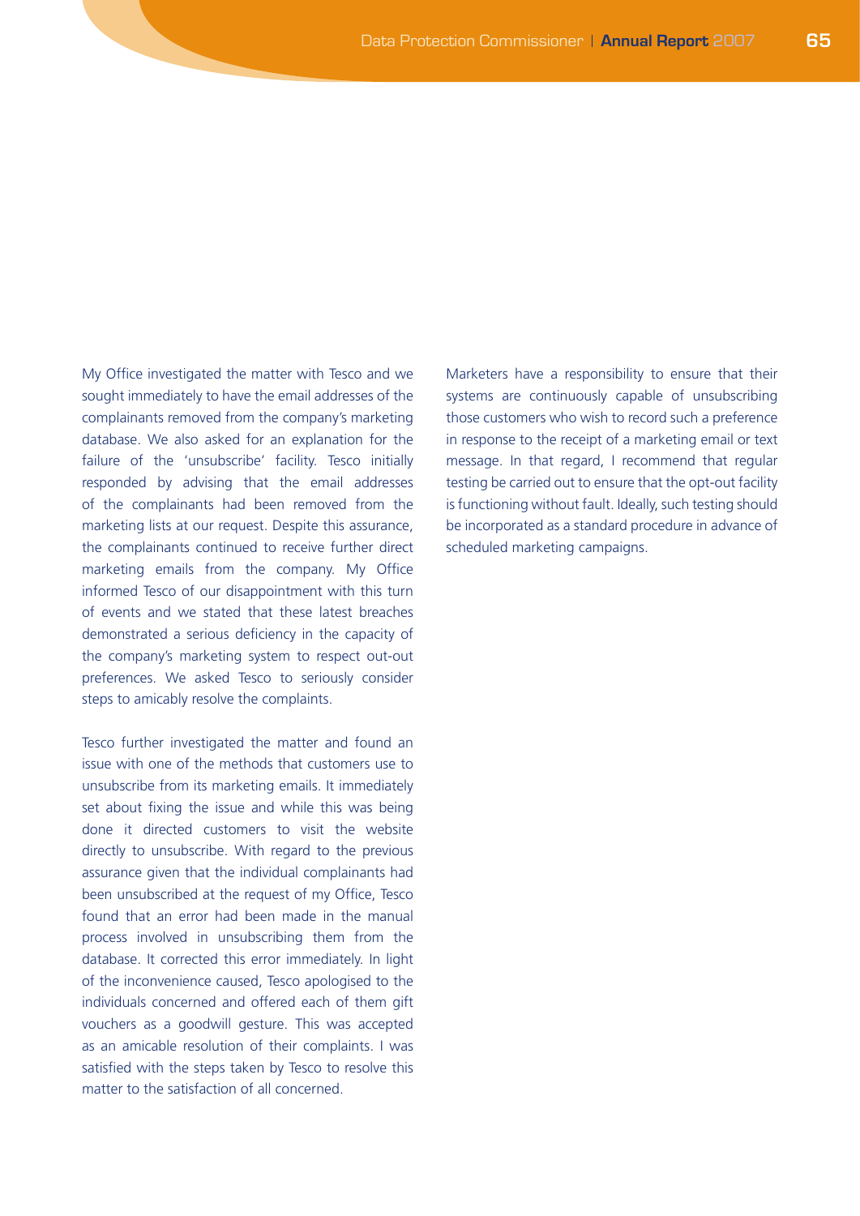My Office investigated the matter with Tesco and we sought immediately to have the email addresses of the complainants removed from the company's marketing database. We also asked for an explanation for the failure of the 'unsubscribe' facility. Tesco initially responded by advising that the email addresses of the complainants had been removed from the marketing lists at our request. Despite this assurance, the complainants continued to receive further direct marketing emails from the company. My Office informed Tesco of our disappointment with this turn of events and we stated that these latest breaches demonstrated a serious deficiency in the capacity of the company's marketing system to respect out-out preferences. We asked Tesco to seriously consider steps to amicably resolve the complaints.

Tesco further investigated the matter and found an issue with one of the methods that customers use to unsubscribe from its marketing emails. It immediately set about fixing the issue and while this was being done it directed customers to visit the website directly to unsubscribe. With regard to the previous assurance given that the individual complainants had been unsubscribed at the request of my Office, Tesco found that an error had been made in the manual process involved in unsubscribing them from the database. It corrected this error immediately. In light of the inconvenience caused, Tesco apologised to the individuals concerned and offered each of them gift vouchers as a goodwill gesture. This was accepted as an amicable resolution of their complaints. I was satisfied with the steps taken by Tesco to resolve this matter to the satisfaction of all concerned.

Marketers have a responsibility to ensure that their systems are continuously capable of unsubscribing those customers who wish to record such a preference in response to the receipt of a marketing email or text message. In that regard, I recommend that regular testing be carried out to ensure that the opt-out facility is functioning without fault. Ideally, such testing should be incorporated as a standard procedure in advance of scheduled marketing campaigns.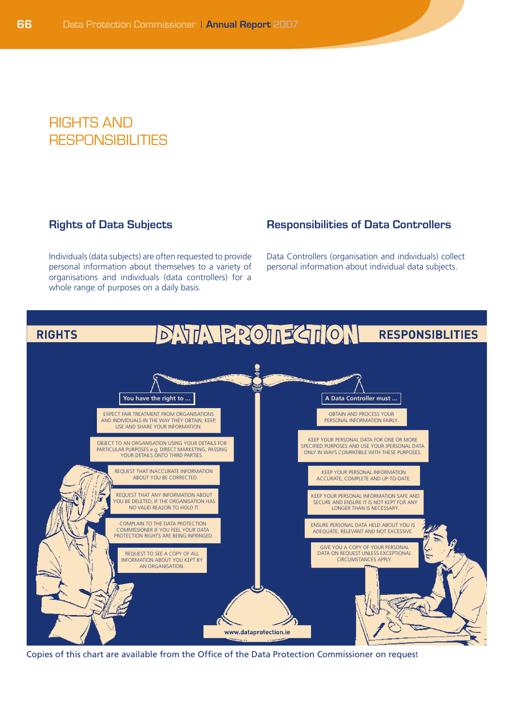# RIGHTS AND RESPONSIBILITIES

## Rights of Data Subjects

Individuals (data subjects) are often requested to provide personal information about themselves to a variety of organisations and individuals (data controllers) for a whole range of purposes on a daily basis.

## Responsibilities of Data Controllers

Data Controllers (organisation and individuals) collect personal information about individual data subjects.

**RIGHTS** — **DATA PROTECTION** — **RESPONSIBLITIES**

**You have the right to ...**

- EXPECT FAIR TREATMENT FROM ORGANISATIONS AND INDIVIDUALS IN THE WAY THEY OBTAIN, KEEP, USE AND SHARE YOUR INFORMATION.
- OBJECT TO AN ORGANISATION USING YOUR DETAILS FOR PARTICULAR PURPOSES e.g. DIRECT MARKETING, PASSING YOUR DETAILS ONTO THIRD PARTIES.
- REQUEST THAT INACCURATE INFORMATION ABOUT YOU BE CORRECTED.
- REQUEST THAT ANY INFORMATION ABOUT YOU BE DELETED, IF THE ORGANISATION HAS NO VALID REASON TO HOLD IT.
- COMPLAIN TO THE DATA PROTECTION COMMISSIONER IF YOU FEEL YOUR DATA PROTECTION RIGHTS ARE BEING INFRINGED.
- REQUEST TO SEE A COPY OF ALL INFORMATION ABOUT YOU KEPT BY AN ORGANISATION.

**A Data Controller must ...**

- OBTAIN AND PROCESS YOUR PERSONAL INFORMATION FAIRLY.
- KEEP YOUR PERSONAL DATA FOR ONE OR MORE SPECIFIED PURPOSES AND USE YOUR JPERSONAL DATA ONLY IN WAYS COMPATIBLE WITH THESE PURPOSES.
- KEEP YOUR PERSONAL INFORMATION ACCURATE, COMPLETE AND UP-TO-DATE.
- KEEP YOUR PERSONAL INFORMATION SAFE AND SECURE AND ENSURE IT IS NOT KEPT FOR ANY LONGER THAN IS NECESSARY.
- ENSURE PERSONAL DATA HELD ABOUT YOU IS ADEQUATE, RELEVANT AND NOT EXCESSIVE.
- GIVE YOU A COPY OF YOUR PERSONAL DATA ON REQUEST UNLESS EXCEPTIONAL CIRCUMSTANCES APPLY.

**www.dataprotection.ie**

Copies of this chart are available from the Office of the Data Protection Commissioner on request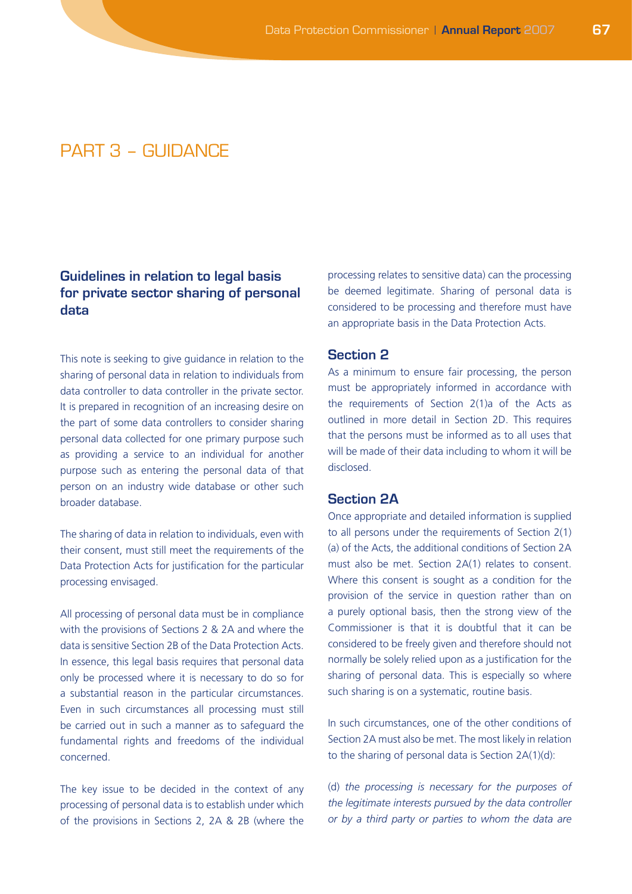# PART 3 – GUIDANCE

## Guidelines in relation to legal basis for private sector sharing of personal data

This note is seeking to give guidance in relation to the sharing of personal data in relation to individuals from data controller to data controller in the private sector. It is prepared in recognition of an increasing desire on the part of some data controllers to consider sharing personal data collected for one primary purpose such as providing a service to an individual for another purpose such as entering the personal data of that person on an industry wide database or other such broader database.

The sharing of data in relation to individuals, even with their consent, must still meet the requirements of the Data Protection Acts for justification for the particular processing envisaged.

All processing of personal data must be in compliance with the provisions of Sections 2 & 2A and where the data is sensitive Section 2B of the Data Protection Acts. In essence, this legal basis requires that personal data only be processed where it is necessary to do so for a substantial reason in the particular circumstances. Even in such circumstances all processing must still be carried out in such a manner as to safeguard the fundamental rights and freedoms of the individual concerned.

The key issue to be decided in the context of any processing of personal data is to establish under which of the provisions in Sections 2, 2A & 2B (where the processing relates to sensitive data) can the processing be deemed legitimate. Sharing of personal data is considered to be processing and therefore must have an appropriate basis in the Data Protection Acts.

### Section 2

As a minimum to ensure fair processing, the person must be appropriately informed in accordance with the requirements of Section 2(1)a of the Acts as outlined in more detail in Section 2D. This requires that the persons must be informed as to all uses that will be made of their data including to whom it will be disclosed.

### Section 2A

Once appropriate and detailed information is supplied to all persons under the requirements of Section 2(1)(a) of the Acts, the additional conditions of Section 2A must also be met. Section 2A(1) relates to consent. Where this consent is sought as a condition for the provision of the service in question rather than on a purely optional basis, then the strong view of the Commissioner is that it is doubtful that it can be considered to be freely given and therefore should not normally be solely relied upon as a justification for the sharing of personal data. This is especially so where such sharing is on a systematic, routine basis.

In such circumstances, one of the other conditions of Section 2A must also be met. The most likely in relation to the sharing of personal data is Section 2A(1)(d):

(d) *the processing is necessary for the purposes of the legitimate interests pursued by the data controller or by a third party or parties to whom the data are*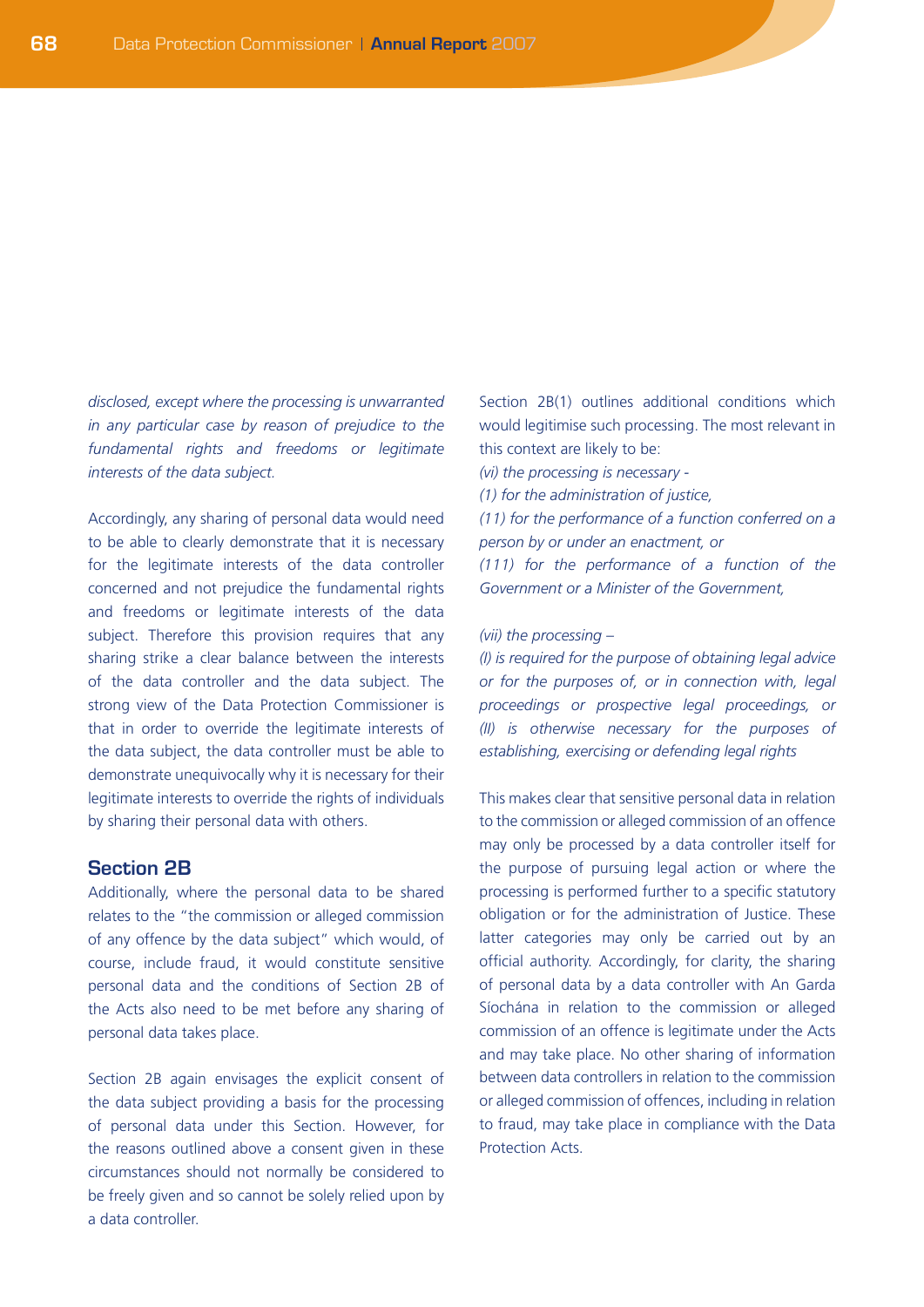*disclosed, except where the processing is unwarranted in any particular case by reason of prejudice to the fundamental rights and freedoms or legitimate interests of the data subject.*

Accordingly, any sharing of personal data would need to be able to clearly demonstrate that it is necessary for the legitimate interests of the data controller concerned and not prejudice the fundamental rights and freedoms or legitimate interests of the data subject. Therefore this provision requires that any sharing strike a clear balance between the interests of the data controller and the data subject. The strong view of the Data Protection Commissioner is that in order to override the legitimate interests of the data subject, the data controller must be able to demonstrate unequivocally why it is necessary for their legitimate interests to override the rights of individuals by sharing their personal data with others.

## Section 2B

Additionally, where the personal data to be shared relates to the "the commission or alleged commission of any offence by the data subject" which would, of course, include fraud, it would constitute sensitive personal data and the conditions of Section 2B of the Acts also need to be met before any sharing of personal data takes place.

Section 2B again envisages the explicit consent of the data subject providing a basis for the processing of personal data under this Section. However, for the reasons outlined above a consent given in these circumstances should not normally be considered to be freely given and so cannot be solely relied upon by a data controller.

Section 2B(1) outlines additional conditions which would legitimise such processing. The most relevant in this context are likely to be:

*(vi) the processing is necessary -*
*(1) for the administration of justice,*
*(11) for the performance of a function conferred on a person by or under an enactment, or*
*(111) for the performance of a function of the Government or a Minister of the Government,*

*(vii) the processing –*
*(I) is required for the purpose of obtaining legal advice or for the purposes of, or in connection with, legal proceedings or prospective legal proceedings, or*
*(II) is otherwise necessary for the purposes of establishing, exercising or defending legal rights*

This makes clear that sensitive personal data in relation to the commission or alleged commission of an offence may only be processed by a data controller itself for the purpose of pursuing legal action or where the processing is performed further to a specific statutory obligation or for the administration of Justice. These latter categories may only be carried out by an official authority. Accordingly, for clarity, the sharing of personal data by a data controller with An Garda Síochána in relation to the commission or alleged commission of an offence is legitimate under the Acts and may take place. No other sharing of information between data controllers in relation to the commission or alleged commission of offences, including in relation to fraud, may take place in compliance with the Data Protection Acts.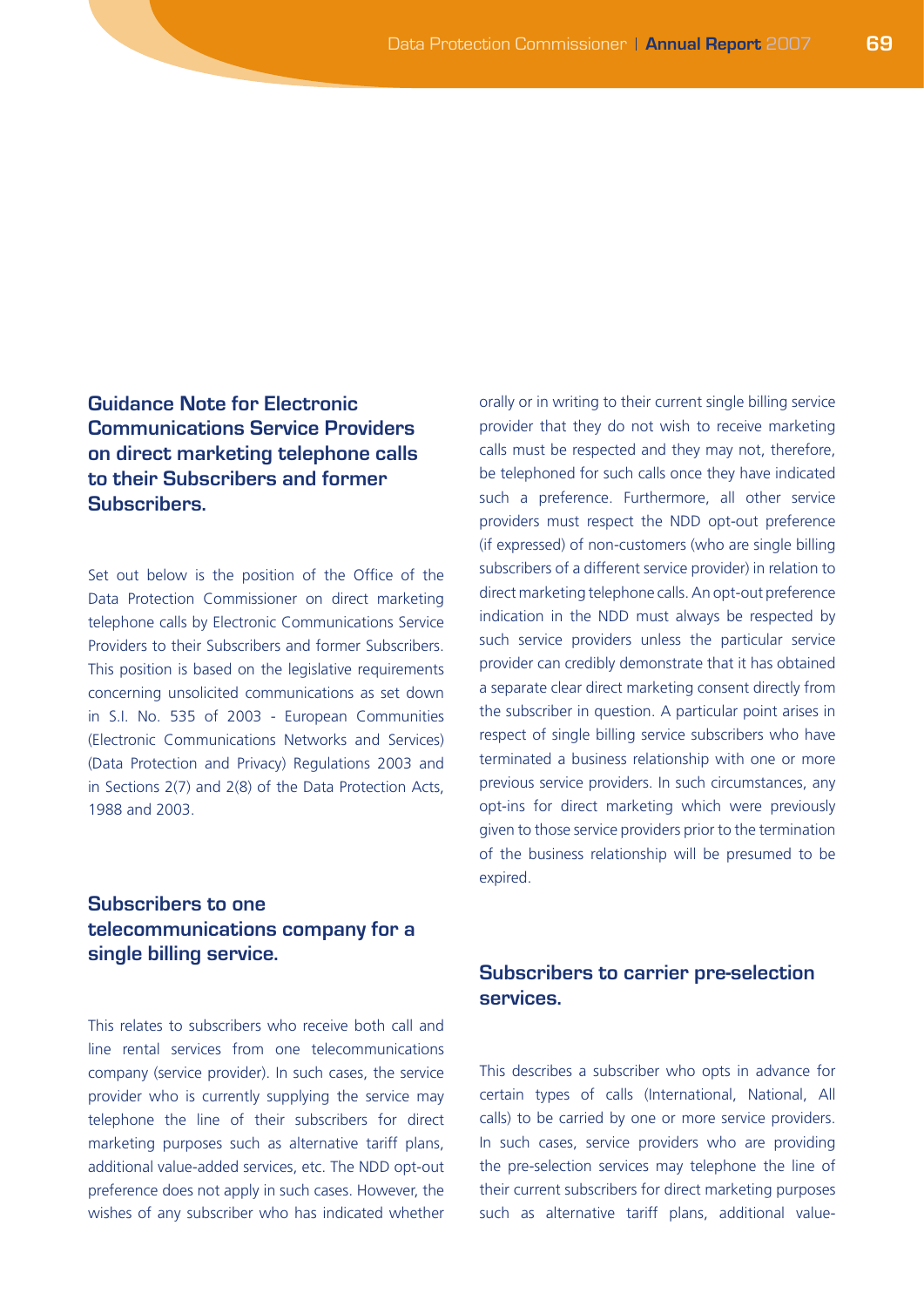## Guidance Note for Electronic Communications Service Providers on direct marketing telephone calls to their Subscribers and former Subscribers.

Set out below is the position of the Office of the Data Protection Commissioner on direct marketing telephone calls by Electronic Communications Service Providers to their Subscribers and former Subscribers. This position is based on the legislative requirements concerning unsolicited communications as set down in S.I. No. 535 of 2003 - European Communities (Electronic Communications Networks and Services) (Data Protection and Privacy) Regulations 2003 and in Sections 2(7) and 2(8) of the Data Protection Acts, 1988 and 2003.

### Subscribers to one telecommunications company for a single billing service.

This relates to subscribers who receive both call and line rental services from one telecommunications company (service provider). In such cases, the service provider who is currently supplying the service may telephone the line of their subscribers for direct marketing purposes such as alternative tariff plans, additional value-added services, etc. The NDD opt-out preference does not apply in such cases. However, the wishes of any subscriber who has indicated whether orally or in writing to their current single billing service provider that they do not wish to receive marketing calls must be respected and they may not, therefore, be telephoned for such calls once they have indicated such a preference. Furthermore, all other service providers must respect the NDD opt-out preference (if expressed) of non-customers (who are single billing subscribers of a different service provider) in relation to direct marketing telephone calls. An opt-out preference indication in the NDD must always be respected by such service providers unless the particular service provider can credibly demonstrate that it has obtained a separate clear direct marketing consent directly from the subscriber in question. A particular point arises in respect of single billing service subscribers who have terminated a business relationship with one or more previous service providers. In such circumstances, any opt-ins for direct marketing which were previously given to those service providers prior to the termination of the business relationship will be presumed to be expired.

### Subscribers to carrier pre-selection services.

This describes a subscriber who opts in advance for certain types of calls (International, National, All calls) to be carried by one or more service providers. In such cases, service providers who are providing the pre-selection services may telephone the line of their current subscribers for direct marketing purposes such as alternative tariff plans, additional value-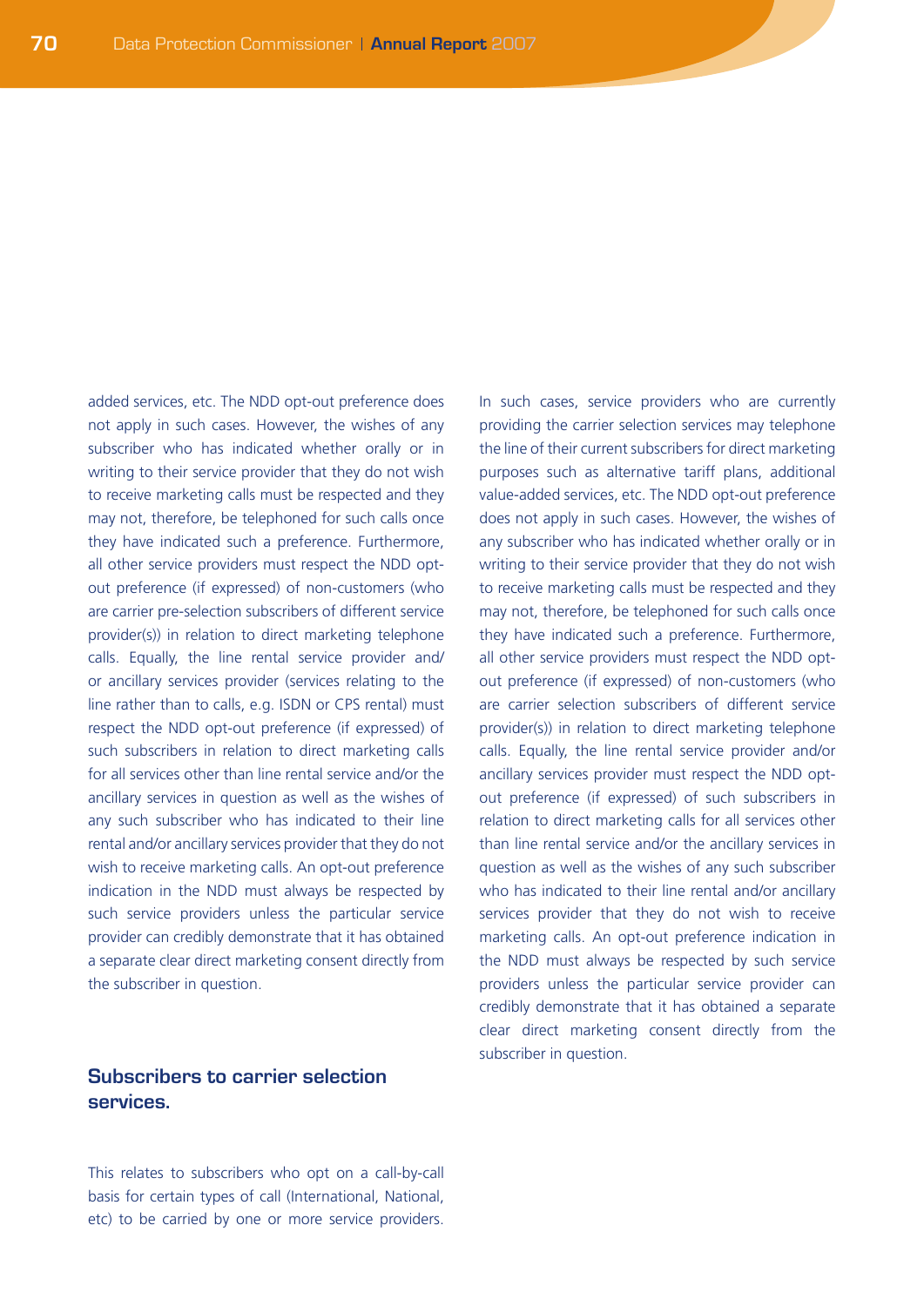added services, etc. The NDD opt-out preference does not apply in such cases. However, the wishes of any subscriber who has indicated whether orally or in writing to their service provider that they do not wish to receive marketing calls must be respected and they may not, therefore, be telephoned for such calls once they have indicated such a preference. Furthermore, all other service providers must respect the NDD opt-out preference (if expressed) of non-customers (who are carrier pre-selection subscribers of different service provider(s)) in relation to direct marketing telephone calls. Equally, the line rental service provider and/or ancillary services provider (services relating to the line rather than to calls, e.g. ISDN or CPS rental) must respect the NDD opt-out preference (if expressed) of such subscribers in relation to direct marketing calls for all services other than line rental service and/or the ancillary services in question as well as the wishes of any such subscriber who has indicated to their line rental and/or ancillary services provider that they do not wish to receive marketing calls. An opt-out preference indication in the NDD must always be respected by such service providers unless the particular service provider can credibly demonstrate that it has obtained a separate clear direct marketing consent directly from the subscriber in question.

## Subscribers to carrier selection services.

This relates to subscribers who opt on a call-by-call basis for certain types of call (International, National, etc) to be carried by one or more service providers. In such cases, service providers who are currently providing the carrier selection services may telephone the line of their current subscribers for direct marketing purposes such as alternative tariff plans, additional value-added services, etc. The NDD opt-out preference does not apply in such cases. However, the wishes of any subscriber who has indicated whether orally or in writing to their service provider that they do not wish to receive marketing calls must be respected and they may not, therefore, be telephoned for such calls once they have indicated such a preference. Furthermore, all other service providers must respect the NDD opt-out preference (if expressed) of non-customers (who are carrier selection subscribers of different service provider(s)) in relation to direct marketing telephone calls. Equally, the line rental service provider and/or ancillary services provider must respect the NDD opt-out preference (if expressed) of such subscribers in relation to direct marketing calls for all services other than line rental service and/or the ancillary services in question as well as the wishes of any such subscriber who has indicated to their line rental and/or ancillary services provider that they do not wish to receive marketing calls. An opt-out preference indication in the NDD must always be respected by such service providers unless the particular service provider can credibly demonstrate that it has obtained a separate clear direct marketing consent directly from the subscriber in question.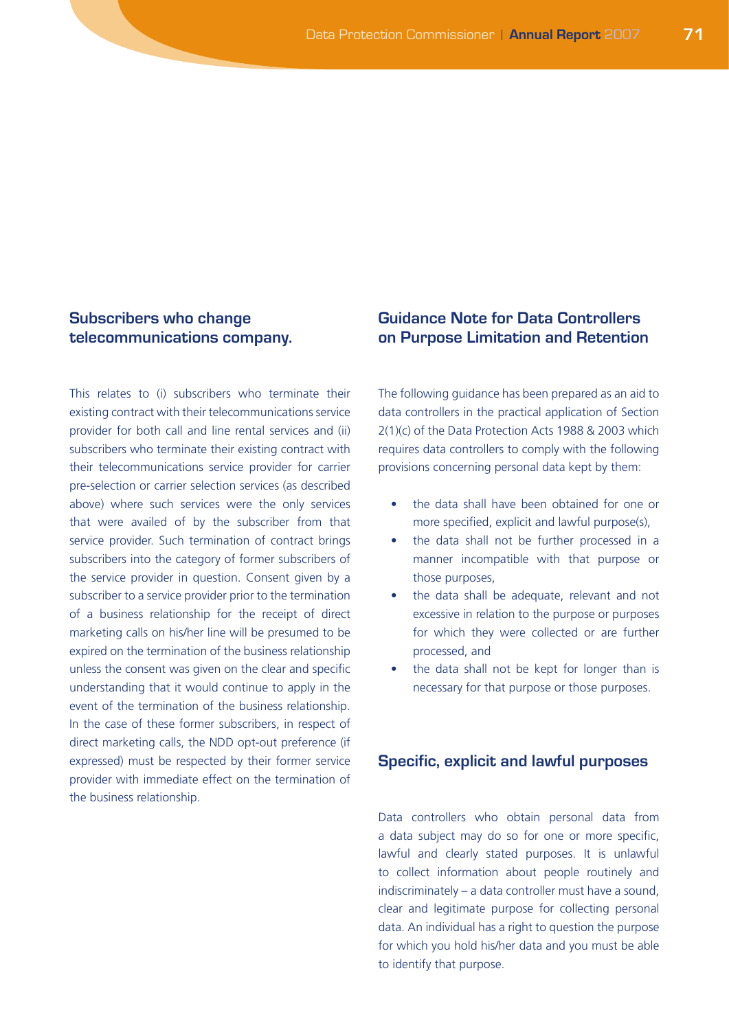## Subscribers who change telecommunications company.

This relates to (i) subscribers who terminate their existing contract with their telecommunications service provider for both call and line rental services and (ii) subscribers who terminate their existing contract with their telecommunications service provider for carrier pre-selection or carrier selection services (as described above) where such services were the only services that were availed of by the subscriber from that service provider. Such termination of contract brings subscribers into the category of former subscribers of the service provider in question. Consent given by a subscriber to a service provider prior to the termination of a business relationship for the receipt of direct marketing calls on his/her line will be presumed to be expired on the termination of the business relationship unless the consent was given on the clear and specific understanding that it would continue to apply in the event of the termination of the business relationship. In the case of these former subscribers, in respect of direct marketing calls, the NDD opt-out preference (if expressed) must be respected by their former service provider with immediate effect on the termination of the business relationship.

## Guidance Note for Data Controllers on Purpose Limitation and Retention

The following guidance has been prepared as an aid to data controllers in the practical application of Section 2(1)(c) of the Data Protection Acts 1988 & 2003 which requires data controllers to comply with the following provisions concerning personal data kept by them:

- the data shall have been obtained for one or more specified, explicit and lawful purpose(s),
- the data shall not be further processed in a manner incompatible with that purpose or those purposes,
- the data shall be adequate, relevant and not excessive in relation to the purpose or purposes for which they were collected or are further processed, and
- the data shall not be kept for longer than is necessary for that purpose or those purposes.

## Specific, explicit and lawful purposes

Data controllers who obtain personal data from a data subject may do so for one or more specific, lawful and clearly stated purposes. It is unlawful to collect information about people routinely and indiscriminately – a data controller must have a sound, clear and legitimate purpose for collecting personal data. An individual has a right to question the purpose for which you hold his/her data and you must be able to identify that purpose.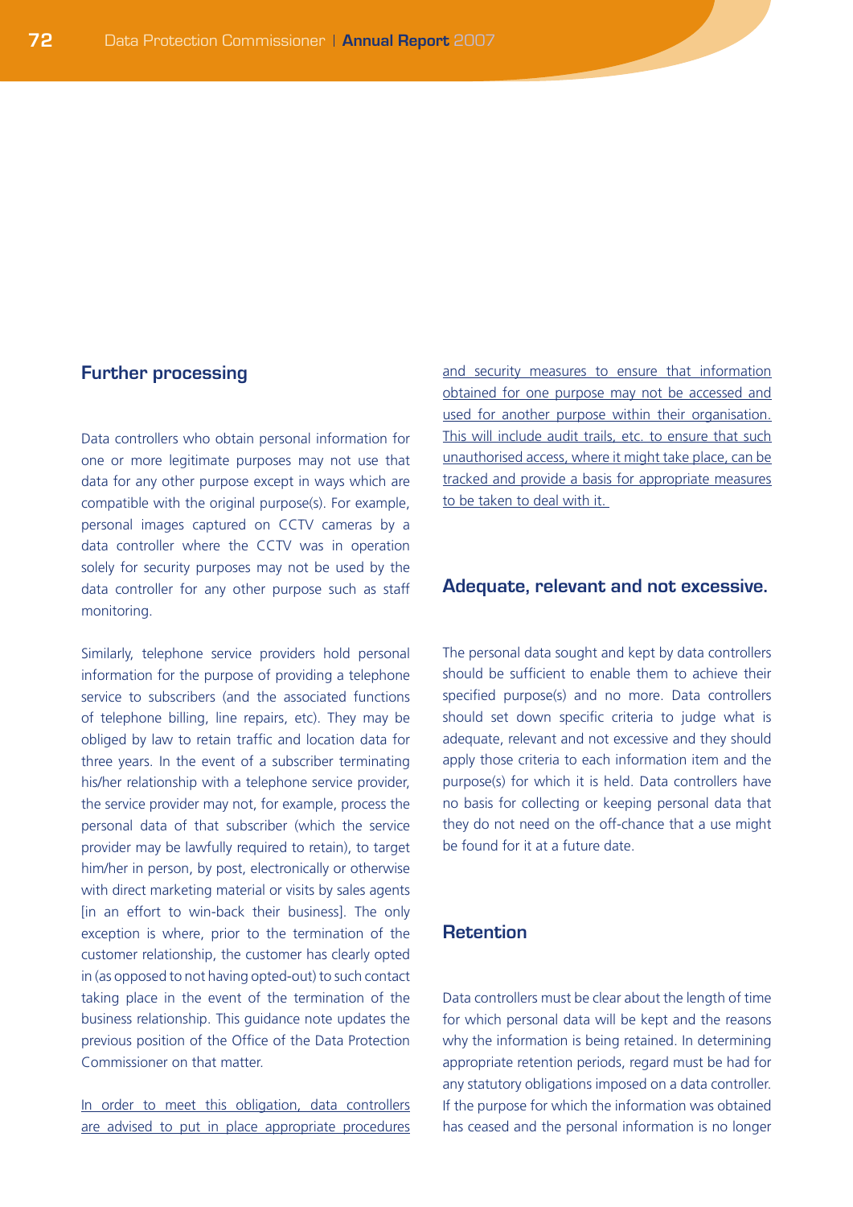## Further processing

Data controllers who obtain personal information for one or more legitimate purposes may not use that data for any other purpose except in ways which are compatible with the original purpose(s). For example, personal images captured on CCTV cameras by a data controller where the CCTV was in operation solely for security purposes may not be used by the data controller for any other purpose such as staff monitoring.

Similarly, telephone service providers hold personal information for the purpose of providing a telephone service to subscribers (and the associated functions of telephone billing, line repairs, etc). They may be obliged by law to retain traffic and location data for three years. In the event of a subscriber terminating his/her relationship with a telephone service provider, the service provider may not, for example, process the personal data of that subscriber (which the service provider may be lawfully required to retain), to target him/her in person, by post, electronically or otherwise with direct marketing material or visits by sales agents [in an effort to win-back their business]. The only exception is where, prior to the termination of the customer relationship, the customer has clearly opted in (as opposed to not having opted-out) to such contact taking place in the event of the termination of the business relationship. This guidance note updates the previous position of the Office of the Data Protection Commissioner on that matter.

In order to meet this obligation, data controllers are advised to put in place appropriate procedures and security measures to ensure that information obtained for one purpose may not be accessed and used for another purpose within their organisation. This will include audit trails, etc. to ensure that such unauthorised access, where it might take place, can be tracked and provide a basis for appropriate measures to be taken to deal with it.

## Adequate, relevant and not excessive.

The personal data sought and kept by data controllers should be sufficient to enable them to achieve their specified purpose(s) and no more. Data controllers should set down specific criteria to judge what is adequate, relevant and not excessive and they should apply those criteria to each information item and the purpose(s) for which it is held. Data controllers have no basis for collecting or keeping personal data that they do not need on the off-chance that a use might be found for it at a future date.

## Retention

Data controllers must be clear about the length of time for which personal data will be kept and the reasons why the information is being retained. In determining appropriate retention periods, regard must be had for any statutory obligations imposed on a data controller. If the purpose for which the information was obtained has ceased and the personal information is no longer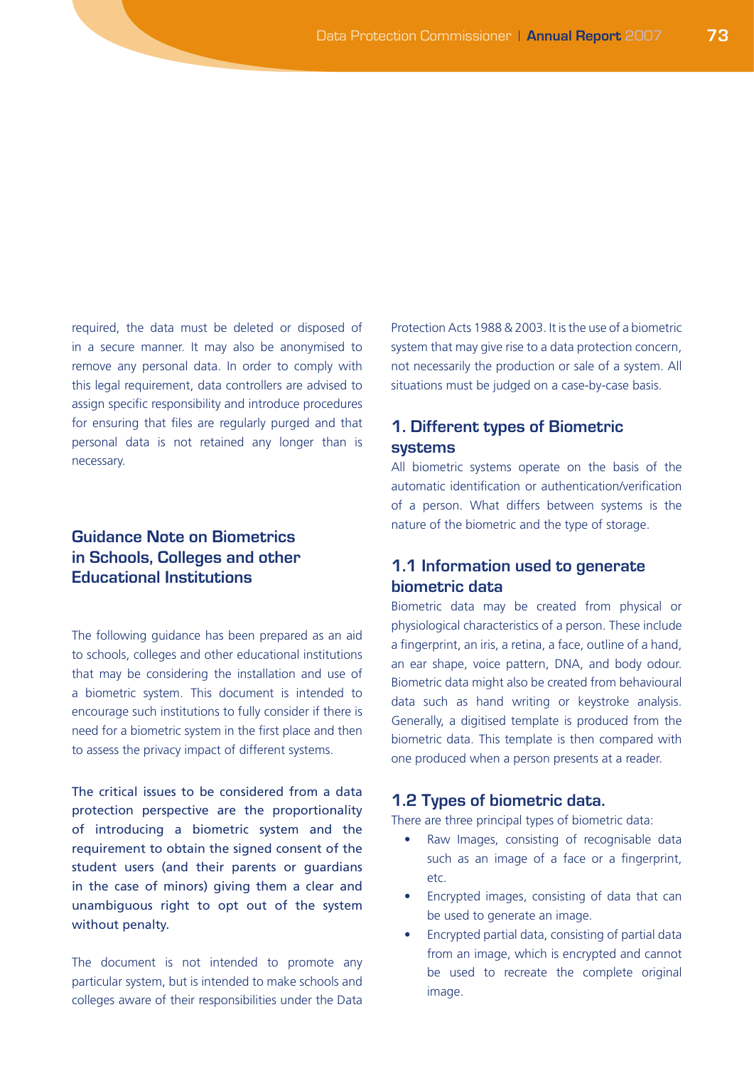required, the data must be deleted or disposed of in a secure manner. It may also be anonymised to remove any personal data. In order to comply with this legal requirement, data controllers are advised to assign specific responsibility and introduce procedures for ensuring that files are regularly purged and that personal data is not retained any longer than is necessary.

## Guidance Note on Biometrics in Schools, Colleges and other Educational Institutions

The following guidance has been prepared as an aid to schools, colleges and other educational institutions that may be considering the installation and use of a biometric system. This document is intended to encourage such institutions to fully consider if there is need for a biometric system in the first place and then to assess the privacy impact of different systems.

The critical issues to be considered from a data protection perspective are the proportionality of introducing a biometric system and the requirement to obtain the signed consent of the student users (and their parents or guardians in the case of minors) giving them a clear and unambiguous right to opt out of the system without penalty.

The document is not intended to promote any particular system, but is intended to make schools and colleges aware of their responsibilities under the Data Protection Acts 1988 & 2003. It is the use of a biometric system that may give rise to a data protection concern, not necessarily the production or sale of a system. All situations must be judged on a case-by-case basis.

### 1. Different types of Biometric systems

All biometric systems operate on the basis of the automatic identification or authentication/verification of a person. What differs between systems is the nature of the biometric and the type of storage.

### 1.1 Information used to generate biometric data

Biometric data may be created from physical or physiological characteristics of a person. These include a fingerprint, an iris, a retina, a face, outline of a hand, an ear shape, voice pattern, DNA, and body odour. Biometric data might also be created from behavioural data such as hand writing or keystroke analysis. Generally, a digitised template is produced from the biometric data. This template is then compared with one produced when a person presents at a reader.

### 1.2 Types of biometric data.

There are three principal types of biometric data:

- Raw Images, consisting of recognisable data such as an image of a face or a fingerprint, etc.
- Encrypted images, consisting of data that can be used to generate an image.
- Encrypted partial data, consisting of partial data from an image, which is encrypted and cannot be used to recreate the complete original image.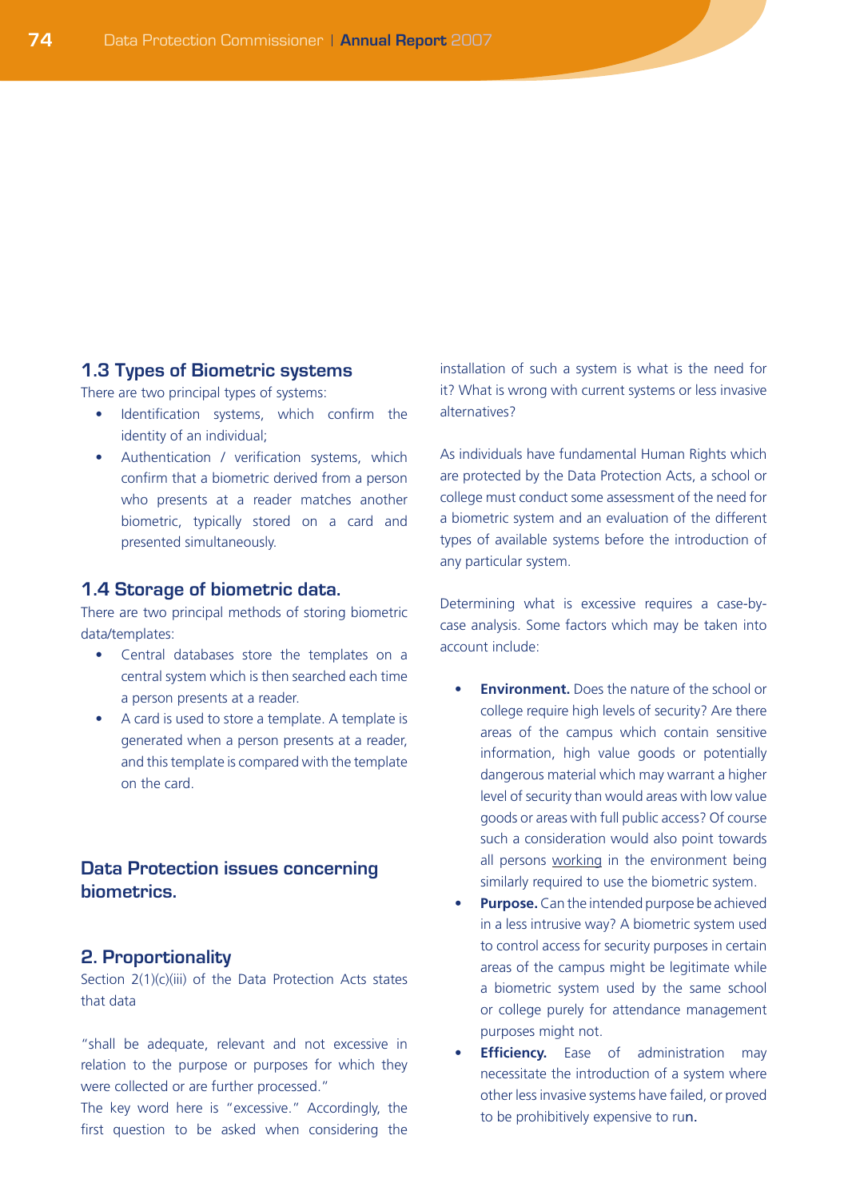## 1.3 Types of Biometric systems

There are two principal types of systems:

- Identification systems, which confirm the identity of an individual;
- Authentication / verification systems, which confirm that a biometric derived from a person who presents at a reader matches another biometric, typically stored on a card and presented simultaneously.

## 1.4 Storage of biometric data.

There are two principal methods of storing biometric data/templates:

- Central databases store the templates on a central system which is then searched each time a person presents at a reader.
- A card is used to store a template. A template is generated when a person presents at a reader, and this template is compared with the template on the card.

# Data Protection issues concerning biometrics.

## 2. Proportionality

Section 2(1)(c)(iii) of the Data Protection Acts states that data

"shall be adequate, relevant and not excessive in relation to the purpose or purposes for which they were collected or are further processed."

The key word here is "excessive." Accordingly, the first question to be asked when considering the installation of such a system is what is the need for it? What is wrong with current systems or less invasive alternatives?

As individuals have fundamental Human Rights which are protected by the Data Protection Acts, a school or college must conduct some assessment of the need for a biometric system and an evaluation of the different types of available systems before the introduction of any particular system.

Determining what is excessive requires a case-by-case analysis. Some factors which may be taken into account include:

- **Environment.** Does the nature of the school or college require high levels of security? Are there areas of the campus which contain sensitive information, high value goods or potentially dangerous material which may warrant a higher level of security than would areas with low value goods or areas with full public access? Of course such a consideration would also point towards all persons <u>working</u> in the environment being similarly required to use the biometric system.
- **Purpose.** Can the intended purpose be achieved in a less intrusive way? A biometric system used to control access for security purposes in certain areas of the campus might be legitimate while a biometric system used by the same school or college purely for attendance management purposes might not.
- **Efficiency.** Ease of administration may necessitate the introduction of a system where other less invasive systems have failed, or proved to be prohibitively expensive to run.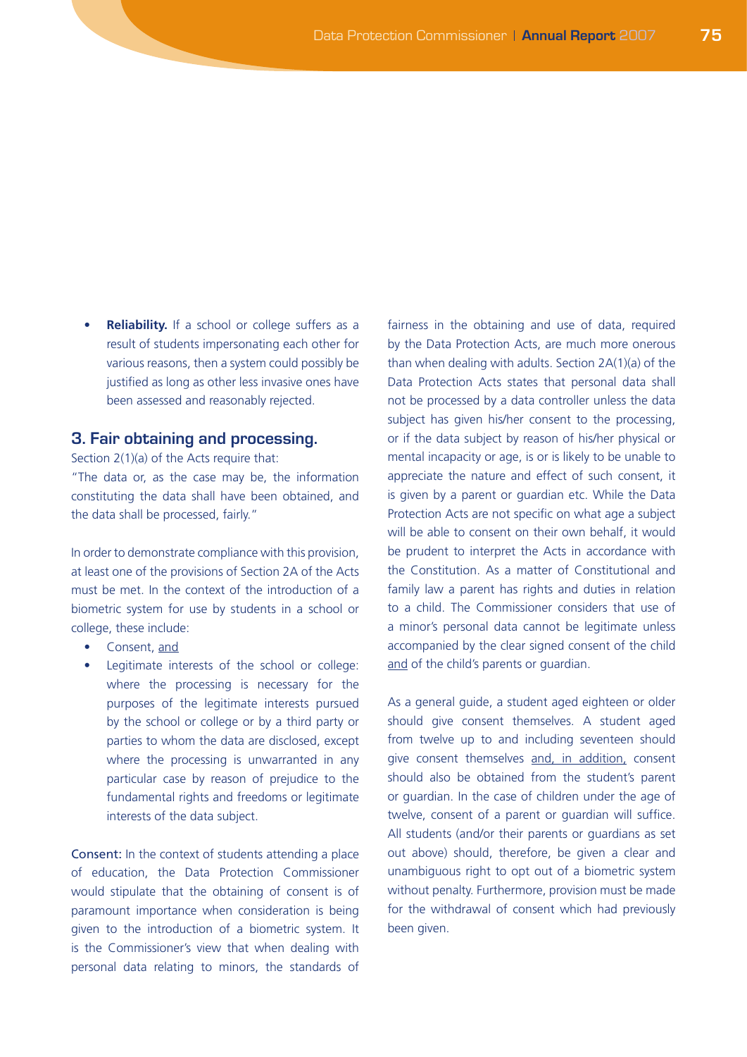- **Reliability.** If a school or college suffers as a result of students impersonating each other for various reasons, then a system could possibly be justified as long as other less invasive ones have been assessed and reasonably rejected.

## 3. Fair obtaining and processing.

Section 2(1)(a) of the Acts require that:

"The data or, as the case may be, the information constituting the data shall have been obtained, and the data shall be processed, fairly."

In order to demonstrate compliance with this provision, at least one of the provisions of Section 2A of the Acts must be met. In the context of the introduction of a biometric system for use by students in a school or college, these include:

- Consent, <u>and</u>
- Legitimate interests of the school or college: where the processing is necessary for the purposes of the legitimate interests pursued by the school or college or by a third party or parties to whom the data are disclosed, except where the processing is unwarranted in any particular case by reason of prejudice to the fundamental rights and freedoms or legitimate interests of the data subject.

Consent: In the context of students attending a place of education, the Data Protection Commissioner would stipulate that the obtaining of consent is of paramount importance when consideration is being given to the introduction of a biometric system. It is the Commissioner's view that when dealing with personal data relating to minors, the standards of fairness in the obtaining and use of data, required by the Data Protection Acts, are much more onerous than when dealing with adults. Section 2A(1)(a) of the Data Protection Acts states that personal data shall not be processed by a data controller unless the data subject has given his/her consent to the processing, or if the data subject by reason of his/her physical or mental incapacity or age, is or is likely to be unable to appreciate the nature and effect of such consent, it is given by a parent or guardian etc. While the Data Protection Acts are not specific on what age a subject will be able to consent on their own behalf, it would be prudent to interpret the Acts in accordance with the Constitution. As a matter of Constitutional and family law a parent has rights and duties in relation to a child. The Commissioner considers that use of a minor's personal data cannot be legitimate unless accompanied by the clear signed consent of the child <u>and</u> of the child's parents or guardian.

As a general guide, a student aged eighteen or older should give consent themselves. A student aged from twelve up to and including seventeen should give consent themselves <u>and, in addition,</u> consent should also be obtained from the student's parent or guardian. In the case of children under the age of twelve, consent of a parent or guardian will suffice. All students (and/or their parents or guardians as set out above) should, therefore, be given a clear and unambiguous right to opt out of a biometric system without penalty. Furthermore, provision must be made for the withdrawal of consent which had previously been given.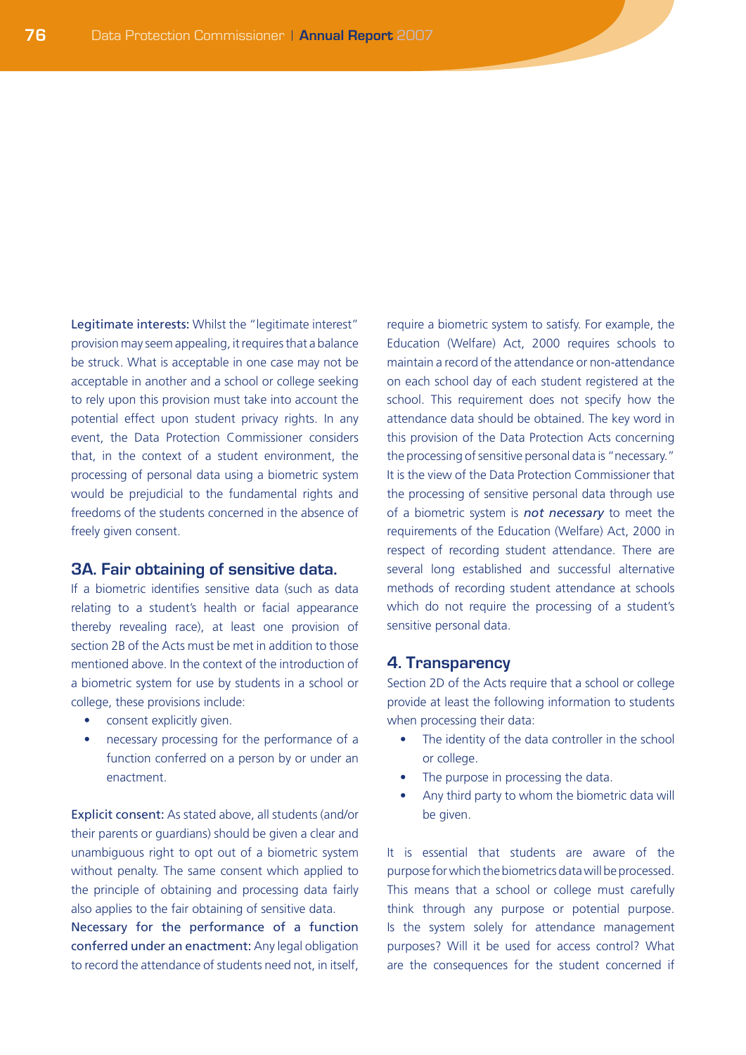**Legitimate interests:** Whilst the "legitimate interest" provision may seem appealing, it requires that a balance be struck. What is acceptable in one case may not be acceptable in another and a school or college seeking to rely upon this provision must take into account the potential effect upon student privacy rights. In any event, the Data Protection Commissioner considers that, in the context of a student environment, the processing of personal data using a biometric system would be prejudicial to the fundamental rights and freedoms of the students concerned in the absence of freely given consent.

## 3A. Fair obtaining of sensitive data.

If a biometric identifies sensitive data (such as data relating to a student's health or facial appearance thereby revealing race), at least one provision of section 2B of the Acts must be met in addition to those mentioned above. In the context of the introduction of a biometric system for use by students in a school or college, these provisions include:

- consent explicitly given.
- necessary processing for the performance of a function conferred on a person by or under an enactment.

**Explicit consent:** As stated above, all students (and/or their parents or guardians) should be given a clear and unambiguous right to opt out of a biometric system without penalty. The same consent which applied to the principle of obtaining and processing data fairly also applies to the fair obtaining of sensitive data.

**Necessary for the performance of a function conferred under an enactment:** Any legal obligation to record the attendance of students need not, in itself, require a biometric system to satisfy. For example, the Education (Welfare) Act, 2000 requires schools to maintain a record of the attendance or non-attendance on each school day of each student registered at the school. This requirement does not specify how the attendance data should be obtained. The key word in this provision of the Data Protection Acts concerning the processing of sensitive personal data is "necessary." It is the view of the Data Protection Commissioner that the processing of sensitive personal data through use of a biometric system is ***not necessary*** to meet the requirements of the Education (Welfare) Act, 2000 in respect of recording student attendance. There are several long established and successful alternative methods of recording student attendance at schools which do not require the processing of a student's sensitive personal data.

## 4. Transparency

Section 2D of the Acts require that a school or college provide at least the following information to students when processing their data:

- The identity of the data controller in the school or college.
- The purpose in processing the data.
- Any third party to whom the biometric data will be given.

It is essential that students are aware of the purpose for which the biometrics data will be processed. This means that a school or college must carefully think through any purpose or potential purpose. Is the system solely for attendance management purposes? Will it be used for access control? What are the consequences for the student concerned if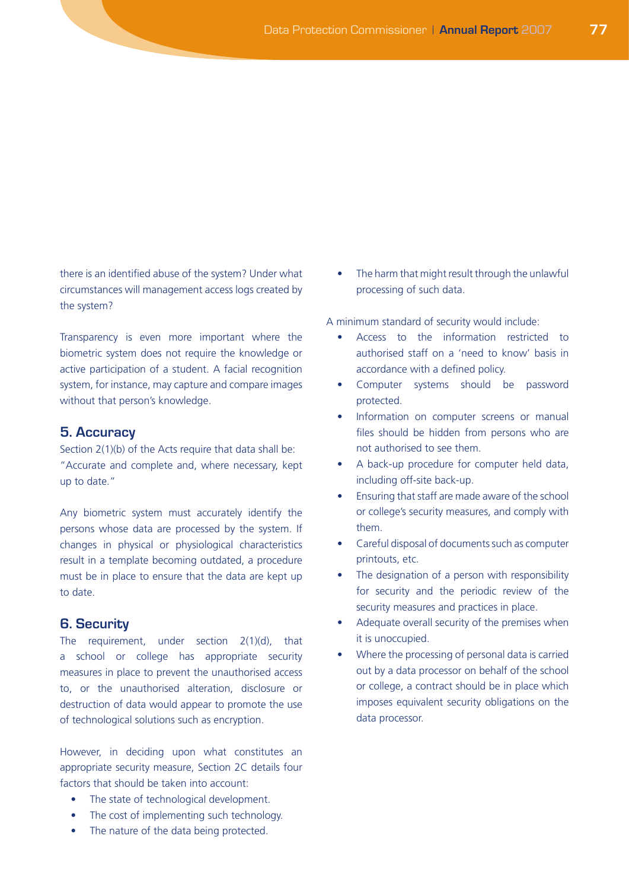there is an identified abuse of the system? Under what circumstances will management access logs created by the system?

Transparency is even more important where the biometric system does not require the knowledge or active participation of a student. A facial recognition system, for instance, may capture and compare images without that person's knowledge.

## 5. Accuracy

Section 2(1)(b) of the Acts require that data shall be: "Accurate and complete and, where necessary, kept up to date."

Any biometric system must accurately identify the persons whose data are processed by the system. If changes in physical or physiological characteristics result in a template becoming outdated, a procedure must be in place to ensure that the data are kept up to date.

## 6. Security

The requirement, under section 2(1)(d), that a school or college has appropriate security measures in place to prevent the unauthorised access to, or the unauthorised alteration, disclosure or destruction of data would appear to promote the use of technological solutions such as encryption.

However, in deciding upon what constitutes an appropriate security measure, Section 2C details four factors that should be taken into account:

- The state of technological development.
- The cost of implementing such technology.
- The nature of the data being protected.
- The harm that might result through the unlawful processing of such data.

A minimum standard of security would include:

- Access to the information restricted to authorised staff on a 'need to know' basis in accordance with a defined policy.
- Computer systems should be password protected.
- Information on computer screens or manual files should be hidden from persons who are not authorised to see them.
- A back-up procedure for computer held data, including off-site back-up.
- Ensuring that staff are made aware of the school or college's security measures, and comply with them.
- Careful disposal of documents such as computer printouts, etc.
- The designation of a person with responsibility for security and the periodic review of the security measures and practices in place.
- Adequate overall security of the premises when it is unoccupied.
- Where the processing of personal data is carried out by a data processor on behalf of the school or college, a contract should be in place which imposes equivalent security obligations on the data processor.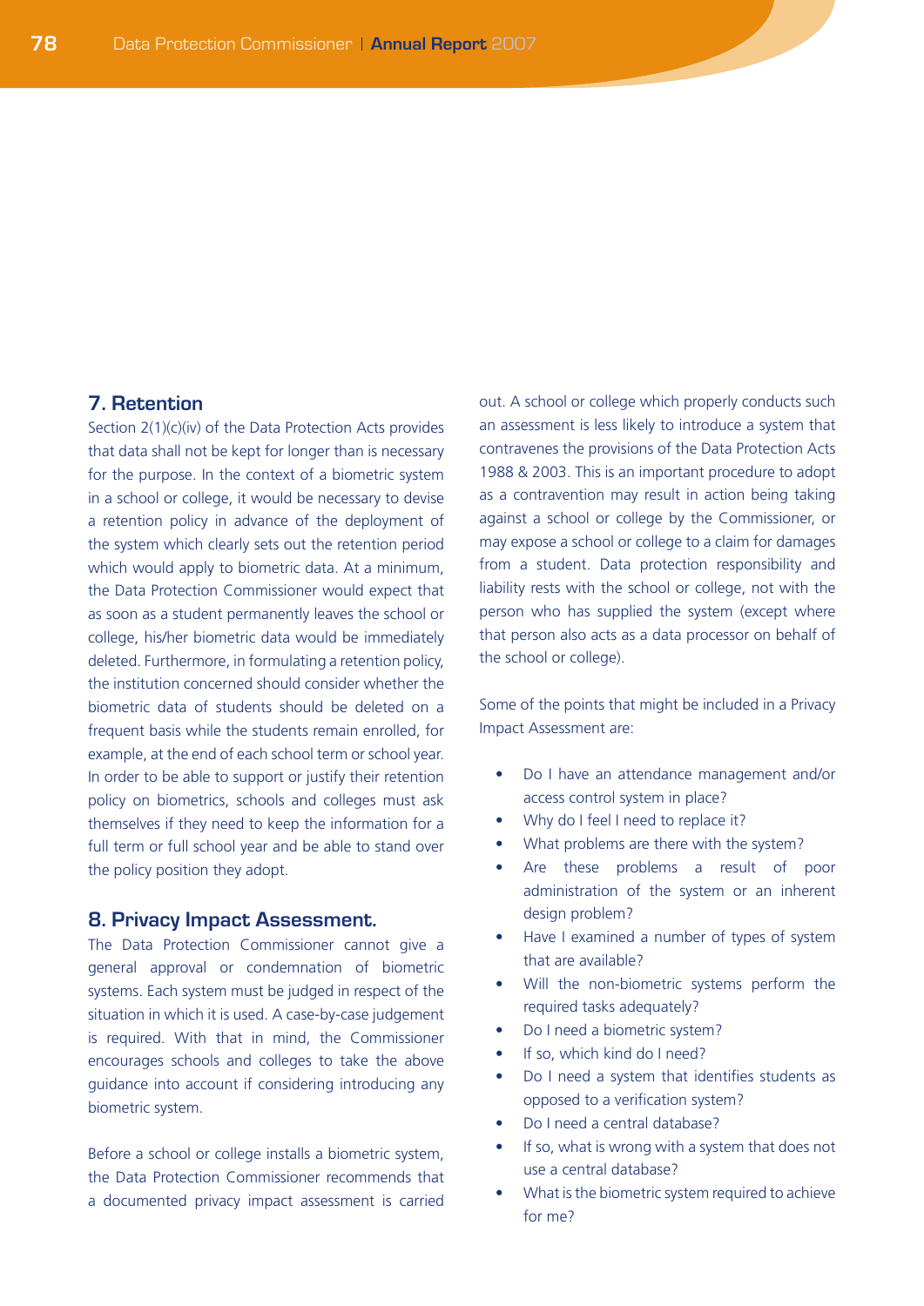## 7. Retention

Section 2(1)(c)(iv) of the Data Protection Acts provides that data shall not be kept for longer than is necessary for the purpose. In the context of a biometric system in a school or college, it would be necessary to devise a retention policy in advance of the deployment of the system which clearly sets out the retention period which would apply to biometric data. At a minimum, the Data Protection Commissioner would expect that as soon as a student permanently leaves the school or college, his/her biometric data would be immediately deleted. Furthermore, in formulating a retention policy, the institution concerned should consider whether the biometric data of students should be deleted on a frequent basis while the students remain enrolled, for example, at the end of each school term or school year. In order to be able to support or justify their retention policy on biometrics, schools and colleges must ask themselves if they need to keep the information for a full term or full school year and be able to stand over the policy position they adopt.

## 8. Privacy Impact Assessment.

The Data Protection Commissioner cannot give a general approval or condemnation of biometric systems. Each system must be judged in respect of the situation in which it is used. A case-by-case judgement is required. With that in mind, the Commissioner encourages schools and colleges to take the above guidance into account if considering introducing any biometric system.

Before a school or college installs a biometric system, the Data Protection Commissioner recommends that a documented privacy impact assessment is carried out. A school or college which properly conducts such an assessment is less likely to introduce a system that contravenes the provisions of the Data Protection Acts 1988 & 2003. This is an important procedure to adopt as a contravention may result in action being taking against a school or college by the Commissioner, or may expose a school or college to a claim for damages from a student. Data protection responsibility and liability rests with the school or college, not with the person who has supplied the system (except where that person also acts as a data processor on behalf of the school or college).

Some of the points that might be included in a Privacy Impact Assessment are:

- Do I have an attendance management and/or access control system in place?
- Why do I feel I need to replace it?
- What problems are there with the system?
- Are these problems a result of poor administration of the system or an inherent design problem?
- Have I examined a number of types of system that are available?
- Will the non-biometric systems perform the required tasks adequately?
- Do I need a biometric system?
- If so, which kind do I need?
- Do I need a system that identifies students as opposed to a verification system?
- Do I need a central database?
- If so, what is wrong with a system that does not use a central database?
- What is the biometric system required to achieve for me?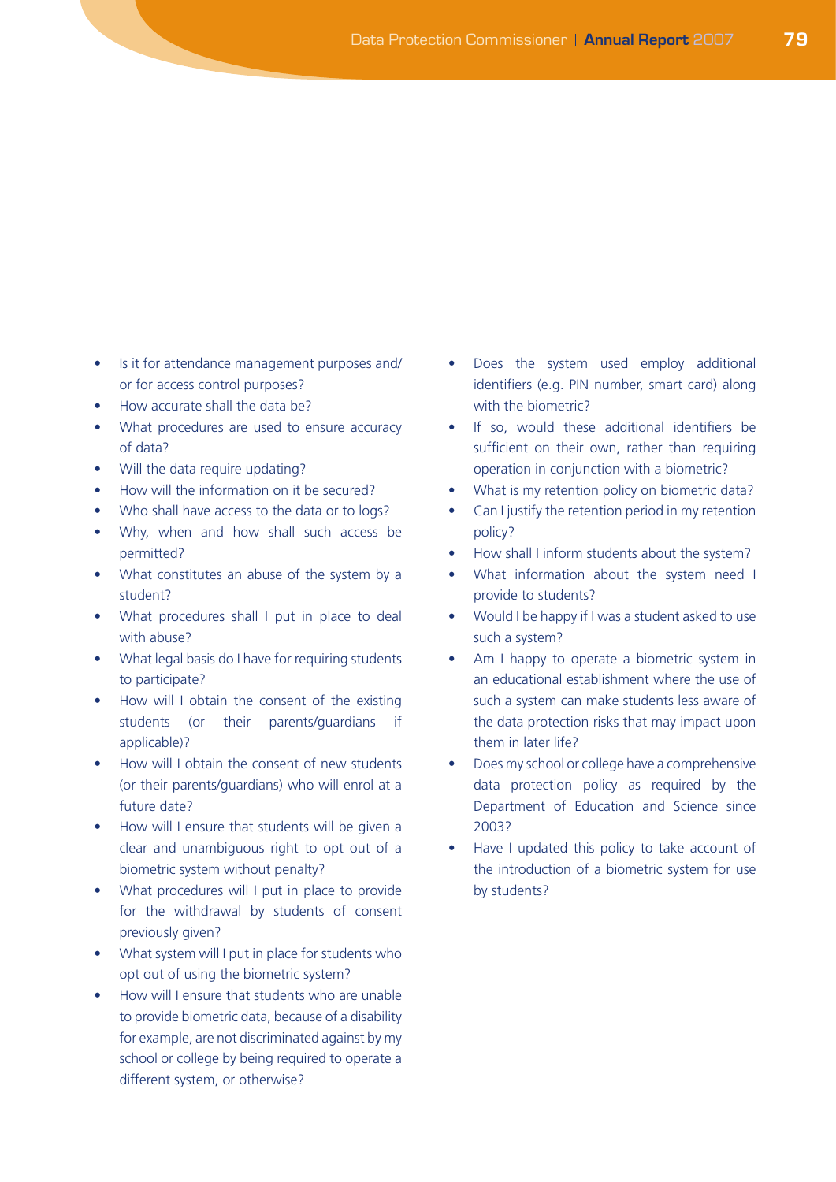- Is it for attendance management purposes and/ or for access control purposes?
- How accurate shall the data be?
- What procedures are used to ensure accuracy of data?
- Will the data require updating?
- How will the information on it be secured?
- Who shall have access to the data or to logs?
- Why, when and how shall such access be permitted?
- What constitutes an abuse of the system by a student?
- What procedures shall I put in place to deal with abuse?
- What legal basis do I have for requiring students to participate?
- How will I obtain the consent of the existing students (or their parents/guardians if applicable)?
- How will I obtain the consent of new students (or their parents/guardians) who will enrol at a future date?
- How will I ensure that students will be given a clear and unambiguous right to opt out of a biometric system without penalty?
- What procedures will I put in place to provide for the withdrawal by students of consent previously given?
- What system will I put in place for students who opt out of using the biometric system?
- How will I ensure that students who are unable to provide biometric data, because of a disability for example, are not discriminated against by my school or college by being required to operate a different system, or otherwise?
- Does the system used employ additional identifiers (e.g. PIN number, smart card) along with the biometric?
- If so, would these additional identifiers be sufficient on their own, rather than requiring operation in conjunction with a biometric?
- What is my retention policy on biometric data?
- Can I justify the retention period in my retention policy?
- How shall I inform students about the system?
- What information about the system need I provide to students?
- Would I be happy if I was a student asked to use such a system?
- Am I happy to operate a biometric system in an educational establishment where the use of such a system can make students less aware of the data protection risks that may impact upon them in later life?
- Does my school or college have a comprehensive data protection policy as required by the Department of Education and Science since 2003?
- Have I updated this policy to take account of the introduction of a biometric system for use by students?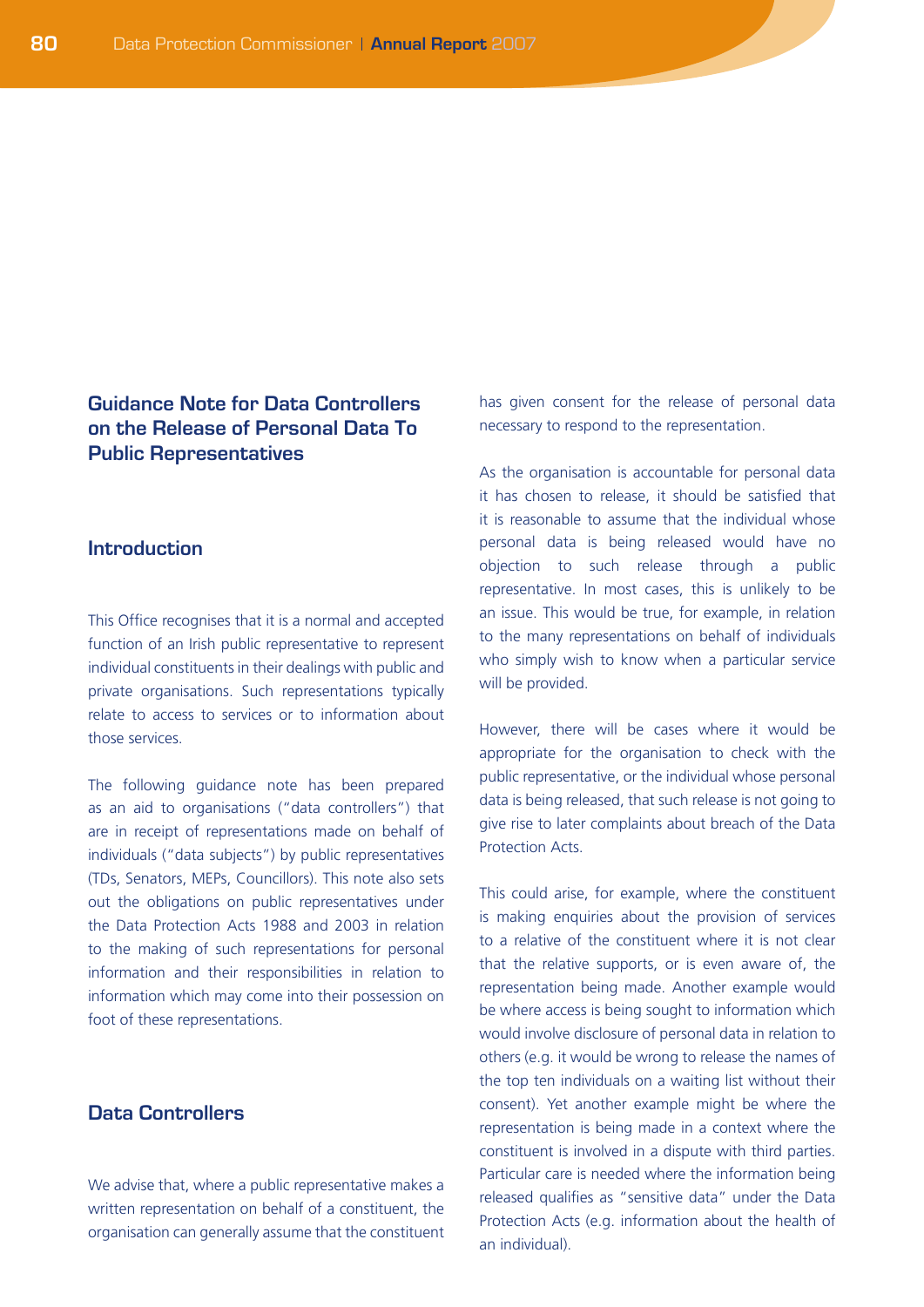## Guidance Note for Data Controllers on the Release of Personal Data To Public Representatives

### Introduction

This Office recognises that it is a normal and accepted function of an Irish public representative to represent individual constituents in their dealings with public and private organisations. Such representations typically relate to access to services or to information about those services.

The following guidance note has been prepared as an aid to organisations ("data controllers") that are in receipt of representations made on behalf of individuals ("data subjects") by public representatives (TDs, Senators, MEPs, Councillors). This note also sets out the obligations on public representatives under the Data Protection Acts 1988 and 2003 in relation to the making of such representations for personal information and their responsibilities in relation to information which may come into their possession on foot of these representations.

### Data Controllers

We advise that, where a public representative makes a written representation on behalf of a constituent, the organisation can generally assume that the constituent has given consent for the release of personal data necessary to respond to the representation.

As the organisation is accountable for personal data it has chosen to release, it should be satisfied that it is reasonable to assume that the individual whose personal data is being released would have no objection to such release through a public representative. In most cases, this is unlikely to be an issue. This would be true, for example, in relation to the many representations on behalf of individuals who simply wish to know when a particular service will be provided.

However, there will be cases where it would be appropriate for the organisation to check with the public representative, or the individual whose personal data is being released, that such release is not going to give rise to later complaints about breach of the Data Protection Acts.

This could arise, for example, where the constituent is making enquiries about the provision of services to a relative of the constituent where it is not clear that the relative supports, or is even aware of, the representation being made. Another example would be where access is being sought to information which would involve disclosure of personal data in relation to others (e.g. it would be wrong to release the names of the top ten individuals on a waiting list without their consent). Yet another example might be where the representation is being made in a context where the constituent is involved in a dispute with third parties. Particular care is needed where the information being released qualifies as "sensitive data" under the Data Protection Acts (e.g. information about the health of an individual).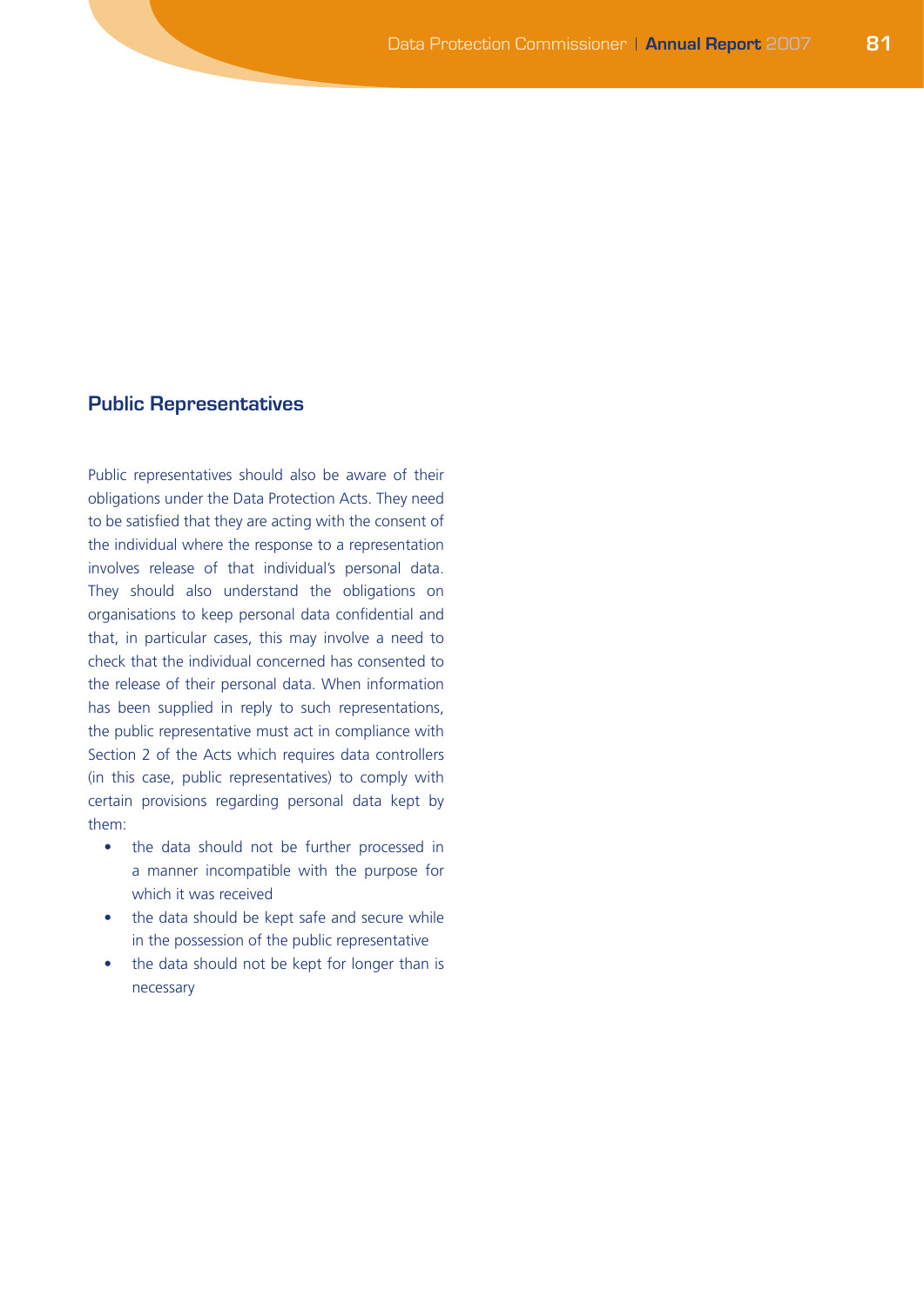## Public Representatives

Public representatives should also be aware of their obligations under the Data Protection Acts. They need to be satisfied that they are acting with the consent of the individual where the response to a representation involves release of that individual's personal data. They should also understand the obligations on organisations to keep personal data confidential and that, in particular cases, this may involve a need to check that the individual concerned has consented to the release of their personal data. When information has been supplied in reply to such representations, the public representative must act in compliance with Section 2 of the Acts which requires data controllers (in this case, public representatives) to comply with certain provisions regarding personal data kept by them:

- the data should not be further processed in a manner incompatible with the purpose for which it was received
- the data should be kept safe and secure while in the possession of the public representative
- the data should not be kept for longer than is necessary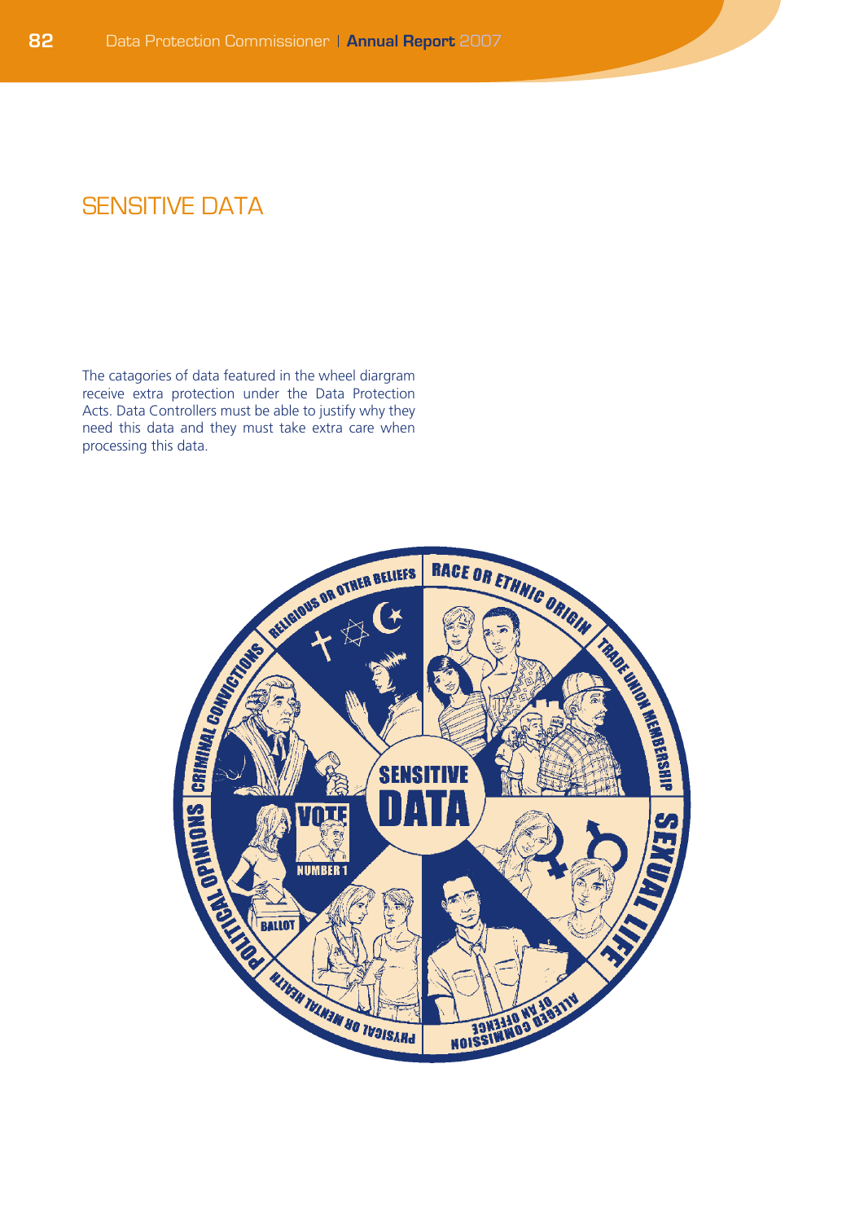# SENSITIVE DATA

The catagories of data featured in the wheel diargram receive extra protection under the Data Protection Acts. Data Controllers must be able to justify why they need this data and they must take extra care when processing this data.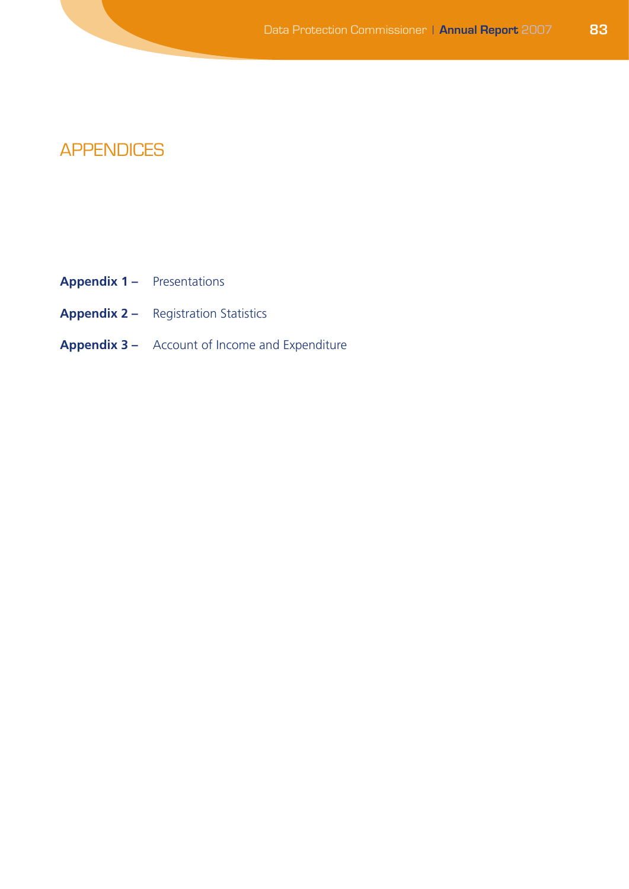# APPENDICES

**Appendix 1 –** Presentations

**Appendix 2 –** Registration Statistics

**Appendix 3 –** Account of Income and Expenditure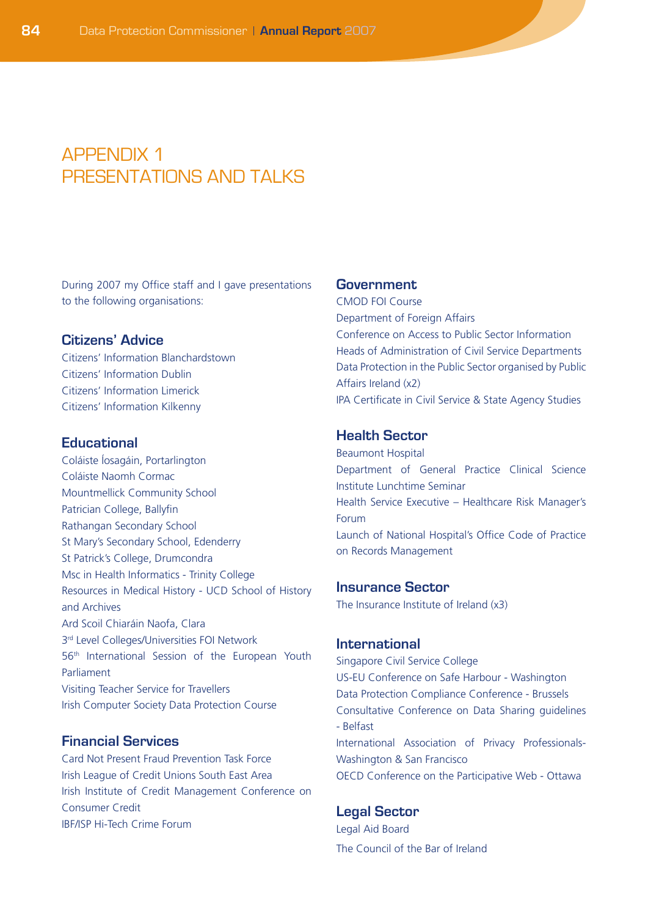# APPENDIX 1
# PRESENTATIONS AND TALKS

During 2007 my Office staff and I gave presentations to the following organisations:

## Citizens' Advice

Citizens' Information Blanchardstown
Citizens' Information Dublin
Citizens' Information Limerick
Citizens' Information Kilkenny

## Educational

Coláiste Íosagáin, Portarlington
Coláiste Naomh Cormac
Mountmellick Community School
Patrician College, Ballyfin
Rathangan Secondary School
St Mary's Secondary School, Edenderry
St Patrick's College, Drumcondra
Msc in Health Informatics - Trinity College
Resources in Medical History - UCD School of History and Archives
Ard Scoil Chiaráin Naofa, Clara
3rd Level Colleges/Universities FOI Network
56th International Session of the European Youth Parliament
Visiting Teacher Service for Travellers
Irish Computer Society Data Protection Course

## Financial Services

Card Not Present Fraud Prevention Task Force
Irish League of Credit Unions South East Area
Irish Institute of Credit Management Conference on Consumer Credit
IBF/ISP Hi-Tech Crime Forum

## Government

CMOD FOI Course
Department of Foreign Affairs
Conference on Access to Public Sector Information
Heads of Administration of Civil Service Departments
Data Protection in the Public Sector organised by Public Affairs Ireland (x2)
IPA Certificate in Civil Service & State Agency Studies

## Health Sector

Beaumont Hospital
Department of General Practice Clinical Science Institute Lunchtime Seminar
Health Service Executive – Healthcare Risk Manager's Forum
Launch of National Hospital's Office Code of Practice on Records Management

## Insurance Sector

The Insurance Institute of Ireland (x3)

## International

Singapore Civil Service College
US-EU Conference on Safe Harbour - Washington
Data Protection Compliance Conference - Brussels
Consultative Conference on Data Sharing guidelines - Belfast
International Association of Privacy Professionals- Washington & San Francisco
OECD Conference on the Participative Web - Ottawa

## Legal Sector

Legal Aid Board
The Council of the Bar of Ireland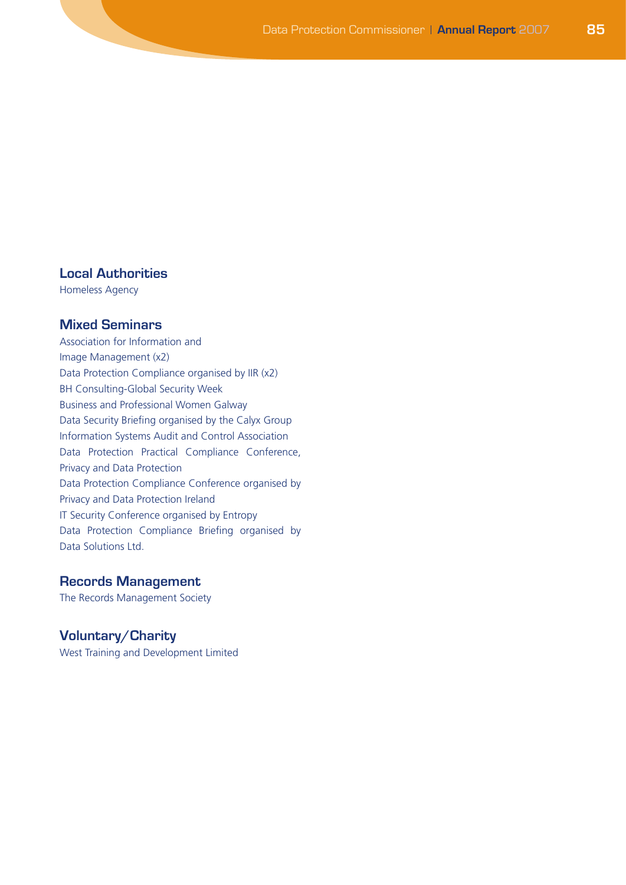### Local Authorities

Homeless Agency

### Mixed Seminars

Association for Information and Image Management (x2)
Data Protection Compliance organised by IIR (x2)
BH Consulting-Global Security Week
Business and Professional Women Galway
Data Security Briefing organised by the Calyx Group
Information Systems Audit and Control Association
Data Protection Practical Compliance Conference, Privacy and Data Protection
Data Protection Compliance Conference organised by Privacy and Data Protection Ireland
IT Security Conference organised by Entropy
Data Protection Compliance Briefing organised by Data Solutions Ltd.

### Records Management

The Records Management Society

### Voluntary/Charity

West Training and Development Limited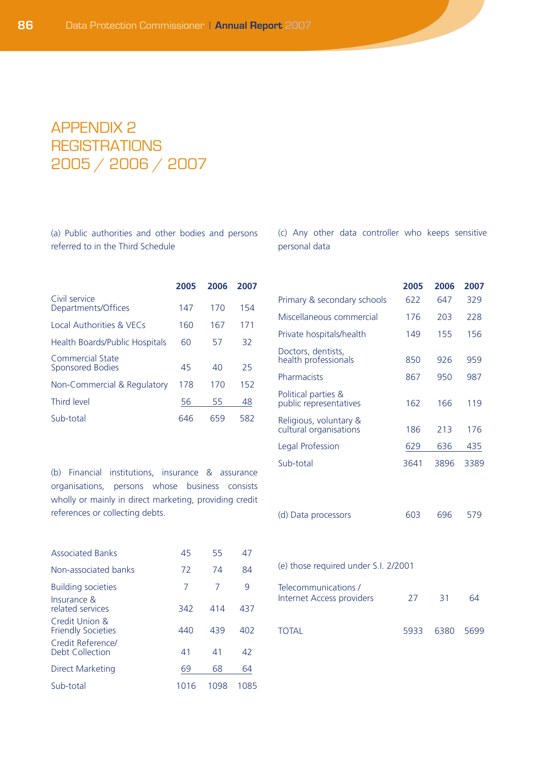# APPENDIX 2
# REGISTRATIONS
# 2005 / 2006 / 2007

(a) Public authorities and other bodies and persons referred to in the Third Schedule

| | 2005 | 2006 | 2007 |
|---|---|---|---|
| Civil service Departments/Offices | 147 | 170 | 154 |
| Local Authorities & VECs | 160 | 167 | 171 |
| Health Boards/Public Hospitals | 60 | 57 | 32 |
| Commercial State Sponsored Bodies | 45 | 40 | 25 |
| Non-Commercial & Regulatory | 178 | 170 | 152 |
| Third level | 56 | 55 | 48 |
| Sub-total | 646 | 659 | 582 |

(b) Financial institutions, insurance & assurance organisations, persons whose business consists wholly or mainly in direct marketing, providing credit references or collecting debts.

| | 2005 | 2006 | 2007 |
|---|---|---|---|
| Associated Banks | 45 | 55 | 47 |
| Non-associated banks | 72 | 74 | 84 |
| Building societies | 7 | 7 | 9 |
| Insurance & related services | 342 | 414 | 437 |
| Credit Union & Friendly Societies | 440 | 439 | 402 |
| Credit Reference/ Debt Collection | 41 | 41 | 42 |
| Direct Marketing | 69 | 68 | 64 |
| Sub-total | 1016 | 1098 | 1085 |

(c) Any other data controller who keeps sensitive personal data

| | 2005 | 2006 | 2007 |
|---|---|---|---|
| Primary & secondary schools | 622 | 647 | 329 |
| Miscellaneous commercial | 176 | 203 | 228 |
| Private hospitals/health | 149 | 155 | 156 |
| Doctors, dentists, health professionals | 850 | 926 | 959 |
| Pharmacists | 867 | 950 | 987 |
| Political parties & public representatives | 162 | 166 | 119 |
| Religious, voluntary & cultural organisations | 186 | 213 | 176 |
| Legal Profession | 629 | 636 | 435 |
| Sub-total | 3641 | 3896 | 3389 |

| | 2005 | 2006 | 2007 |
|---|---|---|---|
| (d) Data processors | 603 | 696 | 579 |

(e) those required under S.I. 2/2001

| | 2005 | 2006 | 2007 |
|---|---|---|---|
| Telecommunications / Internet Access providers | 27 | 31 | 64 |
| TOTAL | 5933 | 6380 | 5699 |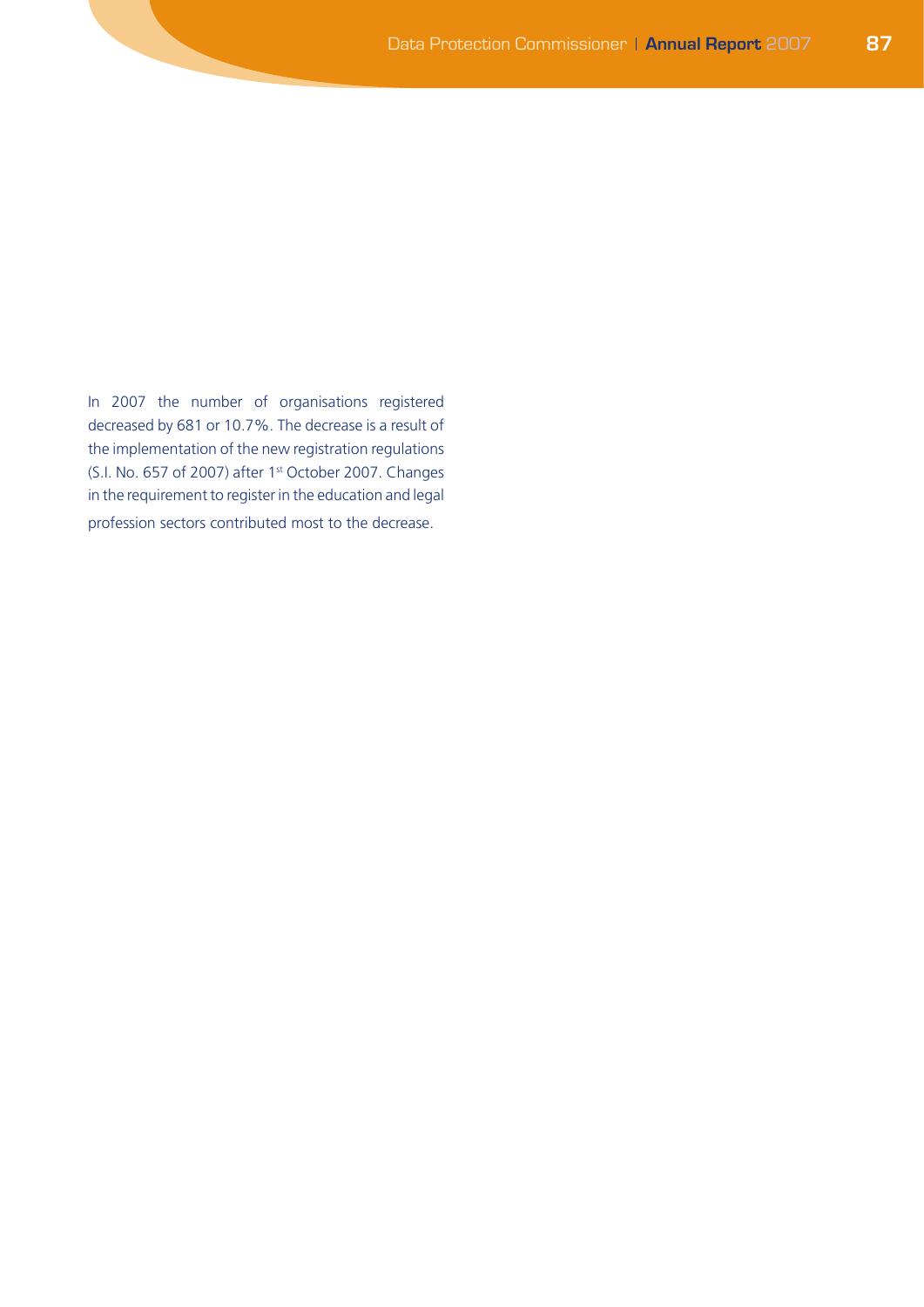In 2007 the number of organisations registered decreased by 681 or 10.7%. The decrease is a result of the implementation of the new registration regulations (S.I. No. 657 of 2007) after 1st October 2007. Changes in the requirement to register in the education and legal profession sectors contributed most to the decrease.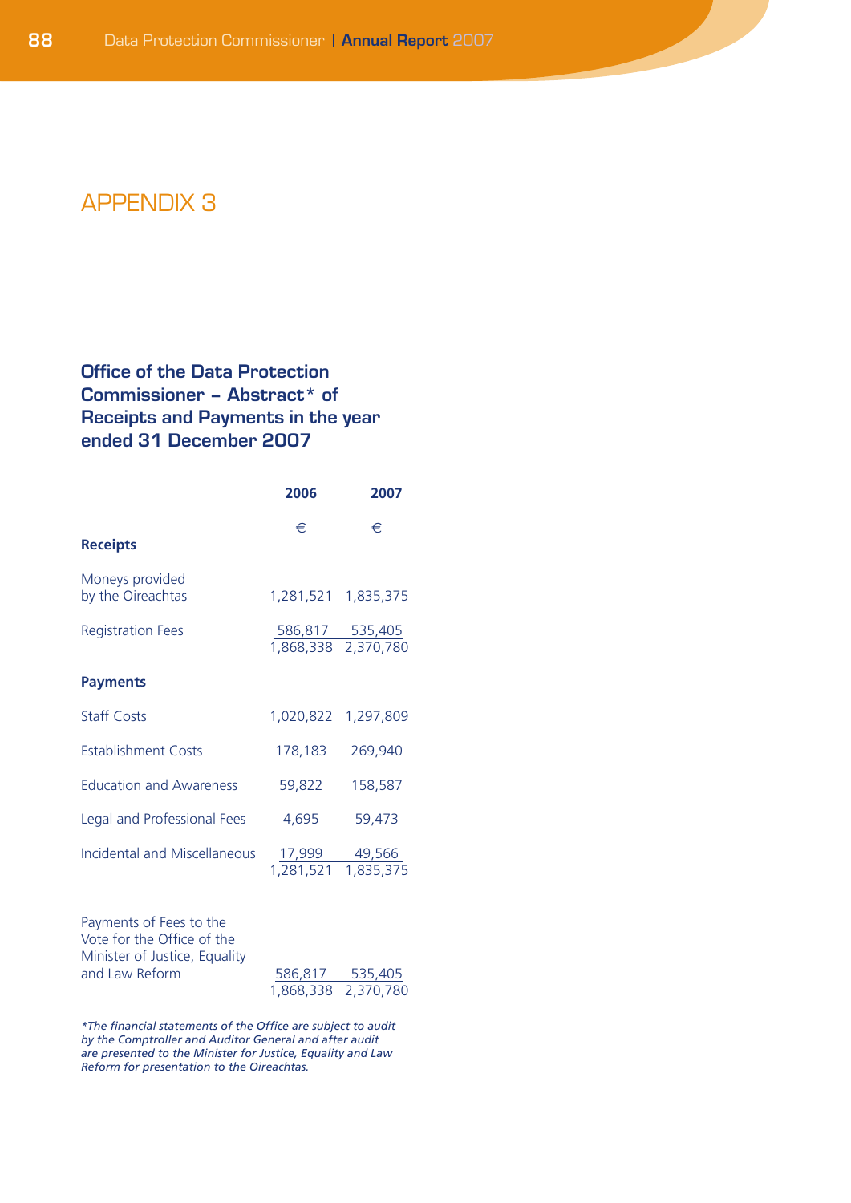# APPENDIX 3

## Office of the Data Protection Commissioner – Abstract* of Receipts and Payments in the year ended 31 December 2007

| | 2006 | 2007 |
|---|---|---|
| | € | € |
| **Receipts** | | |
| Moneys provided by the Oireachtas | 1,281,521 | 1,835,375 |
| Registration Fees | 586,817 | 535,405 |
| | 1,868,338 | 2,370,780 |
| **Payments** | | |
| Staff Costs | 1,020,822 | 1,297,809 |
| Establishment Costs | 178,183 | 269,940 |
| Education and Awareness | 59,822 | 158,587 |
| Legal and Professional Fees | 4,695 | 59,473 |
| Incidental and Miscellaneous | 17,999 | 49,566 |
| | 1,281,521 | 1,835,375 |
| Payments of Fees to the Vote for the Office of the Minister of Justice, Equality and Law Reform | 586,817 | 535,405 |
| | 1,868,338 | 2,370,780 |

*\*The financial statements of the Office are subject to audit by the Comptroller and Auditor General and after audit are presented to the Minister for Justice, Equality and Law Reform for presentation to the Oireachtas.*